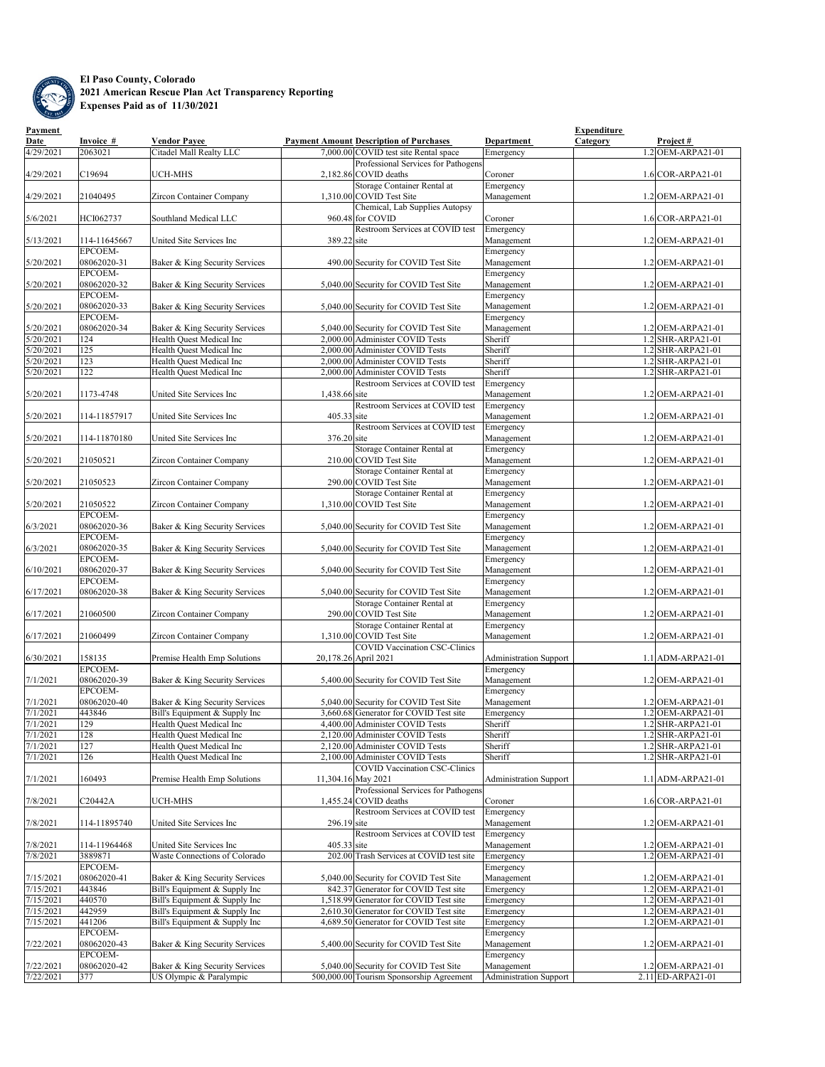**El Paso County, Colorado**
**2021 American Rescue Plan Act Transparency Reporting**
**Expenses Paid as of 11/30/2021**

| Payment Date | Invoice # | Vendor Payee | Payment Amount | Description of Purchases | Department | Expenditure Category | Project # |
|---|---|---|---|---|---|---|---|
| 4/29/2021 | 2063021 | Citadel Mall Realty LLC | 7,000.00 | COVID test site Rental space | Emergency | 1.2 | OEM-ARPA21-01 |
| 4/29/2021 | C19694 | UCH-MHS | 2,182.86 | Professional Services for Pathogens COVID deaths | Coroner | 1.6 | COR-ARPA21-01 |
| 4/29/2021 | 21040495 | Zircon Container Company | 1,310.00 | Storage Container Rental at COVID Test Site | Emergency Management | 1.2 | OEM-ARPA21-01 |
| 5/6/2021 | HCI062737 | Southland Medical LLC | 960.48 | Chemical, Lab Supplies Autopsy for COVID | Coroner | 1.6 | COR-ARPA21-01 |
| 5/13/2021 | 114-11645667 | United Site Services Inc | 389.22 | Restroom Services at COVID test site | Emergency Management | 1.2 | OEM-ARPA21-01 |
| 5/20/2021 | EPCOEM-08062020-31 | Baker & King Security Services | 490.00 | Security for COVID Test Site | Emergency Management | 1.2 | OEM-ARPA21-01 |
| 5/20/2021 | EPCOEM-08062020-32 | Baker & King Security Services | 5,040.00 | Security for COVID Test Site | Emergency Management | 1.2 | OEM-ARPA21-01 |
| 5/20/2021 | EPCOEM-08062020-33 | Baker & King Security Services | 5,040.00 | Security for COVID Test Site | Emergency Management | 1.2 | OEM-ARPA21-01 |
| 5/20/2021 | EPCOEM-08062020-34 | Baker & King Security Services | 5,040.00 | Security for COVID Test Site | Emergency Management | 1.2 | OEM-ARPA21-01 |
| 5/20/2021 | 124 | Health Quest Medical Inc | 2,000.00 | Administer COVID Tests | Sheriff | 1.2 | SHR-ARPA21-01 |
| 5/20/2021 | 125 | Health Quest Medical Inc | 2,000.00 | Administer COVID Tests | Sheriff | 1.2 | SHR-ARPA21-01 |
| 5/20/2021 | 123 | Health Quest Medical Inc | 2,000.00 | Administer COVID Tests | Sheriff | 1.2 | SHR-ARPA21-01 |
| 5/20/2021 | 122 | Health Quest Medical Inc | 2,000.00 | Administer COVID Tests | Sheriff | 1.2 | SHR-ARPA21-01 |
| 5/20/2021 | 1173-4748 | United Site Services Inc | 1,438.66 | Restroom Services at COVID test site | Emergency Management | 1.2 | OEM-ARPA21-01 |
| 5/20/2021 | 114-11857917 | United Site Services Inc | 405.33 | Restroom Services at COVID test site | Emergency Management | 1.2 | OEM-ARPA21-01 |
| 5/20/2021 | 114-11870180 | United Site Services Inc | 376.20 | Restroom Services at COVID test site | Emergency Management | 1.2 | OEM-ARPA21-01 |
| 5/20/2021 | 21050521 | Zircon Container Company | 210.00 | Storage Container Rental at COVID Test Site | Emergency Management | 1.2 | OEM-ARPA21-01 |
| 5/20/2021 | 21050523 | Zircon Container Company | 290.00 | Storage Container Rental at COVID Test Site | Emergency Management | 1.2 | OEM-ARPA21-01 |
| 5/20/2021 | 21050522 | Zircon Container Company | 1,310.00 | Storage Container Rental at COVID Test Site | Emergency Management | 1.2 | OEM-ARPA21-01 |
| 6/3/2021 | EPCOEM-08062020-36 | Baker & King Security Services | 5,040.00 | Security for COVID Test Site | Emergency Management | 1.2 | OEM-ARPA21-01 |
| 6/3/2021 | EPCOEM-08062020-35 | Baker & King Security Services | 5,040.00 | Security for COVID Test Site | Emergency Management | 1.2 | OEM-ARPA21-01 |
| 6/10/2021 | EPCOEM-08062020-37 | Baker & King Security Services | 5,040.00 | Security for COVID Test Site | Emergency Management | 1.2 | OEM-ARPA21-01 |
| 6/17/2021 | EPCOEM-08062020-38 | Baker & King Security Services | 5,040.00 | Security for COVID Test Site | Emergency Management | 1.2 | OEM-ARPA21-01 |
| 6/17/2021 | 21060500 | Zircon Container Company | 290.00 | Storage Container Rental at COVID Test Site | Emergency Management | 1.2 | OEM-ARPA21-01 |
| 6/17/2021 | 21060499 | Zircon Container Company | 1,310.00 | Storage Container Rental at COVID Test Site | Emergency Management | 1.2 | OEM-ARPA21-01 |
| 6/30/2021 | 158135 | Premise Health Emp Solutions | 20,178.26 | COVID Vaccination CSC-Clinics April 2021 | Administration Support | 1.1 | ADM-ARPA21-01 |
| 7/1/2021 | EPCOEM-08062020-39 | Baker & King Security Services | 5,400.00 | Security for COVID Test Site | Emergency Management | 1.2 | OEM-ARPA21-01 |
| 7/1/2021 | EPCOEM-08062020-40 | Baker & King Security Services | 5,040.00 | Security for COVID Test Site | Emergency Management | 1.2 | OEM-ARPA21-01 |
| 7/1/2021 | 443846 | Bill's Equipment & Supply Inc | 3,660.68 | Generator for COVID Test site | Emergency | 1.2 | OEM-ARPA21-01 |
| 7/1/2021 | 129 | Health Quest Medical Inc | 4,400.00 | Administer COVID Tests | Sheriff | 1.2 | SHR-ARPA21-01 |
| 7/1/2021 | 128 | Health Quest Medical Inc | 2,120.00 | Administer COVID Tests | Sheriff | 1.2 | SHR-ARPA21-01 |
| 7/1/2021 | 127 | Health Quest Medical Inc | 2,120.00 | Administer COVID Tests | Sheriff | 1.2 | SHR-ARPA21-01 |
| 7/1/2021 | 126 | Health Quest Medical Inc | 2,100.00 | Administer COVID Tests | Sheriff | 1.2 | SHR-ARPA21-01 |
| 7/1/2021 | 160493 | Premise Health Emp Solutions | 11,304.16 | COVID Vaccination CSC-Clinics May 2021 | Administration Support | 1.1 | ADM-ARPA21-01 |
| 7/8/2021 | C20442A | UCH-MHS | 1,455.24 | Professional Services for Pathogens COVID deaths | Coroner | 1.6 | COR-ARPA21-01 |
| 7/8/2021 | 114-11895740 | United Site Services Inc | 296.19 | Restroom Services at COVID test site | Emergency Management | 1.2 | OEM-ARPA21-01 |
| 7/8/2021 | 114-11964468 | United Site Services Inc | 405.33 | Restroom Services at COVID test site | Emergency Management | 1.2 | OEM-ARPA21-01 |
| 7/8/2021 | 3889871 | Waste Connections of Colorado | 202.00 | Trash Services at COVID test site | Emergency | 1.2 | OEM-ARPA21-01 |
| 7/15/2021 | EPCOEM-08062020-41 | Baker & King Security Services | 5,040.00 | Security for COVID Test Site | Emergency Management | 1.2 | OEM-ARPA21-01 |
| 7/15/2021 | 443846 | Bill's Equipment & Supply Inc | 842.37 | Generator for COVID Test site | Emergency | 1.2 | OEM-ARPA21-01 |
| 7/15/2021 | 440570 | Bill's Equipment & Supply Inc | 1,518.99 | Generator for COVID Test site | Emergency | 1.2 | OEM-ARPA21-01 |
| 7/15/2021 | 442959 | Bill's Equipment & Supply Inc | 2,610.30 | Generator for COVID Test site | Emergency | 1.2 | OEM-ARPA21-01 |
| 7/15/2021 | 441206 | Bill's Equipment & Supply Inc | 4,689.50 | Generator for COVID Test site | Emergency | 1.2 | OEM-ARPA21-01 |
| 7/22/2021 | EPCOEM-08062020-43 | Baker & King Security Services | 5,400.00 | Security for COVID Test Site | Emergency Management | 1.2 | OEM-ARPA21-01 |
| 7/22/2021 | EPCOEM-08062020-42 | Baker & King Security Services | 5,040.00 | Security for COVID Test Site | Emergency Management | 1.2 | OEM-ARPA21-01 |
| 7/22/2021 | 377 | US Olympic & Paralympic | 500,000.00 | Tourism Sponsorship Agreement | Administration Support | 2.11 | ED-ARPA21-01 |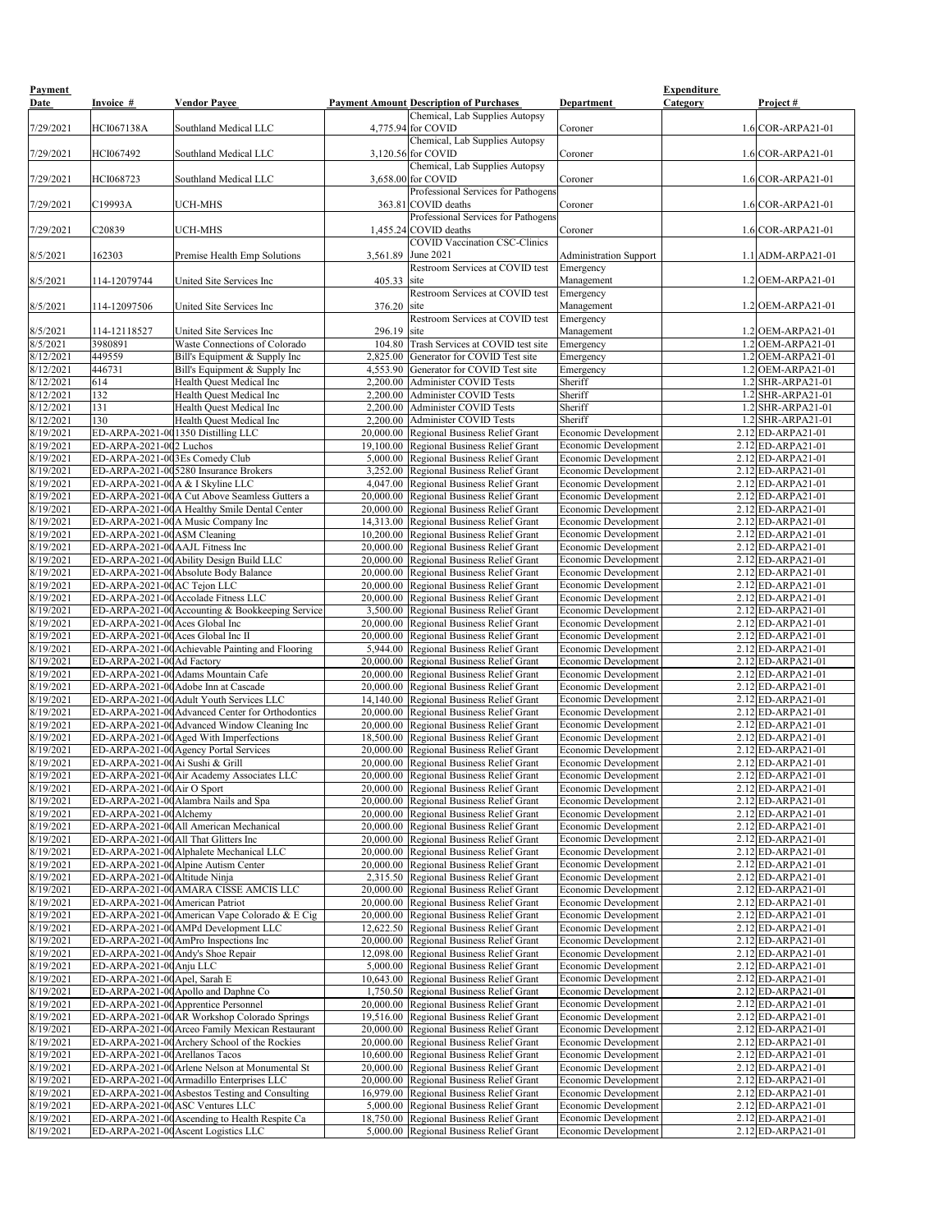| Payment Date | Invoice # | Vendor Payee | Payment Amount | Description of Purchases | Department | Expenditure Category | Project # |
|---|---|---|---|---|---|---|---|
| 7/29/2021 | HCI067138A | Southland Medical LLC | 4,775.94 | Chemical, Lab Supplies Autopsy for COVID | Coroner | 1.6 | COR-ARPA21-01 |
| 7/29/2021 | HCI067492 | Southland Medical LLC | 3,120.56 | Chemical, Lab Supplies Autopsy for COVID | Coroner | 1.6 | COR-ARPA21-01 |
| 7/29/2021 | HCI068723 | Southland Medical LLC | 3,658.00 | Chemical, Lab Supplies Autopsy for COVID | Coroner | 1.6 | COR-ARPA21-01 |
| 7/29/2021 | C19993A | UCH-MHS | 363.81 | Professional Services for Pathogens COVID deaths | Coroner | 1.6 | COR-ARPA21-01 |
| 7/29/2021 | C20839 | UCH-MHS | 1,455.24 | Professional Services for Pathogens COVID deaths | Coroner | 1.6 | COR-ARPA21-01 |
| 8/5/2021 | 162303 | Premise Health Emp Solutions | 3,561.89 | COVID Vaccination CSC-Clinics June 2021 | Administration Support | 1.1 | ADM-ARPA21-01 |
| 8/5/2021 | 114-12079744 | United Site Services Inc | 405.33 | Restroom Services at COVID test site | Emergency Management | 1.2 | OEM-ARPA21-01 |
| 8/5/2021 | 114-12097506 | United Site Services Inc | 376.20 | Restroom Services at COVID test site | Emergency Management | 1.2 | OEM-ARPA21-01 |
| 8/5/2021 | 114-12118527 | United Site Services Inc | 296.19 | Restroom Services at COVID test site | Emergency Management | 1.2 | OEM-ARPA21-01 |
| 8/5/2021 | 3980891 | Waste Connections of Colorado | 104.80 | Trash Services at COVID test site | Emergency | 1.2 | OEM-ARPA21-01 |
| 8/12/2021 | 449559 | Bill's Equipment & Supply Inc | 2,825.00 | Generator for COVID Test site | Emergency | 1.2 | OEM-ARPA21-01 |
| 8/12/2021 | 446731 | Bill's Equipment & Supply Inc | 4,553.90 | Generator for COVID Test site | Emergency | 1.2 | OEM-ARPA21-01 |
| 8/12/2021 | 614 | Health Quest Medical Inc | 2,200.00 | Administer COVID Tests | Sheriff | 1.2 | SHR-ARPA21-01 |
| 8/12/2021 | 132 | Health Quest Medical Inc | 2,200.00 | Administer COVID Tests | Sheriff | 1.2 | SHR-ARPA21-01 |
| 8/12/2021 | 131 | Health Quest Medical Inc | 2,200.00 | Administer COVID Tests | Sheriff | 1.2 | SHR-ARPA21-01 |
| 8/12/2021 | 130 | Health Quest Medical Inc | 2,200.00 | Administer COVID Tests | Sheriff | 1.2 | SHR-ARPA21-01 |
| 8/19/2021 | ED-ARPA-2021-00 | 1350 Distilling LLC | 20,000.00 | Regional Business Relief Grant | Economic Development | 2.12 | ED-ARPA21-01 |
| 8/19/2021 | ED-ARPA-2021-00 | 2 Luchos | 19,100.00 | Regional Business Relief Grant | Economic Development | 2.12 | ED-ARPA21-01 |
| 8/19/2021 | ED-ARPA-2021-00 | 3Es Comedy Club | 5,000.00 | Regional Business Relief Grant | Economic Development | 2.12 | ED-ARPA21-01 |
| 8/19/2021 | ED-ARPA-2021-00 | 5280 Insurance Brokers | 3,252.00 | Regional Business Relief Grant | Economic Development | 2.12 | ED-ARPA21-01 |
| 8/19/2021 | ED-ARPA-2021-00 | A & I Skyline LLC | 4,047.00 | Regional Business Relief Grant | Economic Development | 2.12 | ED-ARPA21-01 |
| 8/19/2021 | ED-ARPA-2021-00 | A Cut Above Seamless Gutters a | 20,000.00 | Regional Business Relief Grant | Economic Development | 2.12 | ED-ARPA21-01 |
| 8/19/2021 | ED-ARPA-2021-00 | A Healthy Smile Dental Center | 20,000.00 | Regional Business Relief Grant | Economic Development | 2.12 | ED-ARPA21-01 |
| 8/19/2021 | ED-ARPA-2021-00 | A Music Company Inc | 14,313.00 | Regional Business Relief Grant | Economic Development | 2.12 | ED-ARPA21-01 |
| 8/19/2021 | ED-ARPA-2021-00 | A$M Cleaning | 10,200.00 | Regional Business Relief Grant | Economic Development | 2.12 | ED-ARPA21-01 |
| 8/19/2021 | ED-ARPA-2021-00 | AAJL Fitness Inc | 20,000.00 | Regional Business Relief Grant | Economic Development | 2.12 | ED-ARPA21-01 |
| 8/19/2021 | ED-ARPA-2021-00 | Ability Design Build LLC | 20,000.00 | Regional Business Relief Grant | Economic Development | 2.12 | ED-ARPA21-01 |
| 8/19/2021 | ED-ARPA-2021-00 | Absolute Body Balance | 20,000.00 | Regional Business Relief Grant | Economic Development | 2.12 | ED-ARPA21-01 |
| 8/19/2021 | ED-ARPA-2021-00 | AC Tejon LLC | 20,000.00 | Regional Business Relief Grant | Economic Development | 2.12 | ED-ARPA21-01 |
| 8/19/2021 | ED-ARPA-2021-00 | Accolade Fitness LLC | 20,000.00 | Regional Business Relief Grant | Economic Development | 2.12 | ED-ARPA21-01 |
| 8/19/2021 | ED-ARPA-2021-00 | Accounting & Bookkeeping Service | 3,500.00 | Regional Business Relief Grant | Economic Development | 2.12 | ED-ARPA21-01 |
| 8/19/2021 | ED-ARPA-2021-00 | Aces Global Inc | 20,000.00 | Regional Business Relief Grant | Economic Development | 2.12 | ED-ARPA21-01 |
| 8/19/2021 | ED-ARPA-2021-00 | Aces Global Inc II | 20,000.00 | Regional Business Relief Grant | Economic Development | 2.12 | ED-ARPA21-01 |
| 8/19/2021 | ED-ARPA-2021-00 | Achievable Painting and Flooring | 5,944.00 | Regional Business Relief Grant | Economic Development | 2.12 | ED-ARPA21-01 |
| 8/19/2021 | ED-ARPA-2021-00 | Ad Factory | 20,000.00 | Regional Business Relief Grant | Economic Development | 2.12 | ED-ARPA21-01 |
| 8/19/2021 | ED-ARPA-2021-00 | Adams Mountain Cafe | 20,000.00 | Regional Business Relief Grant | Economic Development | 2.12 | ED-ARPA21-01 |
| 8/19/2021 | ED-ARPA-2021-00 | Adobe Inn at Cascade | 20,000.00 | Regional Business Relief Grant | Economic Development | 2.12 | ED-ARPA21-01 |
| 8/19/2021 | ED-ARPA-2021-00 | Adult Youth Services LLC | 14,140.00 | Regional Business Relief Grant | Economic Development | 2.12 | ED-ARPA21-01 |
| 8/19/2021 | ED-ARPA-2021-00 | Advanced Center for Orthodontics | 20,000.00 | Regional Business Relief Grant | Economic Development | 2.12 | ED-ARPA21-01 |
| 8/19/2021 | ED-ARPA-2021-00 | Advanced Window Cleaning Inc | 20,000.00 | Regional Business Relief Grant | Economic Development | 2.12 | ED-ARPA21-01 |
| 8/19/2021 | ED-ARPA-2021-00 | Aged With Imperfections | 18,500.00 | Regional Business Relief Grant | Economic Development | 2.12 | ED-ARPA21-01 |
| 8/19/2021 | ED-ARPA-2021-00 | Agency Portal Services | 20,000.00 | Regional Business Relief Grant | Economic Development | 2.12 | ED-ARPA21-01 |
| 8/19/2021 | ED-ARPA-2021-00 | Ai Sushi & Grill | 20,000.00 | Regional Business Relief Grant | Economic Development | 2.12 | ED-ARPA21-01 |
| 8/19/2021 | ED-ARPA-2021-00 | Air Academy Associates LLC | 20,000.00 | Regional Business Relief Grant | Economic Development | 2.12 | ED-ARPA21-01 |
| 8/19/2021 | ED-ARPA-2021-00 | Air O Sport | 20,000.00 | Regional Business Relief Grant | Economic Development | 2.12 | ED-ARPA21-01 |
| 8/19/2021 | ED-ARPA-2021-00 | Alambra Nails and Spa | 20,000.00 | Regional Business Relief Grant | Economic Development | 2.12 | ED-ARPA21-01 |
| 8/19/2021 | ED-ARPA-2021-00 | Alchemy | 20,000.00 | Regional Business Relief Grant | Economic Development | 2.12 | ED-ARPA21-01 |
| 8/19/2021 | ED-ARPA-2021-00 | All American Mechanical | 20,000.00 | Regional Business Relief Grant | Economic Development | 2.12 | ED-ARPA21-01 |
| 8/19/2021 | ED-ARPA-2021-00 | All That Glitters Inc | 20,000.00 | Regional Business Relief Grant | Economic Development | 2.12 | ED-ARPA21-01 |
| 8/19/2021 | ED-ARPA-2021-00 | Alphalete Mechanical LLC | 20,000.00 | Regional Business Relief Grant | Economic Development | 2.12 | ED-ARPA21-01 |
| 8/19/2021 | ED-ARPA-2021-00 | Alpine Autism Center | 20,000.00 | Regional Business Relief Grant | Economic Development | 2.12 | ED-ARPA21-01 |
| 8/19/2021 | ED-ARPA-2021-00 | Altitude Ninja | 2,315.50 | Regional Business Relief Grant | Economic Development | 2.12 | ED-ARPA21-01 |
| 8/19/2021 | ED-ARPA-2021-00 | AMARA CISSE AMCIS LLC | 20,000.00 | Regional Business Relief Grant | Economic Development | 2.12 | ED-ARPA21-01 |
| 8/19/2021 | ED-ARPA-2021-00 | American Patriot | 20,000.00 | Regional Business Relief Grant | Economic Development | 2.12 | ED-ARPA21-01 |
| 8/19/2021 | ED-ARPA-2021-00 | American Vape Colorado & E Cig | 20,000.00 | Regional Business Relief Grant | Economic Development | 2.12 | ED-ARPA21-01 |
| 8/19/2021 | ED-ARPA-2021-00 | AMPd Development LLC | 12,622.50 | Regional Business Relief Grant | Economic Development | 2.12 | ED-ARPA21-01 |
| 8/19/2021 | ED-ARPA-2021-00 | AmPro Inspections Inc | 20,000.00 | Regional Business Relief Grant | Economic Development | 2.12 | ED-ARPA21-01 |
| 8/19/2021 | ED-ARPA-2021-00 | Andy's Shoe Repair | 12,098.00 | Regional Business Relief Grant | Economic Development | 2.12 | ED-ARPA21-01 |
| 8/19/2021 | ED-ARPA-2021-00 | Anju LLC | 5,000.00 | Regional Business Relief Grant | Economic Development | 2.12 | ED-ARPA21-01 |
| 8/19/2021 | ED-ARPA-2021-00 | Apel, Sarah E | 10,643.00 | Regional Business Relief Grant | Economic Development | 2.12 | ED-ARPA21-01 |
| 8/19/2021 | ED-ARPA-2021-00 | Apollo and Daphne Co | 1,750.50 | Regional Business Relief Grant | Economic Development | 2.12 | ED-ARPA21-01 |
| 8/19/2021 | ED-ARPA-2021-00 | Apprentice Personnel | 20,000.00 | Regional Business Relief Grant | Economic Development | 2.12 | ED-ARPA21-01 |
| 8/19/2021 | ED-ARPA-2021-00 | AR Workshop Colorado Springs | 19,516.00 | Regional Business Relief Grant | Economic Development | 2.12 | ED-ARPA21-01 |
| 8/19/2021 | ED-ARPA-2021-00 | Arceo Family Mexican Restaurant | 20,000.00 | Regional Business Relief Grant | Economic Development | 2.12 | ED-ARPA21-01 |
| 8/19/2021 | ED-ARPA-2021-00 | Archery School of the Rockies | 20,000.00 | Regional Business Relief Grant | Economic Development | 2.12 | ED-ARPA21-01 |
| 8/19/2021 | ED-ARPA-2021-00 | Arellanos Tacos | 10,600.00 | Regional Business Relief Grant | Economic Development | 2.12 | ED-ARPA21-01 |
| 8/19/2021 | ED-ARPA-2021-00 | Arlene Nelson at Monumental St | 20,000.00 | Regional Business Relief Grant | Economic Development | 2.12 | ED-ARPA21-01 |
| 8/19/2021 | ED-ARPA-2021-00 | Armadillo Enterprises LLC | 20,000.00 | Regional Business Relief Grant | Economic Development | 2.12 | ED-ARPA21-01 |
| 8/19/2021 | ED-ARPA-2021-00 | Asbestos Testing and Consulting | 16,979.00 | Regional Business Relief Grant | Economic Development | 2.12 | ED-ARPA21-01 |
| 8/19/2021 | ED-ARPA-2021-00 | ASC Ventures LLC | 5,000.00 | Regional Business Relief Grant | Economic Development | 2.12 | ED-ARPA21-01 |
| 8/19/2021 | ED-ARPA-2021-00 | Ascending to Health Respite Ca | 18,750.00 | Regional Business Relief Grant | Economic Development | 2.12 | ED-ARPA21-01 |
| 8/19/2021 | ED-ARPA-2021-00 | Ascent Logistics LLC | 5,000.00 | Regional Business Relief Grant | Economic Development | 2.12 | ED-ARPA21-01 |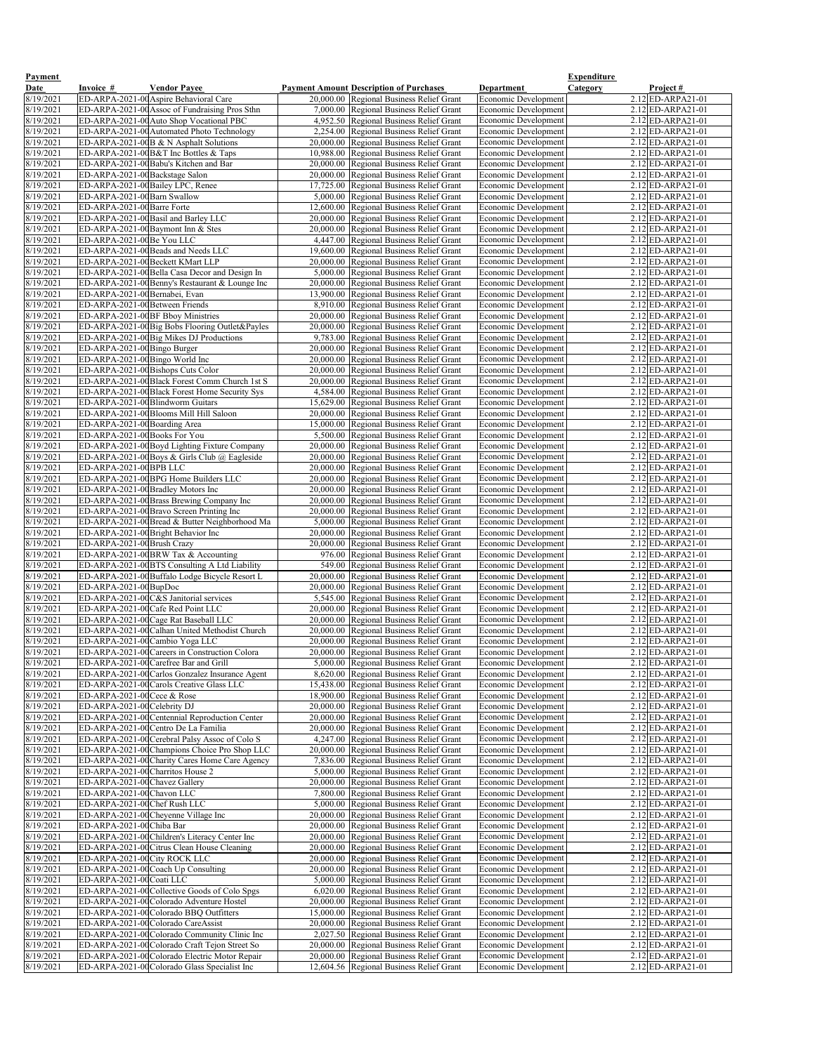| Payment Date | Invoice # | Vendor Payee | Payment Amount | Description of Purchases | Department | Expenditure Category | Project # |
|---|---|---|---|---|---|---|---|
| 8/19/2021 | ED-ARPA-2021-00 | Aspire Behavioral Care | 20,000.00 | Regional Business Relief Grant | Economic Development | 2.12 | ED-ARPA21-01 |
| 8/19/2021 | ED-ARPA-2021-00 | Assoc of Fundraising Pros Sthn | 7,000.00 | Regional Business Relief Grant | Economic Development | 2.12 | ED-ARPA21-01 |
| 8/19/2021 | ED-ARPA-2021-00 | Auto Shop Vocational PBC | 4,952.50 | Regional Business Relief Grant | Economic Development | 2.12 | ED-ARPA21-01 |
| 8/19/2021 | ED-ARPA-2021-00 | Automated Photo Technology | 2,254.00 | Regional Business Relief Grant | Economic Development | 2.12 | ED-ARPA21-01 |
| 8/19/2021 | ED-ARPA-2021-00 | B & N Asphalt Solutions | 20,000.00 | Regional Business Relief Grant | Economic Development | 2.12 | ED-ARPA21-01 |
| 8/19/2021 | ED-ARPA-2021-00 | B&T Inc Bottles & Taps | 10,988.00 | Regional Business Relief Grant | Economic Development | 2.12 | ED-ARPA21-01 |
| 8/19/2021 | ED-ARPA-2021-00 | Babu's Kitchen and Bar | 20,000.00 | Regional Business Relief Grant | Economic Development | 2.12 | ED-ARPA21-01 |
| 8/19/2021 | ED-ARPA-2021-00 | Backstage Salon | 20,000.00 | Regional Business Relief Grant | Economic Development | 2.12 | ED-ARPA21-01 |
| 8/19/2021 | ED-ARPA-2021-00 | Bailey LPC, Renee | 17,725.00 | Regional Business Relief Grant | Economic Development | 2.12 | ED-ARPA21-01 |
| 8/19/2021 | ED-ARPA-2021-00 | Barn Swallow | 5,000.00 | Regional Business Relief Grant | Economic Development | 2.12 | ED-ARPA21-01 |
| 8/19/2021 | ED-ARPA-2021-00 | Barre Forte | 12,600.00 | Regional Business Relief Grant | Economic Development | 2.12 | ED-ARPA21-01 |
| 8/19/2021 | ED-ARPA-2021-00 | Basil and Barley LLC | 20,000.00 | Regional Business Relief Grant | Economic Development | 2.12 | ED-ARPA21-01 |
| 8/19/2021 | ED-ARPA-2021-00 | Baymont Inn & Stes | 20,000.00 | Regional Business Relief Grant | Economic Development | 2.12 | ED-ARPA21-01 |
| 8/19/2021 | ED-ARPA-2021-00 | Be You LLC | 4,447.00 | Regional Business Relief Grant | Economic Development | 2.12 | ED-ARPA21-01 |
| 8/19/2021 | ED-ARPA-2021-00 | Beads and Needs LLC | 19,600.00 | Regional Business Relief Grant | Economic Development | 2.12 | ED-ARPA21-01 |
| 8/19/2021 | ED-ARPA-2021-00 | Beckett KMart LLP | 20,000.00 | Regional Business Relief Grant | Economic Development | 2.12 | ED-ARPA21-01 |
| 8/19/2021 | ED-ARPA-2021-00 | Bella Casa Decor and Design In | 5,000.00 | Regional Business Relief Grant | Economic Development | 2.12 | ED-ARPA21-01 |
| 8/19/2021 | ED-ARPA-2021-00 | Benny's Restaurant & Lounge Inc | 20,000.00 | Regional Business Relief Grant | Economic Development | 2.12 | ED-ARPA21-01 |
| 8/19/2021 | ED-ARPA-2021-00 | Bernabei, Evan | 13,900.00 | Regional Business Relief Grant | Economic Development | 2.12 | ED-ARPA21-01 |
| 8/19/2021 | ED-ARPA-2021-00 | Between Friends | 8,910.00 | Regional Business Relief Grant | Economic Development | 2.12 | ED-ARPA21-01 |
| 8/19/2021 | ED-ARPA-2021-00 | BF Bboy Ministries | 20,000.00 | Regional Business Relief Grant | Economic Development | 2.12 | ED-ARPA21-01 |
| 8/19/2021 | ED-ARPA-2021-00 | Big Bobs Flooring Outlet&Payles | 20,000.00 | Regional Business Relief Grant | Economic Development | 2.12 | ED-ARPA21-01 |
| 8/19/2021 | ED-ARPA-2021-00 | Big Mikes DJ Productions | 9,783.00 | Regional Business Relief Grant | Economic Development | 2.12 | ED-ARPA21-01 |
| 8/19/2021 | ED-ARPA-2021-00 | Bingo Burger | 20,000.00 | Regional Business Relief Grant | Economic Development | 2.12 | ED-ARPA21-01 |
| 8/19/2021 | ED-ARPA-2021-00 | Bingo World Inc | 20,000.00 | Regional Business Relief Grant | Economic Development | 2.12 | ED-ARPA21-01 |
| 8/19/2021 | ED-ARPA-2021-00 | Bishops Cuts Color | 20,000.00 | Regional Business Relief Grant | Economic Development | 2.12 | ED-ARPA21-01 |
| 8/19/2021 | ED-ARPA-2021-00 | Black Forest Comm Church 1st S | 20,000.00 | Regional Business Relief Grant | Economic Development | 2.12 | ED-ARPA21-01 |
| 8/19/2021 | ED-ARPA-2021-00 | Black Forest Home Security Sys | 4,584.00 | Regional Business Relief Grant | Economic Development | 2.12 | ED-ARPA21-01 |
| 8/19/2021 | ED-ARPA-2021-00 | Blindworm Guitars | 15,629.00 | Regional Business Relief Grant | Economic Development | 2.12 | ED-ARPA21-01 |
| 8/19/2021 | ED-ARPA-2021-00 | Blooms Mill Hill Saloon | 20,000.00 | Regional Business Relief Grant | Economic Development | 2.12 | ED-ARPA21-01 |
| 8/19/2021 | ED-ARPA-2021-00 | Boarding Area | 15,000.00 | Regional Business Relief Grant | Economic Development | 2.12 | ED-ARPA21-01 |
| 8/19/2021 | ED-ARPA-2021-00 | Books For You | 5,500.00 | Regional Business Relief Grant | Economic Development | 2.12 | ED-ARPA21-01 |
| 8/19/2021 | ED-ARPA-2021-00 | Boyd Lighting Fixture Company | 20,000.00 | Regional Business Relief Grant | Economic Development | 2.12 | ED-ARPA21-01 |
| 8/19/2021 | ED-ARPA-2021-00 | Boys & Girls Club @ Eagleside | 20,000.00 | Regional Business Relief Grant | Economic Development | 2.12 | ED-ARPA21-01 |
| 8/19/2021 | ED-ARPA-2021-00 | BPB LLC | 20,000.00 | Regional Business Relief Grant | Economic Development | 2.12 | ED-ARPA21-01 |
| 8/19/2021 | ED-ARPA-2021-00 | BPG Home Builders LLC | 20,000.00 | Regional Business Relief Grant | Economic Development | 2.12 | ED-ARPA21-01 |
| 8/19/2021 | ED-ARPA-2021-00 | Bradley Motors Inc | 20,000.00 | Regional Business Relief Grant | Economic Development | 2.12 | ED-ARPA21-01 |
| 8/19/2021 | ED-ARPA-2021-00 | Brass Brewing Company Inc | 20,000.00 | Regional Business Relief Grant | Economic Development | 2.12 | ED-ARPA21-01 |
| 8/19/2021 | ED-ARPA-2021-00 | Bravo Screen Printing Inc | 20,000.00 | Regional Business Relief Grant | Economic Development | 2.12 | ED-ARPA21-01 |
| 8/19/2021 | ED-ARPA-2021-00 | Bread & Butter Neighborhood Ma | 5,000.00 | Regional Business Relief Grant | Economic Development | 2.12 | ED-ARPA21-01 |
| 8/19/2021 | ED-ARPA-2021-00 | Bright Behavior Inc | 20,000.00 | Regional Business Relief Grant | Economic Development | 2.12 | ED-ARPA21-01 |
| 8/19/2021 | ED-ARPA-2021-00 | Brush Crazy | 20,000.00 | Regional Business Relief Grant | Economic Development | 2.12 | ED-ARPA21-01 |
| 8/19/2021 | ED-ARPA-2021-00 | BRW Tax & Accounting | 976.00 | Regional Business Relief Grant | Economic Development | 2.12 | ED-ARPA21-01 |
| 8/19/2021 | ED-ARPA-2021-00 | BTS Consulting A Ltd Liability | 549.00 | Regional Business Relief Grant | Economic Development | 2.12 | ED-ARPA21-01 |
| 8/19/2021 | ED-ARPA-2021-00 | Buffalo Lodge Bicycle Resort L | 20,000.00 | Regional Business Relief Grant | Economic Development | 2.12 | ED-ARPA21-01 |
| 8/19/2021 | ED-ARPA-2021-00 | BupDoc | 20,000.00 | Regional Business Relief Grant | Economic Development | 2.12 | ED-ARPA21-01 |
| 8/19/2021 | ED-ARPA-2021-00 | C&S Janitorial services | 5,545.00 | Regional Business Relief Grant | Economic Development | 2.12 | ED-ARPA21-01 |
| 8/19/2021 | ED-ARPA-2021-00 | Cafe Red Point LLC | 20,000.00 | Regional Business Relief Grant | Economic Development | 2.12 | ED-ARPA21-01 |
| 8/19/2021 | ED-ARPA-2021-00 | Cage Rat Baseball LLC | 20,000.00 | Regional Business Relief Grant | Economic Development | 2.12 | ED-ARPA21-01 |
| 8/19/2021 | ED-ARPA-2021-00 | Calhan United Methodist Church | 20,000.00 | Regional Business Relief Grant | Economic Development | 2.12 | ED-ARPA21-01 |
| 8/19/2021 | ED-ARPA-2021-00 | Cambio Yoga LLC | 20,000.00 | Regional Business Relief Grant | Economic Development | 2.12 | ED-ARPA21-01 |
| 8/19/2021 | ED-ARPA-2021-00 | Careers in Construction Colora | 20,000.00 | Regional Business Relief Grant | Economic Development | 2.12 | ED-ARPA21-01 |
| 8/19/2021 | ED-ARPA-2021-00 | Carefree Bar and Grill | 5,000.00 | Regional Business Relief Grant | Economic Development | 2.12 | ED-ARPA21-01 |
| 8/19/2021 | ED-ARPA-2021-00 | Carlos Gonzalez Insurance Agent | 8,620.00 | Regional Business Relief Grant | Economic Development | 2.12 | ED-ARPA21-01 |
| 8/19/2021 | ED-ARPA-2021-00 | Carols Creative Glass LLC | 15,438.00 | Regional Business Relief Grant | Economic Development | 2.12 | ED-ARPA21-01 |
| 8/19/2021 | ED-ARPA-2021-00 | Cece & Rose | 18,900.00 | Regional Business Relief Grant | Economic Development | 2.12 | ED-ARPA21-01 |
| 8/19/2021 | ED-ARPA-2021-00 | Celebrity DJ | 20,000.00 | Regional Business Relief Grant | Economic Development | 2.12 | ED-ARPA21-01 |
| 8/19/2021 | ED-ARPA-2021-00 | Centennial Reproduction Center | 20,000.00 | Regional Business Relief Grant | Economic Development | 2.12 | ED-ARPA21-01 |
| 8/19/2021 | ED-ARPA-2021-00 | Centro De La Familia | 20,000.00 | Regional Business Relief Grant | Economic Development | 2.12 | ED-ARPA21-01 |
| 8/19/2021 | ED-ARPA-2021-00 | Cerebral Palsy Assoc of Colo S | 4,247.00 | Regional Business Relief Grant | Economic Development | 2.12 | ED-ARPA21-01 |
| 8/19/2021 | ED-ARPA-2021-00 | Champions Choice Pro Shop LLC | 20,000.00 | Regional Business Relief Grant | Economic Development | 2.12 | ED-ARPA21-01 |
| 8/19/2021 | ED-ARPA-2021-00 | Charity Cares Home Care Agency | 7,836.00 | Regional Business Relief Grant | Economic Development | 2.12 | ED-ARPA21-01 |
| 8/19/2021 | ED-ARPA-2021-00 | Charritos House 2 | 5,000.00 | Regional Business Relief Grant | Economic Development | 2.12 | ED-ARPA21-01 |
| 8/19/2021 | ED-ARPA-2021-00 | Chavez Gallery | 20,000.00 | Regional Business Relief Grant | Economic Development | 2.12 | ED-ARPA21-01 |
| 8/19/2021 | ED-ARPA-2021-00 | Chavon LLC | 7,800.00 | Regional Business Relief Grant | Economic Development | 2.12 | ED-ARPA21-01 |
| 8/19/2021 | ED-ARPA-2021-00 | Chef Rush LLC | 5,000.00 | Regional Business Relief Grant | Economic Development | 2.12 | ED-ARPA21-01 |
| 8/19/2021 | ED-ARPA-2021-00 | Cheyenne Village Inc | 20,000.00 | Regional Business Relief Grant | Economic Development | 2.12 | ED-ARPA21-01 |
| 8/19/2021 | ED-ARPA-2021-00 | Chiba Bar | 20,000.00 | Regional Business Relief Grant | Economic Development | 2.12 | ED-ARPA21-01 |
| 8/19/2021 | ED-ARPA-2021-00 | Children's Literacy Center Inc | 20,000.00 | Regional Business Relief Grant | Economic Development | 2.12 | ED-ARPA21-01 |
| 8/19/2021 | ED-ARPA-2021-00 | Citrus Clean House Cleaning | 20,000.00 | Regional Business Relief Grant | Economic Development | 2.12 | ED-ARPA21-01 |
| 8/19/2021 | ED-ARPA-2021-00 | City ROCK LLC | 20,000.00 | Regional Business Relief Grant | Economic Development | 2.12 | ED-ARPA21-01 |
| 8/19/2021 | ED-ARPA-2021-00 | Coach Up Consulting | 20,000.00 | Regional Business Relief Grant | Economic Development | 2.12 | ED-ARPA21-01 |
| 8/19/2021 | ED-ARPA-2021-00 | Coati LLC | 5,000.00 | Regional Business Relief Grant | Economic Development | 2.12 | ED-ARPA21-01 |
| 8/19/2021 | ED-ARPA-2021-00 | Collective Goods of Colo Spgs | 6,020.00 | Regional Business Relief Grant | Economic Development | 2.12 | ED-ARPA21-01 |
| 8/19/2021 | ED-ARPA-2021-00 | Colorado Adventure Hostel | 20,000.00 | Regional Business Relief Grant | Economic Development | 2.12 | ED-ARPA21-01 |
| 8/19/2021 | ED-ARPA-2021-00 | Colorado BBQ Outfitters | 15,000.00 | Regional Business Relief Grant | Economic Development | 2.12 | ED-ARPA21-01 |
| 8/19/2021 | ED-ARPA-2021-00 | Colorado CareAssist | 20,000.00 | Regional Business Relief Grant | Economic Development | 2.12 | ED-ARPA21-01 |
| 8/19/2021 | ED-ARPA-2021-00 | Colorado Community Clinic Inc | 2,027.50 | Regional Business Relief Grant | Economic Development | 2.12 | ED-ARPA21-01 |
| 8/19/2021 | ED-ARPA-2021-00 | Colorado Craft Tejon Street So | 20,000.00 | Regional Business Relief Grant | Economic Development | 2.12 | ED-ARPA21-01 |
| 8/19/2021 | ED-ARPA-2021-00 | Colorado Electric Motor Repair | 20,000.00 | Regional Business Relief Grant | Economic Development | 2.12 | ED-ARPA21-01 |
| 8/19/2021 | ED-ARPA-2021-00 | Colorado Glass Specialist Inc | 12,604.56 | Regional Business Relief Grant | Economic Development | 2.12 | ED-ARPA21-01 |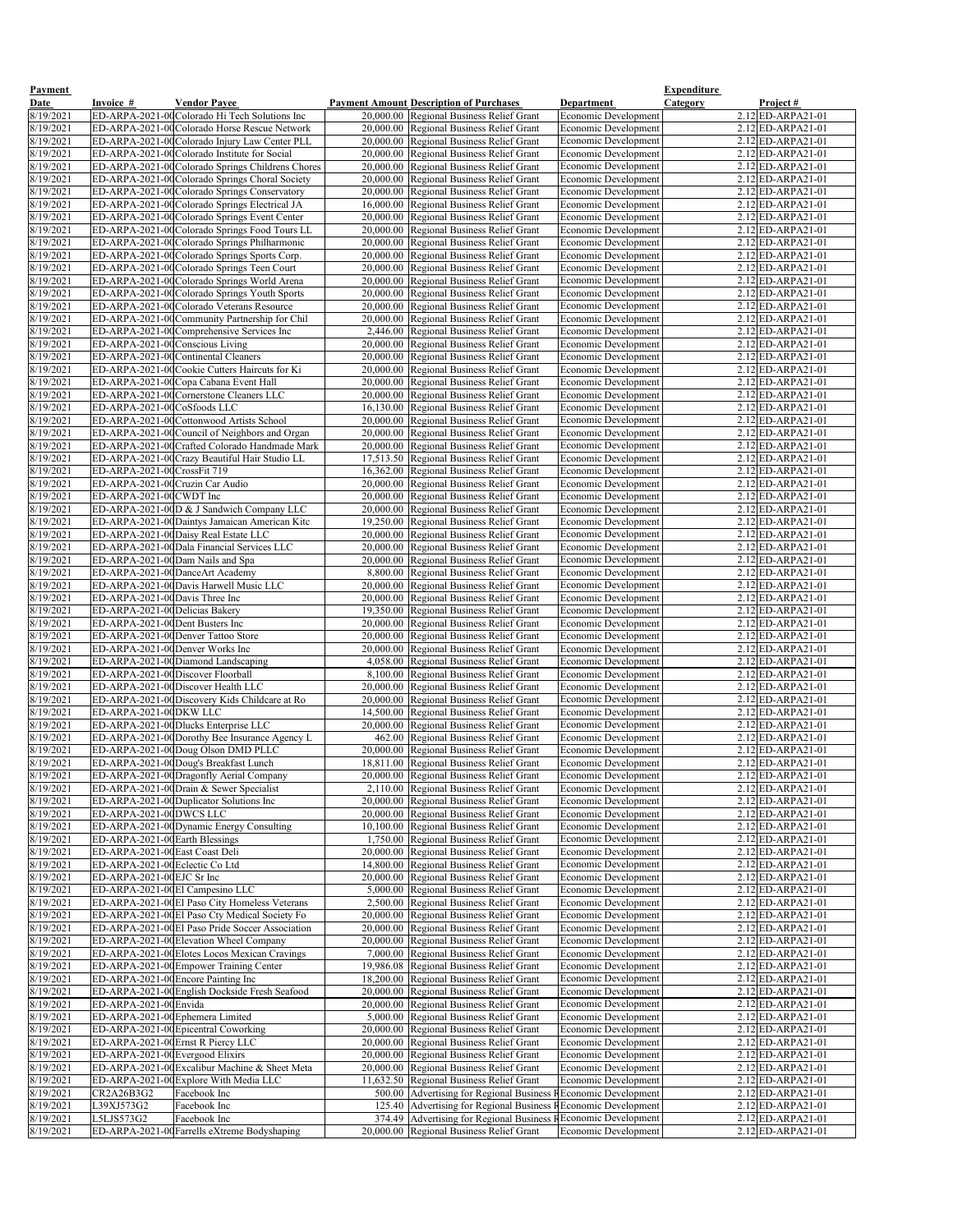| Payment Date | Invoice # | Vendor Payee | Payment Amount | Description of Purchases | Department | Expenditure Category | Project # |
|---|---|---|---|---|---|---|---|
| 8/19/2021 | ED-ARPA-2021-00 | Colorado Hi Tech Solutions Inc | 20,000.00 | Regional Business Relief Grant | Economic Development | 2.12 | ED-ARPA21-01 |
| 8/19/2021 | ED-ARPA-2021-00 | Colorado Horse Rescue Network | 20,000.00 | Regional Business Relief Grant | Economic Development | 2.12 | ED-ARPA21-01 |
| 8/19/2021 | ED-ARPA-2021-00 | Colorado Injury Law Center PLL | 20,000.00 | Regional Business Relief Grant | Economic Development | 2.12 | ED-ARPA21-01 |
| 8/19/2021 | ED-ARPA-2021-00 | Colorado Institute for Social | 20,000.00 | Regional Business Relief Grant | Economic Development | 2.12 | ED-ARPA21-01 |
| 8/19/2021 | ED-ARPA-2021-00 | Colorado Springs Childrens Chores | 20,000.00 | Regional Business Relief Grant | Economic Development | 2.12 | ED-ARPA21-01 |
| 8/19/2021 | ED-ARPA-2021-00 | Colorado Springs Choral Society | 20,000.00 | Regional Business Relief Grant | Economic Development | 2.12 | ED-ARPA21-01 |
| 8/19/2021 | ED-ARPA-2021-00 | Colorado Springs Conservatory | 20,000.00 | Regional Business Relief Grant | Economic Development | 2.12 | ED-ARPA21-01 |
| 8/19/2021 | ED-ARPA-2021-00 | Colorado Springs Electrical JA | 16,000.00 | Regional Business Relief Grant | Economic Development | 2.12 | ED-ARPA21-01 |
| 8/19/2021 | ED-ARPA-2021-00 | Colorado Springs Event Center | 20,000.00 | Regional Business Relief Grant | Economic Development | 2.12 | ED-ARPA21-01 |
| 8/19/2021 | ED-ARPA-2021-00 | Colorado Springs Food Tours LL | 20,000.00 | Regional Business Relief Grant | Economic Development | 2.12 | ED-ARPA21-01 |
| 8/19/2021 | ED-ARPA-2021-00 | Colorado Springs Philharmonic | 20,000.00 | Regional Business Relief Grant | Economic Development | 2.12 | ED-ARPA21-01 |
| 8/19/2021 | ED-ARPA-2021-00 | Colorado Springs Sports Corp. | 20,000.00 | Regional Business Relief Grant | Economic Development | 2.12 | ED-ARPA21-01 |
| 8/19/2021 | ED-ARPA-2021-00 | Colorado Springs Teen Court | 20,000.00 | Regional Business Relief Grant | Economic Development | 2.12 | ED-ARPA21-01 |
| 8/19/2021 | ED-ARPA-2021-00 | Colorado Springs World Arena | 20,000.00 | Regional Business Relief Grant | Economic Development | 2.12 | ED-ARPA21-01 |
| 8/19/2021 | ED-ARPA-2021-00 | Colorado Springs Youth Sports | 20,000.00 | Regional Business Relief Grant | Economic Development | 2.12 | ED-ARPA21-01 |
| 8/19/2021 | ED-ARPA-2021-00 | Colorado Veterans Resource | 20,000.00 | Regional Business Relief Grant | Economic Development | 2.12 | ED-ARPA21-01 |
| 8/19/2021 | ED-ARPA-2021-00 | Community Partnership for Chil | 20,000.00 | Regional Business Relief Grant | Economic Development | 2.12 | ED-ARPA21-01 |
| 8/19/2021 | ED-ARPA-2021-00 | Comprehensive Services Inc | 2,446.00 | Regional Business Relief Grant | Economic Development | 2.12 | ED-ARPA21-01 |
| 8/19/2021 | ED-ARPA-2021-00 | Conscious Living | 20,000.00 | Regional Business Relief Grant | Economic Development | 2.12 | ED-ARPA21-01 |
| 8/19/2021 | ED-ARPA-2021-00 | Continental Cleaners | 20,000.00 | Regional Business Relief Grant | Economic Development | 2.12 | ED-ARPA21-01 |
| 8/19/2021 | ED-ARPA-2021-00 | Cookie Cutters Haircuts for Ki | 20,000.00 | Regional Business Relief Grant | Economic Development | 2.12 | ED-ARPA21-01 |
| 8/19/2021 | ED-ARPA-2021-00 | Copa Cabana Event Hall | 20,000.00 | Regional Business Relief Grant | Economic Development | 2.12 | ED-ARPA21-01 |
| 8/19/2021 | ED-ARPA-2021-00 | Cornerstone Cleaners LLC | 20,000.00 | Regional Business Relief Grant | Economic Development | 2.12 | ED-ARPA21-01 |
| 8/19/2021 | ED-ARPA-2021-00 | CoSfoods LLC | 16,130.00 | Regional Business Relief Grant | Economic Development | 2.12 | ED-ARPA21-01 |
| 8/19/2021 | ED-ARPA-2021-00 | Cottonwood Artists School | 20,000.00 | Regional Business Relief Grant | Economic Development | 2.12 | ED-ARPA21-01 |
| 8/19/2021 | ED-ARPA-2021-00 | Council of Neighbors and Organ | 20,000.00 | Regional Business Relief Grant | Economic Development | 2.12 | ED-ARPA21-01 |
| 8/19/2021 | ED-ARPA-2021-00 | Crafted Colorado Handmade Mark | 20,000.00 | Regional Business Relief Grant | Economic Development | 2.12 | ED-ARPA21-01 |
| 8/19/2021 | ED-ARPA-2021-00 | Crazy Beautiful Hair Studio LL | 17,513.50 | Regional Business Relief Grant | Economic Development | 2.12 | ED-ARPA21-01 |
| 8/19/2021 | ED-ARPA-2021-00 | CrossFit 719 | 16,362.00 | Regional Business Relief Grant | Economic Development | 2.12 | ED-ARPA21-01 |
| 8/19/2021 | ED-ARPA-2021-00 | Cruzin Car Audio | 20,000.00 | Regional Business Relief Grant | Economic Development | 2.12 | ED-ARPA21-01 |
| 8/19/2021 | ED-ARPA-2021-00 | CWDT Inc | 20,000.00 | Regional Business Relief Grant | Economic Development | 2.12 | ED-ARPA21-01 |
| 8/19/2021 | ED-ARPA-2021-00 | D & J Sandwich Company LLC | 20,000.00 | Regional Business Relief Grant | Economic Development | 2.12 | ED-ARPA21-01 |
| 8/19/2021 | ED-ARPA-2021-00 | Daintys Jamaican American Kitc | 19,250.00 | Regional Business Relief Grant | Economic Development | 2.12 | ED-ARPA21-01 |
| 8/19/2021 | ED-ARPA-2021-00 | Daisy Real Estate LLC | 20,000.00 | Regional Business Relief Grant | Economic Development | 2.12 | ED-ARPA21-01 |
| 8/19/2021 | ED-ARPA-2021-00 | Dala Financial Services LLC | 20,000.00 | Regional Business Relief Grant | Economic Development | 2.12 | ED-ARPA21-01 |
| 8/19/2021 | ED-ARPA-2021-00 | Dam Nails and Spa | 20,000.00 | Regional Business Relief Grant | Economic Development | 2.12 | ED-ARPA21-01 |
| 8/19/2021 | ED-ARPA-2021-00 | DanceArt Academy | 8,800.00 | Regional Business Relief Grant | Economic Development | 2.12 | ED-ARPA21-01 |
| 8/19/2021 | ED-ARPA-2021-00 | Davis Harwell Music LLC | 20,000.00 | Regional Business Relief Grant | Economic Development | 2.12 | ED-ARPA21-01 |
| 8/19/2021 | ED-ARPA-2021-00 | Davis Three Inc | 20,000.00 | Regional Business Relief Grant | Economic Development | 2.12 | ED-ARPA21-01 |
| 8/19/2021 | ED-ARPA-2021-00 | Delicias Bakery | 19,350.00 | Regional Business Relief Grant | Economic Development | 2.12 | ED-ARPA21-01 |
| 8/19/2021 | ED-ARPA-2021-00 | Dent Busters Inc | 20,000.00 | Regional Business Relief Grant | Economic Development | 2.12 | ED-ARPA21-01 |
| 8/19/2021 | ED-ARPA-2021-00 | Denver Tattoo Store | 20,000.00 | Regional Business Relief Grant | Economic Development | 2.12 | ED-ARPA21-01 |
| 8/19/2021 | ED-ARPA-2021-00 | Denver Works Inc | 20,000.00 | Regional Business Relief Grant | Economic Development | 2.12 | ED-ARPA21-01 |
| 8/19/2021 | ED-ARPA-2021-00 | Diamond Landscaping | 4,058.00 | Regional Business Relief Grant | Economic Development | 2.12 | ED-ARPA21-01 |
| 8/19/2021 | ED-ARPA-2021-00 | Discover Floorball | 8,100.00 | Regional Business Relief Grant | Economic Development | 2.12 | ED-ARPA21-01 |
| 8/19/2021 | ED-ARPA-2021-00 | Discover Health LLC | 20,000.00 | Regional Business Relief Grant | Economic Development | 2.12 | ED-ARPA21-01 |
| 8/19/2021 | ED-ARPA-2021-00 | Discovery Kids Childcare at Ro | 20,000.00 | Regional Business Relief Grant | Economic Development | 2.12 | ED-ARPA21-01 |
| 8/19/2021 | ED-ARPA-2021-00 | DKW LLC | 14,500.00 | Regional Business Relief Grant | Economic Development | 2.12 | ED-ARPA21-01 |
| 8/19/2021 | ED-ARPA-2021-00 | Dlucks Enterprise LLC | 20,000.00 | Regional Business Relief Grant | Economic Development | 2.12 | ED-ARPA21-01 |
| 8/19/2021 | ED-ARPA-2021-00 | Dorothy Bee Insurance Agency L | 462.00 | Regional Business Relief Grant | Economic Development | 2.12 | ED-ARPA21-01 |
| 8/19/2021 | ED-ARPA-2021-00 | Doug Olson DMD PLLC | 20,000.00 | Regional Business Relief Grant | Economic Development | 2.12 | ED-ARPA21-01 |
| 8/19/2021 | ED-ARPA-2021-00 | Doug's Breakfast Lunch | 18,811.00 | Regional Business Relief Grant | Economic Development | 2.12 | ED-ARPA21-01 |
| 8/19/2021 | ED-ARPA-2021-00 | Dragonfly Aerial Company | 20,000.00 | Regional Business Relief Grant | Economic Development | 2.12 | ED-ARPA21-01 |
| 8/19/2021 | ED-ARPA-2021-00 | Drain & Sewer Specialist | 2,110.00 | Regional Business Relief Grant | Economic Development | 2.12 | ED-ARPA21-01 |
| 8/19/2021 | ED-ARPA-2021-00 | Duplicator Solutions Inc | 20,000.00 | Regional Business Relief Grant | Economic Development | 2.12 | ED-ARPA21-01 |
| 8/19/2021 | ED-ARPA-2021-00 | DWCS LLC | 20,000.00 | Regional Business Relief Grant | Economic Development | 2.12 | ED-ARPA21-01 |
| 8/19/2021 | ED-ARPA-2021-00 | Dynamic Energy Consulting | 10,100.00 | Regional Business Relief Grant | Economic Development | 2.12 | ED-ARPA21-01 |
| 8/19/2021 | ED-ARPA-2021-00 | Earth Blessings | 1,750.00 | Regional Business Relief Grant | Economic Development | 2.12 | ED-ARPA21-01 |
| 8/19/2021 | ED-ARPA-2021-00 | East Coast Deli | 20,000.00 | Regional Business Relief Grant | Economic Development | 2.12 | ED-ARPA21-01 |
| 8/19/2021 | ED-ARPA-2021-00 | Eclectic Co Ltd | 14,800.00 | Regional Business Relief Grant | Economic Development | 2.12 | ED-ARPA21-01 |
| 8/19/2021 | ED-ARPA-2021-00 | EJC Sr Inc | 20,000.00 | Regional Business Relief Grant | Economic Development | 2.12 | ED-ARPA21-01 |
| 8/19/2021 | ED-ARPA-2021-00 | El Campesino LLC | 5,000.00 | Regional Business Relief Grant | Economic Development | 2.12 | ED-ARPA21-01 |
| 8/19/2021 | ED-ARPA-2021-00 | El Paso City Homeless Veterans | 2,500.00 | Regional Business Relief Grant | Economic Development | 2.12 | ED-ARPA21-01 |
| 8/19/2021 | ED-ARPA-2021-00 | El Paso Cty Medical Society Fo | 20,000.00 | Regional Business Relief Grant | Economic Development | 2.12 | ED-ARPA21-01 |
| 8/19/2021 | ED-ARPA-2021-00 | El Paso Pride Soccer Association | 20,000.00 | Regional Business Relief Grant | Economic Development | 2.12 | ED-ARPA21-01 |
| 8/19/2021 | ED-ARPA-2021-00 | Elevation Wheel Company | 20,000.00 | Regional Business Relief Grant | Economic Development | 2.12 | ED-ARPA21-01 |
| 8/19/2021 | ED-ARPA-2021-00 | Elotes Locos Mexican Cravings | 7,000.00 | Regional Business Relief Grant | Economic Development | 2.12 | ED-ARPA21-01 |
| 8/19/2021 | ED-ARPA-2021-00 | Empower Training Center | 19,986.08 | Regional Business Relief Grant | Economic Development | 2.12 | ED-ARPA21-01 |
| 8/19/2021 | ED-ARPA-2021-00 | Encore Painting Inc | 18,200.00 | Regional Business Relief Grant | Economic Development | 2.12 | ED-ARPA21-01 |
| 8/19/2021 | ED-ARPA-2021-00 | English Dockside Fresh Seafood | 20,000.00 | Regional Business Relief Grant | Economic Development | 2.12 | ED-ARPA21-01 |
| 8/19/2021 | ED-ARPA-2021-00 | Envida | 20,000.00 | Regional Business Relief Grant | Economic Development | 2.12 | ED-ARPA21-01 |
| 8/19/2021 | ED-ARPA-2021-00 | Ephemera Limited | 5,000.00 | Regional Business Relief Grant | Economic Development | 2.12 | ED-ARPA21-01 |
| 8/19/2021 | ED-ARPA-2021-00 | Epicentral Coworking | 20,000.00 | Regional Business Relief Grant | Economic Development | 2.12 | ED-ARPA21-01 |
| 8/19/2021 | ED-ARPA-2021-00 | Ernst R Piercy LLC | 20,000.00 | Regional Business Relief Grant | Economic Development | 2.12 | ED-ARPA21-01 |
| 8/19/2021 | ED-ARPA-2021-00 | Evergood Elixirs | 20,000.00 | Regional Business Relief Grant | Economic Development | 2.12 | ED-ARPA21-01 |
| 8/19/2021 | ED-ARPA-2021-00 | Excalibur Machine & Sheet Meta | 20,000.00 | Regional Business Relief Grant | Economic Development | 2.12 | ED-ARPA21-01 |
| 8/19/2021 | ED-ARPA-2021-00 | Explore With Media LLC | 11,632.50 | Regional Business Relief Grant | Economic Development | 2.12 | ED-ARPA21-01 |
| 8/19/2021 | CR2A26B3G2 | Facebook Inc | 500.00 | Advertising for Regional Business R | Economic Development | 2.12 | ED-ARPA21-01 |
| 8/19/2021 | L39XJ573G2 | Facebook Inc | 125.40 | Advertising for Regional Business R | Economic Development | 2.12 | ED-ARPA21-01 |
| 8/19/2021 | L5LJS573G2 | Facebook Inc | 374.49 | Advertising for Regional Business R | Economic Development | 2.12 | ED-ARPA21-01 |
| 8/19/2021 | ED-ARPA-2021-00 | Farrells eXtreme Bodyshaping | 20,000.00 | Regional Business Relief Grant | Economic Development | 2.12 | ED-ARPA21-01 |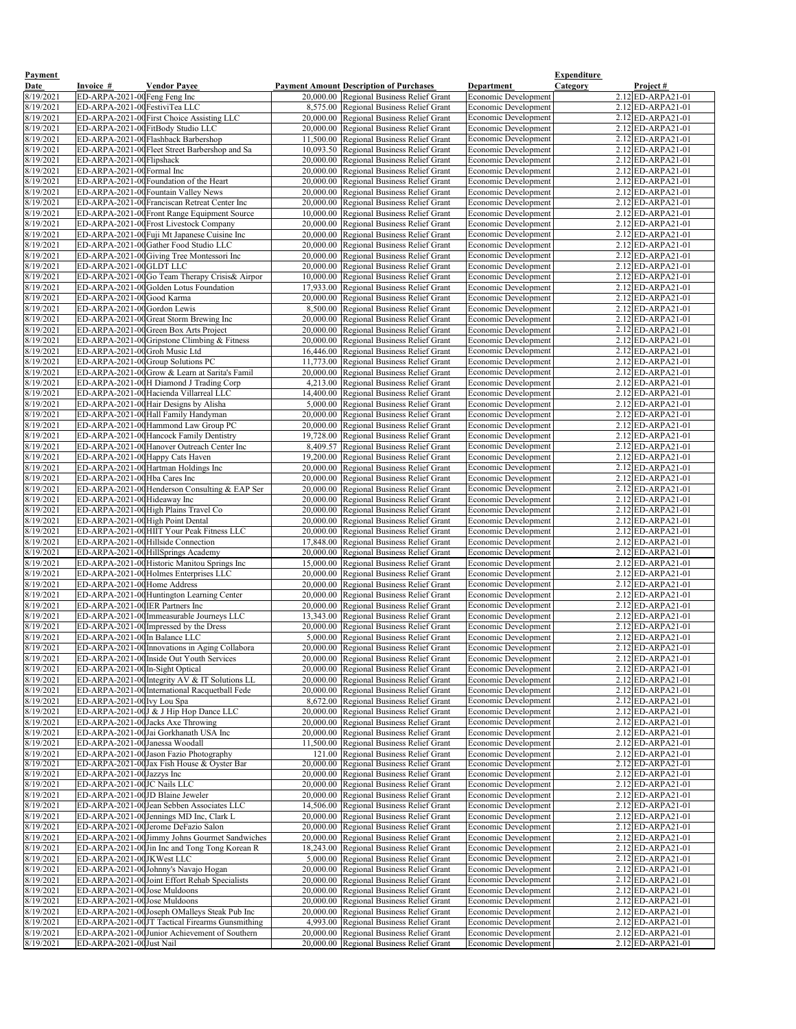| Payment Date | Invoice # | Vendor Payee | Payment Amount | Description of Purchases | Department | Expenditure Category | Project # |
|---|---|---|---|---|---|---|---|
| 8/19/2021 | ED-ARPA-2021-00 | Feng Feng Inc | 20,000.00 | Regional Business Relief Grant | Economic Development | 2.12 | ED-ARPA21-01 |
| 8/19/2021 | ED-ARPA-2021-00 | FestiviTea LLC | 8,575.00 | Regional Business Relief Grant | Economic Development | 2.12 | ED-ARPA21-01 |
| 8/19/2021 | ED-ARPA-2021-00 | First Choice Assisting LLC | 20,000.00 | Regional Business Relief Grant | Economic Development | 2.12 | ED-ARPA21-01 |
| 8/19/2021 | ED-ARPA-2021-00 | FitBody Studio LLC | 20,000.00 | Regional Business Relief Grant | Economic Development | 2.12 | ED-ARPA21-01 |
| 8/19/2021 | ED-ARPA-2021-00 | Flashback Barbershop | 11,500.00 | Regional Business Relief Grant | Economic Development | 2.12 | ED-ARPA21-01 |
| 8/19/2021 | ED-ARPA-2021-00 | Fleet Street Barbershop and Sa | 10,093.50 | Regional Business Relief Grant | Economic Development | 2.12 | ED-ARPA21-01 |
| 8/19/2021 | ED-ARPA-2021-00 | Flipshack | 20,000.00 | Regional Business Relief Grant | Economic Development | 2.12 | ED-ARPA21-01 |
| 8/19/2021 | ED-ARPA-2021-00 | Formal Inc | 20,000.00 | Regional Business Relief Grant | Economic Development | 2.12 | ED-ARPA21-01 |
| 8/19/2021 | ED-ARPA-2021-00 | Foundation of the Heart | 20,000.00 | Regional Business Relief Grant | Economic Development | 2.12 | ED-ARPA21-01 |
| 8/19/2021 | ED-ARPA-2021-00 | Fountain Valley News | 20,000.00 | Regional Business Relief Grant | Economic Development | 2.12 | ED-ARPA21-01 |
| 8/19/2021 | ED-ARPA-2021-00 | Franciscan Retreat Center Inc | 20,000.00 | Regional Business Relief Grant | Economic Development | 2.12 | ED-ARPA21-01 |
| 8/19/2021 | ED-ARPA-2021-00 | Front Range Equipment Source | 10,000.00 | Regional Business Relief Grant | Economic Development | 2.12 | ED-ARPA21-01 |
| 8/19/2021 | ED-ARPA-2021-00 | Frost Livestock Company | 20,000.00 | Regional Business Relief Grant | Economic Development | 2.12 | ED-ARPA21-01 |
| 8/19/2021 | ED-ARPA-2021-00 | Fuji Mt Japanese Cuisine Inc | 20,000.00 | Regional Business Relief Grant | Economic Development | 2.12 | ED-ARPA21-01 |
| 8/19/2021 | ED-ARPA-2021-00 | Gather Food Studio LLC | 20,000.00 | Regional Business Relief Grant | Economic Development | 2.12 | ED-ARPA21-01 |
| 8/19/2021 | ED-ARPA-2021-00 | Giving Tree Montessori Inc | 20,000.00 | Regional Business Relief Grant | Economic Development | 2.12 | ED-ARPA21-01 |
| 8/19/2021 | ED-ARPA-2021-00 | GLDT LLC | 20,000.00 | Regional Business Relief Grant | Economic Development | 2.12 | ED-ARPA21-01 |
| 8/19/2021 | ED-ARPA-2021-00 | Go Team Therapy Crisis& Airpor | 10,000.00 | Regional Business Relief Grant | Economic Development | 2.12 | ED-ARPA21-01 |
| 8/19/2021 | ED-ARPA-2021-00 | Golden Lotus Foundation | 17,933.00 | Regional Business Relief Grant | Economic Development | 2.12 | ED-ARPA21-01 |
| 8/19/2021 | ED-ARPA-2021-00 | Good Karma | 20,000.00 | Regional Business Relief Grant | Economic Development | 2.12 | ED-ARPA21-01 |
| 8/19/2021 | ED-ARPA-2021-00 | Gordon Lewis | 8,500.00 | Regional Business Relief Grant | Economic Development | 2.12 | ED-ARPA21-01 |
| 8/19/2021 | ED-ARPA-2021-00 | Great Storm Brewing Inc | 20,000.00 | Regional Business Relief Grant | Economic Development | 2.12 | ED-ARPA21-01 |
| 8/19/2021 | ED-ARPA-2021-00 | Green Box Arts Project | 20,000.00 | Regional Business Relief Grant | Economic Development | 2.12 | ED-ARPA21-01 |
| 8/19/2021 | ED-ARPA-2021-00 | Gripstone Climbing & Fitness | 20,000.00 | Regional Business Relief Grant | Economic Development | 2.12 | ED-ARPA21-01 |
| 8/19/2021 | ED-ARPA-2021-00 | Groh Music Ltd | 16,446.00 | Regional Business Relief Grant | Economic Development | 2.12 | ED-ARPA21-01 |
| 8/19/2021 | ED-ARPA-2021-00 | Group Solutions PC | 11,773.00 | Regional Business Relief Grant | Economic Development | 2.12 | ED-ARPA21-01 |
| 8/19/2021 | ED-ARPA-2021-00 | Grow & Learn at Sarita's Famil | 20,000.00 | Regional Business Relief Grant | Economic Development | 2.12 | ED-ARPA21-01 |
| 8/19/2021 | ED-ARPA-2021-00 | H Diamond J Trading Corp | 4,213.00 | Regional Business Relief Grant | Economic Development | 2.12 | ED-ARPA21-01 |
| 8/19/2021 | ED-ARPA-2021-00 | Hacienda Villarreal LLC | 14,400.00 | Regional Business Relief Grant | Economic Development | 2.12 | ED-ARPA21-01 |
| 8/19/2021 | ED-ARPA-2021-00 | Hair Designs by Alisha | 5,000.00 | Regional Business Relief Grant | Economic Development | 2.12 | ED-ARPA21-01 |
| 8/19/2021 | ED-ARPA-2021-00 | Hall Family Handyman | 20,000.00 | Regional Business Relief Grant | Economic Development | 2.12 | ED-ARPA21-01 |
| 8/19/2021 | ED-ARPA-2021-00 | Hammond Law Group PC | 20,000.00 | Regional Business Relief Grant | Economic Development | 2.12 | ED-ARPA21-01 |
| 8/19/2021 | ED-ARPA-2021-00 | Hancock Family Dentistry | 19,728.00 | Regional Business Relief Grant | Economic Development | 2.12 | ED-ARPA21-01 |
| 8/19/2021 | ED-ARPA-2021-00 | Hanover Outreach Center Inc | 8,409.57 | Regional Business Relief Grant | Economic Development | 2.12 | ED-ARPA21-01 |
| 8/19/2021 | ED-ARPA-2021-00 | Happy Cats Haven | 19,200.00 | Regional Business Relief Grant | Economic Development | 2.12 | ED-ARPA21-01 |
| 8/19/2021 | ED-ARPA-2021-00 | Hartman Holdings Inc | 20,000.00 | Regional Business Relief Grant | Economic Development | 2.12 | ED-ARPA21-01 |
| 8/19/2021 | ED-ARPA-2021-00 | Hba Cares Inc | 20,000.00 | Regional Business Relief Grant | Economic Development | 2.12 | ED-ARPA21-01 |
| 8/19/2021 | ED-ARPA-2021-00 | Henderson Consulting & EAP Ser | 20,000.00 | Regional Business Relief Grant | Economic Development | 2.12 | ED-ARPA21-01 |
| 8/19/2021 | ED-ARPA-2021-00 | Hideaway Inc | 20,000.00 | Regional Business Relief Grant | Economic Development | 2.12 | ED-ARPA21-01 |
| 8/19/2021 | ED-ARPA-2021-00 | High Plains Travel Co | 20,000.00 | Regional Business Relief Grant | Economic Development | 2.12 | ED-ARPA21-01 |
| 8/19/2021 | ED-ARPA-2021-00 | High Point Dental | 20,000.00 | Regional Business Relief Grant | Economic Development | 2.12 | ED-ARPA21-01 |
| 8/19/2021 | ED-ARPA-2021-00 | HIIT Your Peak Fitness LLC | 20,000.00 | Regional Business Relief Grant | Economic Development | 2.12 | ED-ARPA21-01 |
| 8/19/2021 | ED-ARPA-2021-00 | Hillside Connection | 17,848.00 | Regional Business Relief Grant | Economic Development | 2.12 | ED-ARPA21-01 |
| 8/19/2021 | ED-ARPA-2021-00 | HillSprings Academy | 20,000.00 | Regional Business Relief Grant | Economic Development | 2.12 | ED-ARPA21-01 |
| 8/19/2021 | ED-ARPA-2021-00 | Historic Manitou Springs Inc | 15,000.00 | Regional Business Relief Grant | Economic Development | 2.12 | ED-ARPA21-01 |
| 8/19/2021 | ED-ARPA-2021-00 | Holmes Enterprises LLC | 20,000.00 | Regional Business Relief Grant | Economic Development | 2.12 | ED-ARPA21-01 |
| 8/19/2021 | ED-ARPA-2021-00 | Home Address | 20,000.00 | Regional Business Relief Grant | Economic Development | 2.12 | ED-ARPA21-01 |
| 8/19/2021 | ED-ARPA-2021-00 | Huntington Learning Center | 20,000.00 | Regional Business Relief Grant | Economic Development | 2.12 | ED-ARPA21-01 |
| 8/19/2021 | ED-ARPA-2021-00 | IER Partners Inc | 20,000.00 | Regional Business Relief Grant | Economic Development | 2.12 | ED-ARPA21-01 |
| 8/19/2021 | ED-ARPA-2021-00 | Immeasurable Journeys LLC | 13,343.00 | Regional Business Relief Grant | Economic Development | 2.12 | ED-ARPA21-01 |
| 8/19/2021 | ED-ARPA-2021-00 | Impressed by the Dress | 20,000.00 | Regional Business Relief Grant | Economic Development | 2.12 | ED-ARPA21-01 |
| 8/19/2021 | ED-ARPA-2021-00 | In Balance LLC | 5,000.00 | Regional Business Relief Grant | Economic Development | 2.12 | ED-ARPA21-01 |
| 8/19/2021 | ED-ARPA-2021-00 | Innovations in Aging Collabora | 20,000.00 | Regional Business Relief Grant | Economic Development | 2.12 | ED-ARPA21-01 |
| 8/19/2021 | ED-ARPA-2021-00 | Inside Out Youth Services | 20,000.00 | Regional Business Relief Grant | Economic Development | 2.12 | ED-ARPA21-01 |
| 8/19/2021 | ED-ARPA-2021-00 | In-Sight Optical | 20,000.00 | Regional Business Relief Grant | Economic Development | 2.12 | ED-ARPA21-01 |
| 8/19/2021 | ED-ARPA-2021-00 | Integrity AV & IT Solutions LL | 20,000.00 | Regional Business Relief Grant | Economic Development | 2.12 | ED-ARPA21-01 |
| 8/19/2021 | ED-ARPA-2021-00 | International Racquetball Fede | 20,000.00 | Regional Business Relief Grant | Economic Development | 2.12 | ED-ARPA21-01 |
| 8/19/2021 | ED-ARPA-2021-00 | Ivy Lou Spa | 8,672.00 | Regional Business Relief Grant | Economic Development | 2.12 | ED-ARPA21-01 |
| 8/19/2021 | ED-ARPA-2021-00 | J & J Hip Hop Dance LLC | 20,000.00 | Regional Business Relief Grant | Economic Development | 2.12 | ED-ARPA21-01 |
| 8/19/2021 | ED-ARPA-2021-00 | Jacks Axe Throwing | 20,000.00 | Regional Business Relief Grant | Economic Development | 2.12 | ED-ARPA21-01 |
| 8/19/2021 | ED-ARPA-2021-00 | Jai Gorkhanath USA Inc | 20,000.00 | Regional Business Relief Grant | Economic Development | 2.12 | ED-ARPA21-01 |
| 8/19/2021 | ED-ARPA-2021-00 | Janessa Woodall | 11,500.00 | Regional Business Relief Grant | Economic Development | 2.12 | ED-ARPA21-01 |
| 8/19/2021 | ED-ARPA-2021-00 | Jason Fazio Photography | 121.00 | Regional Business Relief Grant | Economic Development | 2.12 | ED-ARPA21-01 |
| 8/19/2021 | ED-ARPA-2021-00 | Jax Fish House & Oyster Bar | 20,000.00 | Regional Business Relief Grant | Economic Development | 2.12 | ED-ARPA21-01 |
| 8/19/2021 | ED-ARPA-2021-00 | Jazzys Inc | 20,000.00 | Regional Business Relief Grant | Economic Development | 2.12 | ED-ARPA21-01 |
| 8/19/2021 | ED-ARPA-2021-00 | JC Nails LLC | 20,000.00 | Regional Business Relief Grant | Economic Development | 2.12 | ED-ARPA21-01 |
| 8/19/2021 | ED-ARPA-2021-00 | JD Blaine Jeweler | 20,000.00 | Regional Business Relief Grant | Economic Development | 2.12 | ED-ARPA21-01 |
| 8/19/2021 | ED-ARPA-2021-00 | Jean Sebben Associates LLC | 14,506.00 | Regional Business Relief Grant | Economic Development | 2.12 | ED-ARPA21-01 |
| 8/19/2021 | ED-ARPA-2021-00 | Jennings MD Inc, Clark L | 20,000.00 | Regional Business Relief Grant | Economic Development | 2.12 | ED-ARPA21-01 |
| 8/19/2021 | ED-ARPA-2021-00 | Jerome DeFazio Salon | 20,000.00 | Regional Business Relief Grant | Economic Development | 2.12 | ED-ARPA21-01 |
| 8/19/2021 | ED-ARPA-2021-00 | Jimmy Johns Gourmet Sandwiches | 20,000.00 | Regional Business Relief Grant | Economic Development | 2.12 | ED-ARPA21-01 |
| 8/19/2021 | ED-ARPA-2021-00 | Jin Inc and Tong Tong Korean R | 18,243.00 | Regional Business Relief Grant | Economic Development | 2.12 | ED-ARPA21-01 |
| 8/19/2021 | ED-ARPA-2021-00 | JKWest LLC | 5,000.00 | Regional Business Relief Grant | Economic Development | 2.12 | ED-ARPA21-01 |
| 8/19/2021 | ED-ARPA-2021-00 | Johnny's Navajo Hogan | 20,000.00 | Regional Business Relief Grant | Economic Development | 2.12 | ED-ARPA21-01 |
| 8/19/2021 | ED-ARPA-2021-00 | Joint Effort Rehab Specialists | 20,000.00 | Regional Business Relief Grant | Economic Development | 2.12 | ED-ARPA21-01 |
| 8/19/2021 | ED-ARPA-2021-00 | Jose Muldoons | 20,000.00 | Regional Business Relief Grant | Economic Development | 2.12 | ED-ARPA21-01 |
| 8/19/2021 | ED-ARPA-2021-00 | Jose Muldoons | 20,000.00 | Regional Business Relief Grant | Economic Development | 2.12 | ED-ARPA21-01 |
| 8/19/2021 | ED-ARPA-2021-00 | Joseph OMalleys Steak Pub Inc | 20,000.00 | Regional Business Relief Grant | Economic Development | 2.12 | ED-ARPA21-01 |
| 8/19/2021 | ED-ARPA-2021-00 | JT Tactical Firearms Gunsmithing | 4,993.00 | Regional Business Relief Grant | Economic Development | 2.12 | ED-ARPA21-01 |
| 8/19/2021 | ED-ARPA-2021-00 | Junior Achievement of Southern | 20,000.00 | Regional Business Relief Grant | Economic Development | 2.12 | ED-ARPA21-01 |
| 8/19/2021 | ED-ARPA-2021-00 | Just Nail | 20,000.00 | Regional Business Relief Grant | Economic Development | 2.12 | ED-ARPA21-01 |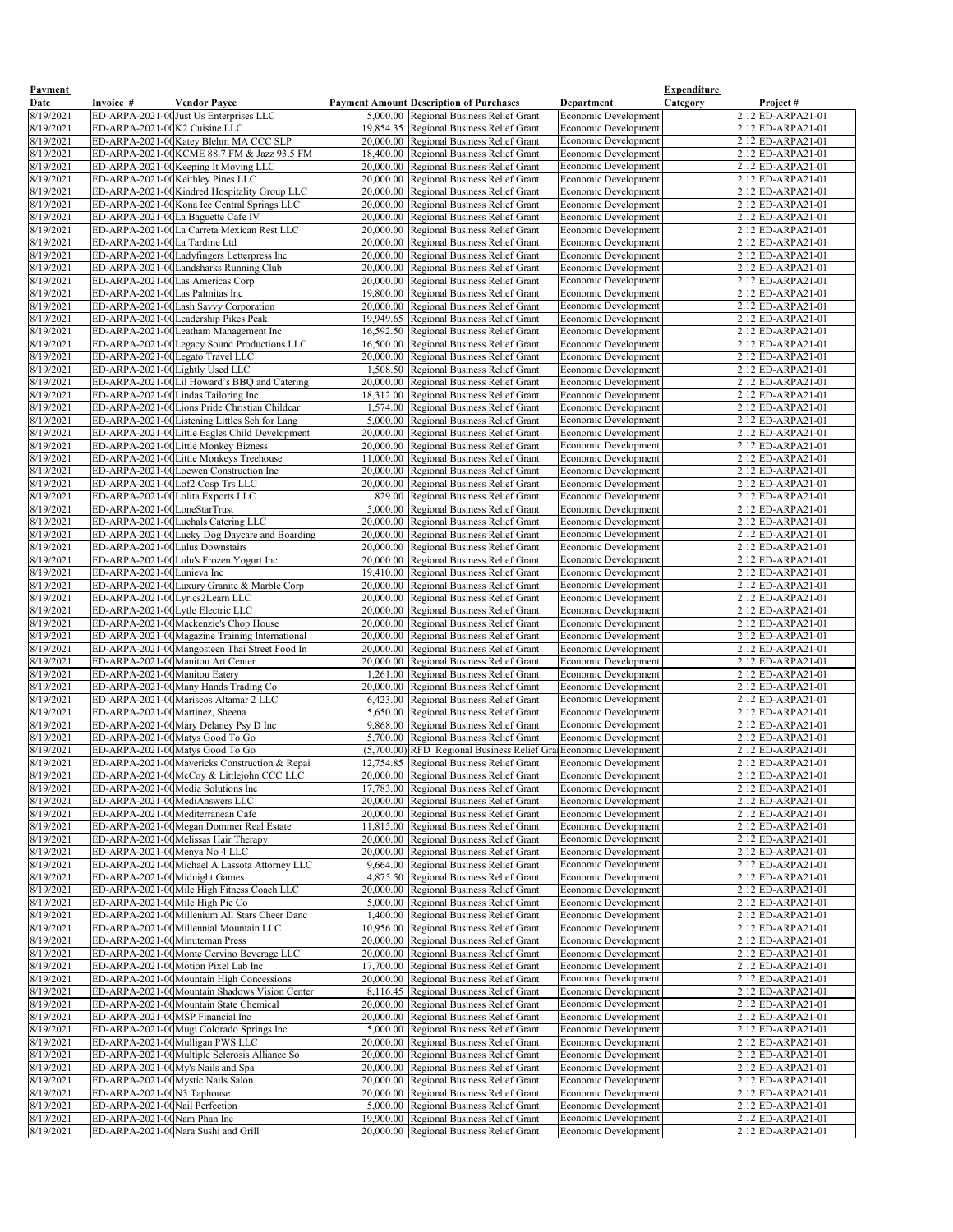| Payment Date | Invoice # | Vendor Payee | Payment Amount | Description of Purchases | Department | Expenditure Category | Project # |
|---|---|---|---|---|---|---|---|
| 8/19/2021 | ED-ARPA-2021-00 | Just Us Enterprises LLC | 5,000.00 | Regional Business Relief Grant | Economic Development | 2.12 | ED-ARPA21-01 |
| 8/19/2021 | ED-ARPA-2021-00 | K2 Cuisine LLC | 19,854.35 | Regional Business Relief Grant | Economic Development | 2.12 | ED-ARPA21-01 |
| 8/19/2021 | ED-ARPA-2021-00 | Katey Blehm MA CCC SLP | 20,000.00 | Regional Business Relief Grant | Economic Development | 2.12 | ED-ARPA21-01 |
| 8/19/2021 | ED-ARPA-2021-00 | KCME 88.7 FM & Jazz 93.5 FM | 18,400.00 | Regional Business Relief Grant | Economic Development | 2.12 | ED-ARPA21-01 |
| 8/19/2021 | ED-ARPA-2021-00 | Keeping It Moving LLC | 20,000.00 | Regional Business Relief Grant | Economic Development | 2.12 | ED-ARPA21-01 |
| 8/19/2021 | ED-ARPA-2021-00 | Keithley Pines LLC | 20,000.00 | Regional Business Relief Grant | Economic Development | 2.12 | ED-ARPA21-01 |
| 8/19/2021 | ED-ARPA-2021-00 | Kindred Hospitality Group LLC | 20,000.00 | Regional Business Relief Grant | Economic Development | 2.12 | ED-ARPA21-01 |
| 8/19/2021 | ED-ARPA-2021-00 | Kona Ice Central Springs LLC | 20,000.00 | Regional Business Relief Grant | Economic Development | 2.12 | ED-ARPA21-01 |
| 8/19/2021 | ED-ARPA-2021-00 | La Baguette Cafe IV | 20,000.00 | Regional Business Relief Grant | Economic Development | 2.12 | ED-ARPA21-01 |
| 8/19/2021 | ED-ARPA-2021-00 | La Carreta Mexican Rest LLC | 20,000.00 | Regional Business Relief Grant | Economic Development | 2.12 | ED-ARPA21-01 |
| 8/19/2021 | ED-ARPA-2021-00 | La Tardine Ltd | 20,000.00 | Regional Business Relief Grant | Economic Development | 2.12 | ED-ARPA21-01 |
| 8/19/2021 | ED-ARPA-2021-00 | Ladyfingers Letterpress Inc | 20,000.00 | Regional Business Relief Grant | Economic Development | 2.12 | ED-ARPA21-01 |
| 8/19/2021 | ED-ARPA-2021-00 | Landsharks Running Club | 20,000.00 | Regional Business Relief Grant | Economic Development | 2.12 | ED-ARPA21-01 |
| 8/19/2021 | ED-ARPA-2021-00 | Las Americas Corp | 20,000.00 | Regional Business Relief Grant | Economic Development | 2.12 | ED-ARPA21-01 |
| 8/19/2021 | ED-ARPA-2021-00 | Las Palmitas Inc | 19,800.00 | Regional Business Relief Grant | Economic Development | 2.12 | ED-ARPA21-01 |
| 8/19/2021 | ED-ARPA-2021-00 | Lash Savvy Corporation | 20,000.00 | Regional Business Relief Grant | Economic Development | 2.12 | ED-ARPA21-01 |
| 8/19/2021 | ED-ARPA-2021-00 | Leadership Pikes Peak | 19,949.65 | Regional Business Relief Grant | Economic Development | 2.12 | ED-ARPA21-01 |
| 8/19/2021 | ED-ARPA-2021-00 | Leatham Management Inc | 16,592.50 | Regional Business Relief Grant | Economic Development | 2.12 | ED-ARPA21-01 |
| 8/19/2021 | ED-ARPA-2021-00 | Legacy Sound Productions LLC | 16,500.00 | Regional Business Relief Grant | Economic Development | 2.12 | ED-ARPA21-01 |
| 8/19/2021 | ED-ARPA-2021-00 | Legato Travel LLC | 20,000.00 | Regional Business Relief Grant | Economic Development | 2.12 | ED-ARPA21-01 |
| 8/19/2021 | ED-ARPA-2021-00 | Lightly Used LLC | 1,508.50 | Regional Business Relief Grant | Economic Development | 2.12 | ED-ARPA21-01 |
| 8/19/2021 | ED-ARPA-2021-00 | Lil Howard's BBQ and Catering | 20,000.00 | Regional Business Relief Grant | Economic Development | 2.12 | ED-ARPA21-01 |
| 8/19/2021 | ED-ARPA-2021-00 | Lindas Tailoring Inc | 18,312.00 | Regional Business Relief Grant | Economic Development | 2.12 | ED-ARPA21-01 |
| 8/19/2021 | ED-ARPA-2021-00 | Lions Pride Christian Childcar | 1,574.00 | Regional Business Relief Grant | Economic Development | 2.12 | ED-ARPA21-01 |
| 8/19/2021 | ED-ARPA-2021-00 | Listening Littles Sch for Lang | 5,000.00 | Regional Business Relief Grant | Economic Development | 2.12 | ED-ARPA21-01 |
| 8/19/2021 | ED-ARPA-2021-00 | Little Eagles Child Development | 20,000.00 | Regional Business Relief Grant | Economic Development | 2.12 | ED-ARPA21-01 |
| 8/19/2021 | ED-ARPA-2021-00 | Little Monkey Bizness | 20,000.00 | Regional Business Relief Grant | Economic Development | 2.12 | ED-ARPA21-01 |
| 8/19/2021 | ED-ARPA-2021-00 | Little Monkeys Treehouse | 11,000.00 | Regional Business Relief Grant | Economic Development | 2.12 | ED-ARPA21-01 |
| 8/19/2021 | ED-ARPA-2021-00 | Loewen Construction Inc | 20,000.00 | Regional Business Relief Grant | Economic Development | 2.12 | ED-ARPA21-01 |
| 8/19/2021 | ED-ARPA-2021-00 | Lof2 Cosp Trs LLC | 20,000.00 | Regional Business Relief Grant | Economic Development | 2.12 | ED-ARPA21-01 |
| 8/19/2021 | ED-ARPA-2021-00 | Lolita Exports LLC | 829.00 | Regional Business Relief Grant | Economic Development | 2.12 | ED-ARPA21-01 |
| 8/19/2021 | ED-ARPA-2021-00 | LoneStarTrust | 5,000.00 | Regional Business Relief Grant | Economic Development | 2.12 | ED-ARPA21-01 |
| 8/19/2021 | ED-ARPA-2021-00 | Luchals Catering LLC | 20,000.00 | Regional Business Relief Grant | Economic Development | 2.12 | ED-ARPA21-01 |
| 8/19/2021 | ED-ARPA-2021-00 | Lucky Dog Daycare and Boarding | 20,000.00 | Regional Business Relief Grant | Economic Development | 2.12 | ED-ARPA21-01 |
| 8/19/2021 | ED-ARPA-2021-00 | Lulus Downstairs | 20,000.00 | Regional Business Relief Grant | Economic Development | 2.12 | ED-ARPA21-01 |
| 8/19/2021 | ED-ARPA-2021-00 | Lulu's Frozen Yogurt Inc | 20,000.00 | Regional Business Relief Grant | Economic Development | 2.12 | ED-ARPA21-01 |
| 8/19/2021 | ED-ARPA-2021-00 | Lunieva Inc | 19,410.00 | Regional Business Relief Grant | Economic Development | 2.12 | ED-ARPA21-01 |
| 8/19/2021 | ED-ARPA-2021-00 | Luxury Granite & Marble Corp | 20,000.00 | Regional Business Relief Grant | Economic Development | 2.12 | ED-ARPA21-01 |
| 8/19/2021 | ED-ARPA-2021-00 | Lyrics2Learn LLC | 20,000.00 | Regional Business Relief Grant | Economic Development | 2.12 | ED-ARPA21-01 |
| 8/19/2021 | ED-ARPA-2021-00 | Lytle Electric LLC | 20,000.00 | Regional Business Relief Grant | Economic Development | 2.12 | ED-ARPA21-01 |
| 8/19/2021 | ED-ARPA-2021-00 | Mackenzie's Chop House | 20,000.00 | Regional Business Relief Grant | Economic Development | 2.12 | ED-ARPA21-01 |
| 8/19/2021 | ED-ARPA-2021-00 | Magazine Training International | 20,000.00 | Regional Business Relief Grant | Economic Development | 2.12 | ED-ARPA21-01 |
| 8/19/2021 | ED-ARPA-2021-00 | Mangosteen Thai Street Food In | 20,000.00 | Regional Business Relief Grant | Economic Development | 2.12 | ED-ARPA21-01 |
| 8/19/2021 | ED-ARPA-2021-00 | Manitou Art Center | 20,000.00 | Regional Business Relief Grant | Economic Development | 2.12 | ED-ARPA21-01 |
| 8/19/2021 | ED-ARPA-2021-00 | Manitou Eatery | 1,261.00 | Regional Business Relief Grant | Economic Development | 2.12 | ED-ARPA21-01 |
| 8/19/2021 | ED-ARPA-2021-00 | Many Hands Trading Co | 20,000.00 | Regional Business Relief Grant | Economic Development | 2.12 | ED-ARPA21-01 |
| 8/19/2021 | ED-ARPA-2021-00 | Mariscos Altamar 2 LLC | 6,423.00 | Regional Business Relief Grant | Economic Development | 2.12 | ED-ARPA21-01 |
| 8/19/2021 | ED-ARPA-2021-00 | Martinez, Sheena | 5,650.00 | Regional Business Relief Grant | Economic Development | 2.12 | ED-ARPA21-01 |
| 8/19/2021 | ED-ARPA-2021-00 | Mary Delaney Psy D Inc | 9,868.00 | Regional Business Relief Grant | Economic Development | 2.12 | ED-ARPA21-01 |
| 8/19/2021 | ED-ARPA-2021-00 | Matys Good To Go | 5,700.00 | Regional Business Relief Grant | Economic Development | 2.12 | ED-ARPA21-01 |
| 8/19/2021 | ED-ARPA-2021-00 | Matys Good To Go | (5,700.00) | RFD Regional Business Relief Gra | Economic Development | 2.12 | ED-ARPA21-01 |
| 8/19/2021 | ED-ARPA-2021-00 | Mavericks Construction & Repai | 12,754.85 | Regional Business Relief Grant | Economic Development | 2.12 | ED-ARPA21-01 |
| 8/19/2021 | ED-ARPA-2021-00 | McCoy & Littlejohn CCC LLC | 20,000.00 | Regional Business Relief Grant | Economic Development | 2.12 | ED-ARPA21-01 |
| 8/19/2021 | ED-ARPA-2021-00 | Media Solutions Inc | 17,783.00 | Regional Business Relief Grant | Economic Development | 2.12 | ED-ARPA21-01 |
| 8/19/2021 | ED-ARPA-2021-00 | MediAnswers LLC | 20,000.00 | Regional Business Relief Grant | Economic Development | 2.12 | ED-ARPA21-01 |
| 8/19/2021 | ED-ARPA-2021-00 | Mediterranean Cafe | 20,000.00 | Regional Business Relief Grant | Economic Development | 2.12 | ED-ARPA21-01 |
| 8/19/2021 | ED-ARPA-2021-00 | Megan Dommer Real Estate | 11,815.00 | Regional Business Relief Grant | Economic Development | 2.12 | ED-ARPA21-01 |
| 8/19/2021 | ED-ARPA-2021-00 | Melissas Hair Therapy | 20,000.00 | Regional Business Relief Grant | Economic Development | 2.12 | ED-ARPA21-01 |
| 8/19/2021 | ED-ARPA-2021-00 | Menya No 4 LLC | 20,000.00 | Regional Business Relief Grant | Economic Development | 2.12 | ED-ARPA21-01 |
| 8/19/2021 | ED-ARPA-2021-00 | Michael A Lassota Attorney LLC | 9,664.00 | Regional Business Relief Grant | Economic Development | 2.12 | ED-ARPA21-01 |
| 8/19/2021 | ED-ARPA-2021-00 | Midnight Games | 4,875.50 | Regional Business Relief Grant | Economic Development | 2.12 | ED-ARPA21-01 |
| 8/19/2021 | ED-ARPA-2021-00 | Mile High Fitness Coach LLC | 20,000.00 | Regional Business Relief Grant | Economic Development | 2.12 | ED-ARPA21-01 |
| 8/19/2021 | ED-ARPA-2021-00 | Mile High Pie Co | 5,000.00 | Regional Business Relief Grant | Economic Development | 2.12 | ED-ARPA21-01 |
| 8/19/2021 | ED-ARPA-2021-00 | Millenium All Stars Cheer Danc | 1,400.00 | Regional Business Relief Grant | Economic Development | 2.12 | ED-ARPA21-01 |
| 8/19/2021 | ED-ARPA-2021-00 | Millennial Mountain LLC | 10,956.00 | Regional Business Relief Grant | Economic Development | 2.12 | ED-ARPA21-01 |
| 8/19/2021 | ED-ARPA-2021-00 | Minuteman Press | 20,000.00 | Regional Business Relief Grant | Economic Development | 2.12 | ED-ARPA21-01 |
| 8/19/2021 | ED-ARPA-2021-00 | Monte Cervino Beverage LLC | 20,000.00 | Regional Business Relief Grant | Economic Development | 2.12 | ED-ARPA21-01 |
| 8/19/2021 | ED-ARPA-2021-00 | Motion Pixel Lab Inc | 17,700.00 | Regional Business Relief Grant | Economic Development | 2.12 | ED-ARPA21-01 |
| 8/19/2021 | ED-ARPA-2021-00 | Mountain High Concessions | 20,000.00 | Regional Business Relief Grant | Economic Development | 2.12 | ED-ARPA21-01 |
| 8/19/2021 | ED-ARPA-2021-00 | Mountain Shadows Vision Center | 8,116.45 | Regional Business Relief Grant | Economic Development | 2.12 | ED-ARPA21-01 |
| 8/19/2021 | ED-ARPA-2021-00 | Mountain State Chemical | 20,000.00 | Regional Business Relief Grant | Economic Development | 2.12 | ED-ARPA21-01 |
| 8/19/2021 | ED-ARPA-2021-00 | MSP Financial Inc | 20,000.00 | Regional Business Relief Grant | Economic Development | 2.12 | ED-ARPA21-01 |
| 8/19/2021 | ED-ARPA-2021-00 | Mugi Colorado Springs Inc | 5,000.00 | Regional Business Relief Grant | Economic Development | 2.12 | ED-ARPA21-01 |
| 8/19/2021 | ED-ARPA-2021-00 | Mulligan PWS LLC | 20,000.00 | Regional Business Relief Grant | Economic Development | 2.12 | ED-ARPA21-01 |
| 8/19/2021 | ED-ARPA-2021-00 | Multiple Sclerosis Alliance So | 20,000.00 | Regional Business Relief Grant | Economic Development | 2.12 | ED-ARPA21-01 |
| 8/19/2021 | ED-ARPA-2021-00 | My's Nails and Spa | 20,000.00 | Regional Business Relief Grant | Economic Development | 2.12 | ED-ARPA21-01 |
| 8/19/2021 | ED-ARPA-2021-00 | Mystic Nails Salon | 20,000.00 | Regional Business Relief Grant | Economic Development | 2.12 | ED-ARPA21-01 |
| 8/19/2021 | ED-ARPA-2021-00 | N3 Taphouse | 20,000.00 | Regional Business Relief Grant | Economic Development | 2.12 | ED-ARPA21-01 |
| 8/19/2021 | ED-ARPA-2021-00 | Nail Perfection | 5,000.00 | Regional Business Relief Grant | Economic Development | 2.12 | ED-ARPA21-01 |
| 8/19/2021 | ED-ARPA-2021-00 | Nam Phan Inc | 19,900.00 | Regional Business Relief Grant | Economic Development | 2.12 | ED-ARPA21-01 |
| 8/19/2021 | ED-ARPA-2021-00 | Nara Sushi and Grill | 20,000.00 | Regional Business Relief Grant | Economic Development | 2.12 | ED-ARPA21-01 |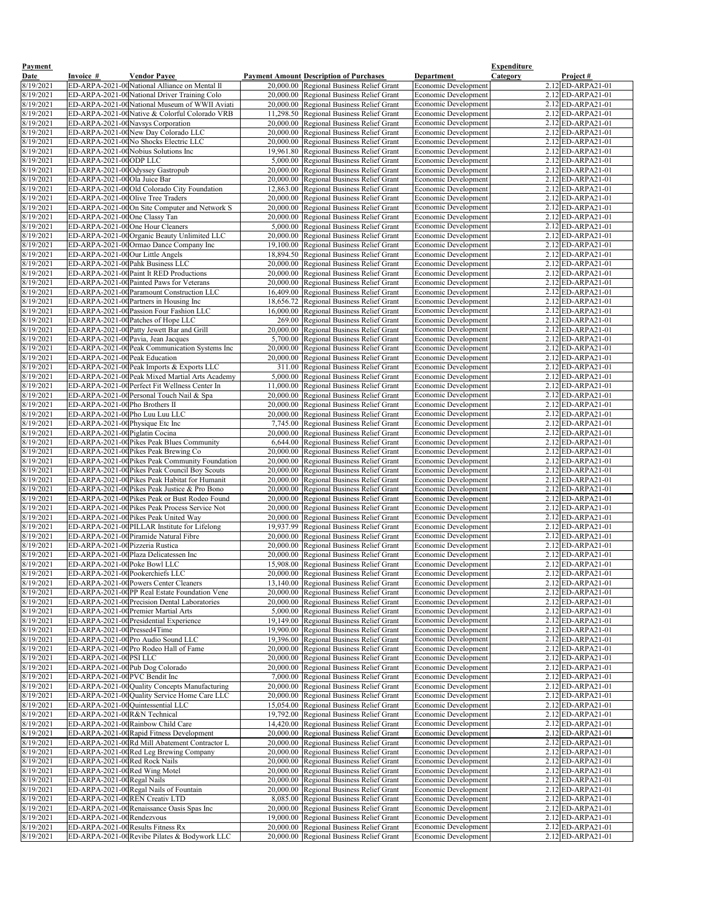| Payment Date | Invoice # | Vendor Payee | Payment Amount | Description of Purchases | Department | Expenditure Category | Project # |
|---|---|---|---|---|---|---|---|
| 8/19/2021 | ED-ARPA-2021-00 | National Alliance on Mental Il | 20,000.00 | Regional Business Relief Grant | Economic Development | 2.12 | ED-ARPA21-01 |
| 8/19/2021 | ED-ARPA-2021-00 | National Driver Training Colo | 20,000.00 | Regional Business Relief Grant | Economic Development | 2.12 | ED-ARPA21-01 |
| 8/19/2021 | ED-ARPA-2021-00 | National Museum of WWII Aviati | 20,000.00 | Regional Business Relief Grant | Economic Development | 2.12 | ED-ARPA21-01 |
| 8/19/2021 | ED-ARPA-2021-00 | Native & Colorful Colorado VRB | 11,298.50 | Regional Business Relief Grant | Economic Development | 2.12 | ED-ARPA21-01 |
| 8/19/2021 | ED-ARPA-2021-00 | Navsys Corporation | 20,000.00 | Regional Business Relief Grant | Economic Development | 2.12 | ED-ARPA21-01 |
| 8/19/2021 | ED-ARPA-2021-00 | New Day Colorado LLC | 20,000.00 | Regional Business Relief Grant | Economic Development | 2.12 | ED-ARPA21-01 |
| 8/19/2021 | ED-ARPA-2021-00 | No Shocks Electric LLC | 20,000.00 | Regional Business Relief Grant | Economic Development | 2.12 | ED-ARPA21-01 |
| 8/19/2021 | ED-ARPA-2021-00 | Nobius Solutions Inc | 19,961.80 | Regional Business Relief Grant | Economic Development | 2.12 | ED-ARPA21-01 |
| 8/19/2021 | ED-ARPA-2021-00 | ODP LLC | 5,000.00 | Regional Business Relief Grant | Economic Development | 2.12 | ED-ARPA21-01 |
| 8/19/2021 | ED-ARPA-2021-00 | Odyssey Gastropub | 20,000.00 | Regional Business Relief Grant | Economic Development | 2.12 | ED-ARPA21-01 |
| 8/19/2021 | ED-ARPA-2021-00 | Ola Juice Bar | 20,000.00 | Regional Business Relief Grant | Economic Development | 2.12 | ED-ARPA21-01 |
| 8/19/2021 | ED-ARPA-2021-00 | Old Colorado City Foundation | 12,863.00 | Regional Business Relief Grant | Economic Development | 2.12 | ED-ARPA21-01 |
| 8/19/2021 | ED-ARPA-2021-00 | Olive Tree Traders | 20,000.00 | Regional Business Relief Grant | Economic Development | 2.12 | ED-ARPA21-01 |
| 8/19/2021 | ED-ARPA-2021-00 | On Site Computer and Network S | 20,000.00 | Regional Business Relief Grant | Economic Development | 2.12 | ED-ARPA21-01 |
| 8/19/2021 | ED-ARPA-2021-00 | One Classy Tan | 20,000.00 | Regional Business Relief Grant | Economic Development | 2.12 | ED-ARPA21-01 |
| 8/19/2021 | ED-ARPA-2021-00 | One Hour Cleaners | 5,000.00 | Regional Business Relief Grant | Economic Development | 2.12 | ED-ARPA21-01 |
| 8/19/2021 | ED-ARPA-2021-00 | Organic Beauty Unlimited LLC | 20,000.00 | Regional Business Relief Grant | Economic Development | 2.12 | ED-ARPA21-01 |
| 8/19/2021 | ED-ARPA-2021-00 | Ormao Dance Company Inc | 19,100.00 | Regional Business Relief Grant | Economic Development | 2.12 | ED-ARPA21-01 |
| 8/19/2021 | ED-ARPA-2021-00 | Our Little Angels | 18,894.50 | Regional Business Relief Grant | Economic Development | 2.12 | ED-ARPA21-01 |
| 8/19/2021 | ED-ARPA-2021-00 | Pahk Business LLC | 20,000.00 | Regional Business Relief Grant | Economic Development | 2.12 | ED-ARPA21-01 |
| 8/19/2021 | ED-ARPA-2021-00 | Paint It RED Productions | 20,000.00 | Regional Business Relief Grant | Economic Development | 2.12 | ED-ARPA21-01 |
| 8/19/2021 | ED-ARPA-2021-00 | Painted Paws for Veterans | 20,000.00 | Regional Business Relief Grant | Economic Development | 2.12 | ED-ARPA21-01 |
| 8/19/2021 | ED-ARPA-2021-00 | Paramount Construction LLC | 16,409.00 | Regional Business Relief Grant | Economic Development | 2.12 | ED-ARPA21-01 |
| 8/19/2021 | ED-ARPA-2021-00 | Partners in Housing Inc | 18,656.72 | Regional Business Relief Grant | Economic Development | 2.12 | ED-ARPA21-01 |
| 8/19/2021 | ED-ARPA-2021-00 | Passion Four Fashion LLC | 16,000.00 | Regional Business Relief Grant | Economic Development | 2.12 | ED-ARPA21-01 |
| 8/19/2021 | ED-ARPA-2021-00 | Patches of Hope LLC | 269.00 | Regional Business Relief Grant | Economic Development | 2.12 | ED-ARPA21-01 |
| 8/19/2021 | ED-ARPA-2021-00 | Patty Jewett Bar and Grill | 20,000.00 | Regional Business Relief Grant | Economic Development | 2.12 | ED-ARPA21-01 |
| 8/19/2021 | ED-ARPA-2021-00 | Pavia, Jean Jacques | 5,700.00 | Regional Business Relief Grant | Economic Development | 2.12 | ED-ARPA21-01 |
| 8/19/2021 | ED-ARPA-2021-00 | Peak Communication Systems Inc | 20,000.00 | Regional Business Relief Grant | Economic Development | 2.12 | ED-ARPA21-01 |
| 8/19/2021 | ED-ARPA-2021-00 | Peak Education | 20,000.00 | Regional Business Relief Grant | Economic Development | 2.12 | ED-ARPA21-01 |
| 8/19/2021 | ED-ARPA-2021-00 | Peak Imports & Exports LLC | 311.00 | Regional Business Relief Grant | Economic Development | 2.12 | ED-ARPA21-01 |
| 8/19/2021 | ED-ARPA-2021-00 | Peak Mixed Martial Arts Academy | 5,000.00 | Regional Business Relief Grant | Economic Development | 2.12 | ED-ARPA21-01 |
| 8/19/2021 | ED-ARPA-2021-00 | Perfect Fit Wellness Center In | 11,000.00 | Regional Business Relief Grant | Economic Development | 2.12 | ED-ARPA21-01 |
| 8/19/2021 | ED-ARPA-2021-00 | Personal Touch Nail & Spa | 20,000.00 | Regional Business Relief Grant | Economic Development | 2.12 | ED-ARPA21-01 |
| 8/19/2021 | ED-ARPA-2021-00 | Pho Brothers II | 20,000.00 | Regional Business Relief Grant | Economic Development | 2.12 | ED-ARPA21-01 |
| 8/19/2021 | ED-ARPA-2021-00 | Pho Luu Luu LLC | 20,000.00 | Regional Business Relief Grant | Economic Development | 2.12 | ED-ARPA21-01 |
| 8/19/2021 | ED-ARPA-2021-00 | Physique Etc Inc | 7,745.00 | Regional Business Relief Grant | Economic Development | 2.12 | ED-ARPA21-01 |
| 8/19/2021 | ED-ARPA-2021-00 | Piglatin Cocina | 20,000.00 | Regional Business Relief Grant | Economic Development | 2.12 | ED-ARPA21-01 |
| 8/19/2021 | ED-ARPA-2021-00 | Pikes Peak Blues Community | 6,644.00 | Regional Business Relief Grant | Economic Development | 2.12 | ED-ARPA21-01 |
| 8/19/2021 | ED-ARPA-2021-00 | Pikes Peak Brewing Co | 20,000.00 | Regional Business Relief Grant | Economic Development | 2.12 | ED-ARPA21-01 |
| 8/19/2021 | ED-ARPA-2021-00 | Pikes Peak Community Foundation | 20,000.00 | Regional Business Relief Grant | Economic Development | 2.12 | ED-ARPA21-01 |
| 8/19/2021 | ED-ARPA-2021-00 | Pikes Peak Council Boy Scouts | 20,000.00 | Regional Business Relief Grant | Economic Development | 2.12 | ED-ARPA21-01 |
| 8/19/2021 | ED-ARPA-2021-00 | Pikes Peak Habitat for Humanit | 20,000.00 | Regional Business Relief Grant | Economic Development | 2.12 | ED-ARPA21-01 |
| 8/19/2021 | ED-ARPA-2021-00 | Pikes Peak Justice & Pro Bono | 20,000.00 | Regional Business Relief Grant | Economic Development | 2.12 | ED-ARPA21-01 |
| 8/19/2021 | ED-ARPA-2021-00 | Pikes Peak or Bust Rodeo Found | 20,000.00 | Regional Business Relief Grant | Economic Development | 2.12 | ED-ARPA21-01 |
| 8/19/2021 | ED-ARPA-2021-00 | Pikes Peak Process Service Not | 20,000.00 | Regional Business Relief Grant | Economic Development | 2.12 | ED-ARPA21-01 |
| 8/19/2021 | ED-ARPA-2021-00 | Pikes Peak United Way | 20,000.00 | Regional Business Relief Grant | Economic Development | 2.12 | ED-ARPA21-01 |
| 8/19/2021 | ED-ARPA-2021-00 | PILLAR Institute for Lifelong | 19,937.99 | Regional Business Relief Grant | Economic Development | 2.12 | ED-ARPA21-01 |
| 8/19/2021 | ED-ARPA-2021-00 | Piramide Natural Fibre | 20,000.00 | Regional Business Relief Grant | Economic Development | 2.12 | ED-ARPA21-01 |
| 8/19/2021 | ED-ARPA-2021-00 | Pizzeria Rustica | 20,000.00 | Regional Business Relief Grant | Economic Development | 2.12 | ED-ARPA21-01 |
| 8/19/2021 | ED-ARPA-2021-00 | Plaza Delicatessen Inc | 20,000.00 | Regional Business Relief Grant | Economic Development | 2.12 | ED-ARPA21-01 |
| 8/19/2021 | ED-ARPA-2021-00 | Poke Bowl LLC | 15,908.00 | Regional Business Relief Grant | Economic Development | 2.12 | ED-ARPA21-01 |
| 8/19/2021 | ED-ARPA-2021-00 | Pookerchiefs LLC | 20,000.00 | Regional Business Relief Grant | Economic Development | 2.12 | ED-ARPA21-01 |
| 8/19/2021 | ED-ARPA-2021-00 | Powers Center Cleaners | 13,140.00 | Regional Business Relief Grant | Economic Development | 2.12 | ED-ARPA21-01 |
| 8/19/2021 | ED-ARPA-2021-00 | PP Real Estate Foundation Vene | 20,000.00 | Regional Business Relief Grant | Economic Development | 2.12 | ED-ARPA21-01 |
| 8/19/2021 | ED-ARPA-2021-00 | Precision Dental Laboratories | 20,000.00 | Regional Business Relief Grant | Economic Development | 2.12 | ED-ARPA21-01 |
| 8/19/2021 | ED-ARPA-2021-00 | Premier Martial Arts | 5,000.00 | Regional Business Relief Grant | Economic Development | 2.12 | ED-ARPA21-01 |
| 8/19/2021 | ED-ARPA-2021-00 | Presidential Experience | 19,149.00 | Regional Business Relief Grant | Economic Development | 2.12 | ED-ARPA21-01 |
| 8/19/2021 | ED-ARPA-2021-00 | Pressed4Time | 19,900.00 | Regional Business Relief Grant | Economic Development | 2.12 | ED-ARPA21-01 |
| 8/19/2021 | ED-ARPA-2021-00 | Pro Audio Sound LLC | 19,396.00 | Regional Business Relief Grant | Economic Development | 2.12 | ED-ARPA21-01 |
| 8/19/2021 | ED-ARPA-2021-00 | Pro Rodeo Hall of Fame | 20,000.00 | Regional Business Relief Grant | Economic Development | 2.12 | ED-ARPA21-01 |
| 8/19/2021 | ED-ARPA-2021-00 | PSI LLC | 20,000.00 | Regional Business Relief Grant | Economic Development | 2.12 | ED-ARPA21-01 |
| 8/19/2021 | ED-ARPA-2021-00 | Pub Dog Colorado | 20,000.00 | Regional Business Relief Grant | Economic Development | 2.12 | ED-ARPA21-01 |
| 8/19/2021 | ED-ARPA-2021-00 | PVC Bendit Inc | 7,000.00 | Regional Business Relief Grant | Economic Development | 2.12 | ED-ARPA21-01 |
| 8/19/2021 | ED-ARPA-2021-00 | Quality Concepts Manufacturing | 20,000.00 | Regional Business Relief Grant | Economic Development | 2.12 | ED-ARPA21-01 |
| 8/19/2021 | ED-ARPA-2021-00 | Quality Service Home Care LLC | 20,000.00 | Regional Business Relief Grant | Economic Development | 2.12 | ED-ARPA21-01 |
| 8/19/2021 | ED-ARPA-2021-00 | Quintessential LLC | 15,054.00 | Regional Business Relief Grant | Economic Development | 2.12 | ED-ARPA21-01 |
| 8/19/2021 | ED-ARPA-2021-00 | R&N Technical | 19,792.00 | Regional Business Relief Grant | Economic Development | 2.12 | ED-ARPA21-01 |
| 8/19/2021 | ED-ARPA-2021-00 | Rainbow Child Care | 14,420.00 | Regional Business Relief Grant | Economic Development | 2.12 | ED-ARPA21-01 |
| 8/19/2021 | ED-ARPA-2021-00 | Rapid Fitness Development | 20,000.00 | Regional Business Relief Grant | Economic Development | 2.12 | ED-ARPA21-01 |
| 8/19/2021 | ED-ARPA-2021-00 | Rd Mill Abatement Contractor L | 20,000.00 | Regional Business Relief Grant | Economic Development | 2.12 | ED-ARPA21-01 |
| 8/19/2021 | ED-ARPA-2021-00 | Red Leg Brewing Company | 20,000.00 | Regional Business Relief Grant | Economic Development | 2.12 | ED-ARPA21-01 |
| 8/19/2021 | ED-ARPA-2021-00 | Red Rock Nails | 20,000.00 | Regional Business Relief Grant | Economic Development | 2.12 | ED-ARPA21-01 |
| 8/19/2021 | ED-ARPA-2021-00 | Red Wing Motel | 20,000.00 | Regional Business Relief Grant | Economic Development | 2.12 | ED-ARPA21-01 |
| 8/19/2021 | ED-ARPA-2021-00 | Regal Nails | 20,000.00 | Regional Business Relief Grant | Economic Development | 2.12 | ED-ARPA21-01 |
| 8/19/2021 | ED-ARPA-2021-00 | Regal Nails of Fountain | 20,000.00 | Regional Business Relief Grant | Economic Development | 2.12 | ED-ARPA21-01 |
| 8/19/2021 | ED-ARPA-2021-00 | REN Creativ LTD | 8,085.00 | Regional Business Relief Grant | Economic Development | 2.12 | ED-ARPA21-01 |
| 8/19/2021 | ED-ARPA-2021-00 | Renaissance Oasis Spas Inc | 20,000.00 | Regional Business Relief Grant | Economic Development | 2.12 | ED-ARPA21-01 |
| 8/19/2021 | ED-ARPA-2021-00 | Rendezvous | 19,000.00 | Regional Business Relief Grant | Economic Development | 2.12 | ED-ARPA21-01 |
| 8/19/2021 | ED-ARPA-2021-00 | Results Fitness Rx | 20,000.00 | Regional Business Relief Grant | Economic Development | 2.12 | ED-ARPA21-01 |
| 8/19/2021 | ED-ARPA-2021-00 | Revibe Pilates & Bodywork LLC | 20,000.00 | Regional Business Relief Grant | Economic Development | 2.12 | ED-ARPA21-01 |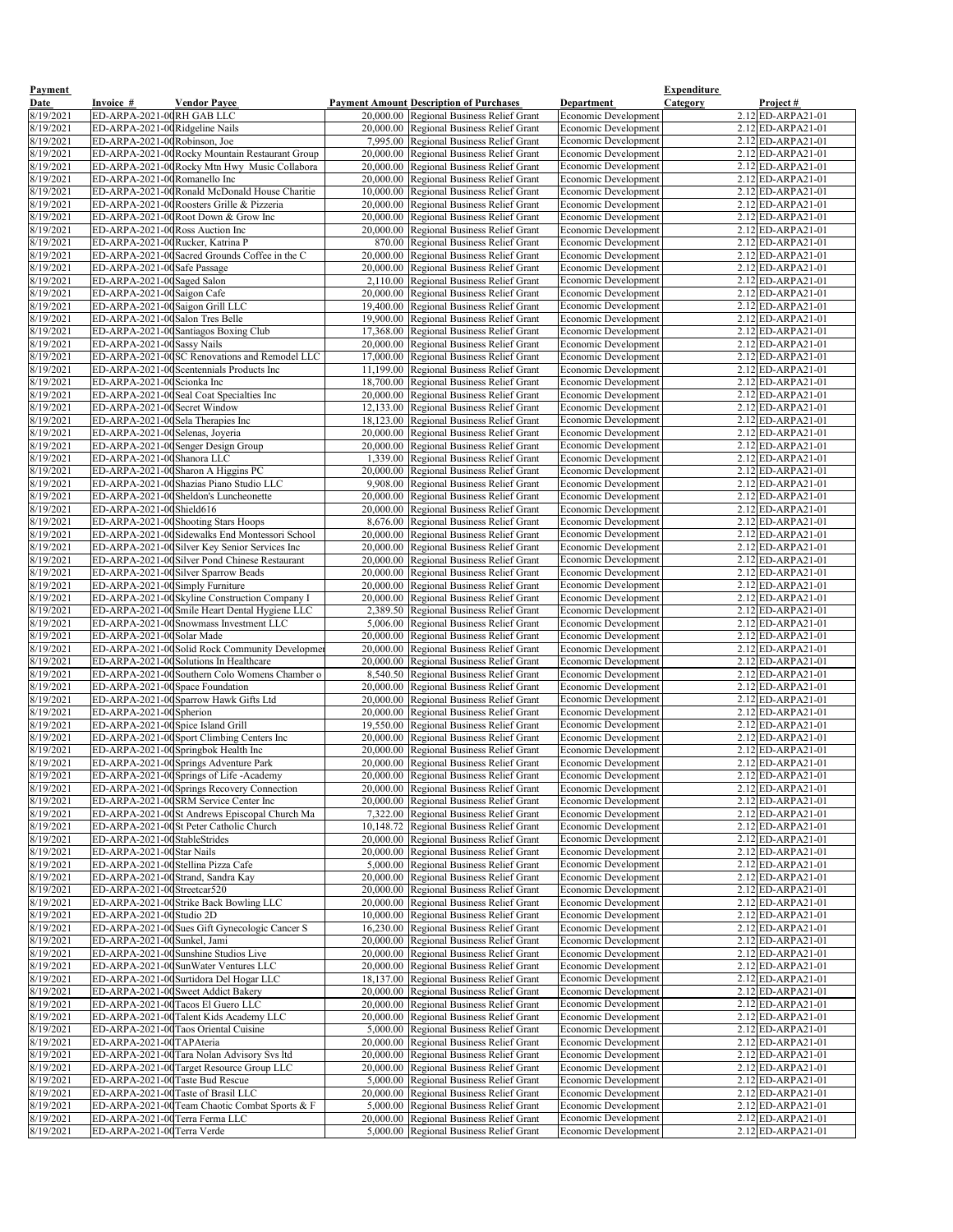| Payment Date | Invoice # | Vendor Payee | Payment Amount | Description of Purchases | Department | Expenditure Category | Project # |
|---|---|---|---|---|---|---|---|
| 8/19/2021 | ED-ARPA-2021-00 | RH GAB LLC | 20,000.00 | Regional Business Relief Grant | Economic Development | 2.12 | ED-ARPA21-01 |
| 8/19/2021 | ED-ARPA-2021-00 | Ridgeline Nails | 20,000.00 | Regional Business Relief Grant | Economic Development | 2.12 | ED-ARPA21-01 |
| 8/19/2021 | ED-ARPA-2021-00 | Robinson, Joe | 7,995.00 | Regional Business Relief Grant | Economic Development | 2.12 | ED-ARPA21-01 |
| 8/19/2021 | ED-ARPA-2021-00 | Rocky Mountain Restaurant Group | 20,000.00 | Regional Business Relief Grant | Economic Development | 2.12 | ED-ARPA21-01 |
| 8/19/2021 | ED-ARPA-2021-00 | Rocky Mtn Hwy Music Collabora | 20,000.00 | Regional Business Relief Grant | Economic Development | 2.12 | ED-ARPA21-01 |
| 8/19/2021 | ED-ARPA-2021-00 | Romanello Inc | 20,000.00 | Regional Business Relief Grant | Economic Development | 2.12 | ED-ARPA21-01 |
| 8/19/2021 | ED-ARPA-2021-00 | Ronald McDonald House Charitie | 10,000.00 | Regional Business Relief Grant | Economic Development | 2.12 | ED-ARPA21-01 |
| 8/19/2021 | ED-ARPA-2021-00 | Roosters Grille & Pizzeria | 20,000.00 | Regional Business Relief Grant | Economic Development | 2.12 | ED-ARPA21-01 |
| 8/19/2021 | ED-ARPA-2021-00 | Root Down & Grow Inc | 20,000.00 | Regional Business Relief Grant | Economic Development | 2.12 | ED-ARPA21-01 |
| 8/19/2021 | ED-ARPA-2021-00 | Ross Auction Inc | 20,000.00 | Regional Business Relief Grant | Economic Development | 2.12 | ED-ARPA21-01 |
| 8/19/2021 | ED-ARPA-2021-00 | Rucker, Katrina P | 870.00 | Regional Business Relief Grant | Economic Development | 2.12 | ED-ARPA21-01 |
| 8/19/2021 | ED-ARPA-2021-00 | Sacred Grounds Coffee in the C | 20,000.00 | Regional Business Relief Grant | Economic Development | 2.12 | ED-ARPA21-01 |
| 8/19/2021 | ED-ARPA-2021-00 | Safe Passage | 20,000.00 | Regional Business Relief Grant | Economic Development | 2.12 | ED-ARPA21-01 |
| 8/19/2021 | ED-ARPA-2021-00 | Saged Salon | 2,110.00 | Regional Business Relief Grant | Economic Development | 2.12 | ED-ARPA21-01 |
| 8/19/2021 | ED-ARPA-2021-00 | Saigon Cafe | 20,000.00 | Regional Business Relief Grant | Economic Development | 2.12 | ED-ARPA21-01 |
| 8/19/2021 | ED-ARPA-2021-00 | Saigon Grill LLC | 19,400.00 | Regional Business Relief Grant | Economic Development | 2.12 | ED-ARPA21-01 |
| 8/19/2021 | ED-ARPA-2021-00 | Salon Tres Belle | 19,900.00 | Regional Business Relief Grant | Economic Development | 2.12 | ED-ARPA21-01 |
| 8/19/2021 | ED-ARPA-2021-00 | Santiagos Boxing Club | 17,368.00 | Regional Business Relief Grant | Economic Development | 2.12 | ED-ARPA21-01 |
| 8/19/2021 | ED-ARPA-2021-00 | Sassy Nails | 20,000.00 | Regional Business Relief Grant | Economic Development | 2.12 | ED-ARPA21-01 |
| 8/19/2021 | ED-ARPA-2021-00 | SC Renovations and Remodel LLC | 17,000.00 | Regional Business Relief Grant | Economic Development | 2.12 | ED-ARPA21-01 |
| 8/19/2021 | ED-ARPA-2021-00 | Scentennials Products Inc | 11,199.00 | Regional Business Relief Grant | Economic Development | 2.12 | ED-ARPA21-01 |
| 8/19/2021 | ED-ARPA-2021-00 | Scionka Inc | 18,700.00 | Regional Business Relief Grant | Economic Development | 2.12 | ED-ARPA21-01 |
| 8/19/2021 | ED-ARPA-2021-00 | Seal Coat Specialties Inc | 20,000.00 | Regional Business Relief Grant | Economic Development | 2.12 | ED-ARPA21-01 |
| 8/19/2021 | ED-ARPA-2021-00 | Secret Window | 12,133.00 | Regional Business Relief Grant | Economic Development | 2.12 | ED-ARPA21-01 |
| 8/19/2021 | ED-ARPA-2021-00 | Sela Therapies Inc | 18,123.00 | Regional Business Relief Grant | Economic Development | 2.12 | ED-ARPA21-01 |
| 8/19/2021 | ED-ARPA-2021-00 | Selenas, Joyeria | 20,000.00 | Regional Business Relief Grant | Economic Development | 2.12 | ED-ARPA21-01 |
| 8/19/2021 | ED-ARPA-2021-00 | Senger Design Group | 20,000.00 | Regional Business Relief Grant | Economic Development | 2.12 | ED-ARPA21-01 |
| 8/19/2021 | ED-ARPA-2021-00 | Shanora LLC | 1,339.00 | Regional Business Relief Grant | Economic Development | 2.12 | ED-ARPA21-01 |
| 8/19/2021 | ED-ARPA-2021-00 | Sharon A Higgins PC | 20,000.00 | Regional Business Relief Grant | Economic Development | 2.12 | ED-ARPA21-01 |
| 8/19/2021 | ED-ARPA-2021-00 | Shazias Piano Studio LLC | 9,908.00 | Regional Business Relief Grant | Economic Development | 2.12 | ED-ARPA21-01 |
| 8/19/2021 | ED-ARPA-2021-00 | Sheldon's Luncheonette | 20,000.00 | Regional Business Relief Grant | Economic Development | 2.12 | ED-ARPA21-01 |
| 8/19/2021 | ED-ARPA-2021-00 | Shield616 | 20,000.00 | Regional Business Relief Grant | Economic Development | 2.12 | ED-ARPA21-01 |
| 8/19/2021 | ED-ARPA-2021-00 | Shooting Stars Hoops | 8,676.00 | Regional Business Relief Grant | Economic Development | 2.12 | ED-ARPA21-01 |
| 8/19/2021 | ED-ARPA-2021-00 | Sidewalks End Montessori School | 20,000.00 | Regional Business Relief Grant | Economic Development | 2.12 | ED-ARPA21-01 |
| 8/19/2021 | ED-ARPA-2021-00 | Silver Key Senior Services Inc | 20,000.00 | Regional Business Relief Grant | Economic Development | 2.12 | ED-ARPA21-01 |
| 8/19/2021 | ED-ARPA-2021-00 | Silver Pond Chinese Restaurant | 20,000.00 | Regional Business Relief Grant | Economic Development | 2.12 | ED-ARPA21-01 |
| 8/19/2021 | ED-ARPA-2021-00 | Silver Sparrow Beads | 20,000.00 | Regional Business Relief Grant | Economic Development | 2.12 | ED-ARPA21-01 |
| 8/19/2021 | ED-ARPA-2021-00 | Simply Furniture | 20,000.00 | Regional Business Relief Grant | Economic Development | 2.12 | ED-ARPA21-01 |
| 8/19/2021 | ED-ARPA-2021-00 | Skyline Construction Company I | 20,000.00 | Regional Business Relief Grant | Economic Development | 2.12 | ED-ARPA21-01 |
| 8/19/2021 | ED-ARPA-2021-00 | Smile Heart Dental Hygiene LLC | 2,389.50 | Regional Business Relief Grant | Economic Development | 2.12 | ED-ARPA21-01 |
| 8/19/2021 | ED-ARPA-2021-00 | Snowmass Investment LLC | 5,006.00 | Regional Business Relief Grant | Economic Development | 2.12 | ED-ARPA21-01 |
| 8/19/2021 | ED-ARPA-2021-00 | Solar Made | 20,000.00 | Regional Business Relief Grant | Economic Development | 2.12 | ED-ARPA21-01 |
| 8/19/2021 | ED-ARPA-2021-00 | Solid Rock Community Developmen | 20,000.00 | Regional Business Relief Grant | Economic Development | 2.12 | ED-ARPA21-01 |
| 8/19/2021 | ED-ARPA-2021-00 | Solutions In Healthcare | 20,000.00 | Regional Business Relief Grant | Economic Development | 2.12 | ED-ARPA21-01 |
| 8/19/2021 | ED-ARPA-2021-00 | Southern Colo Womens Chamber o | 8,540.50 | Regional Business Relief Grant | Economic Development | 2.12 | ED-ARPA21-01 |
| 8/19/2021 | ED-ARPA-2021-00 | Space Foundation | 20,000.00 | Regional Business Relief Grant | Economic Development | 2.12 | ED-ARPA21-01 |
| 8/19/2021 | ED-ARPA-2021-00 | Sparrow Hawk Gifts Ltd | 20,000.00 | Regional Business Relief Grant | Economic Development | 2.12 | ED-ARPA21-01 |
| 8/19/2021 | ED-ARPA-2021-00 | Spherion | 20,000.00 | Regional Business Relief Grant | Economic Development | 2.12 | ED-ARPA21-01 |
| 8/19/2021 | ED-ARPA-2021-00 | Spice Island Grill | 19,550.00 | Regional Business Relief Grant | Economic Development | 2.12 | ED-ARPA21-01 |
| 8/19/2021 | ED-ARPA-2021-00 | Sport Climbing Centers Inc | 20,000.00 | Regional Business Relief Grant | Economic Development | 2.12 | ED-ARPA21-01 |
| 8/19/2021 | ED-ARPA-2021-00 | Springbok Health Inc | 20,000.00 | Regional Business Relief Grant | Economic Development | 2.12 | ED-ARPA21-01 |
| 8/19/2021 | ED-ARPA-2021-00 | Springs Adventure Park | 20,000.00 | Regional Business Relief Grant | Economic Development | 2.12 | ED-ARPA21-01 |
| 8/19/2021 | ED-ARPA-2021-00 | Springs of Life -Academy | 20,000.00 | Regional Business Relief Grant | Economic Development | 2.12 | ED-ARPA21-01 |
| 8/19/2021 | ED-ARPA-2021-00 | Springs Recovery Connection | 20,000.00 | Regional Business Relief Grant | Economic Development | 2.12 | ED-ARPA21-01 |
| 8/19/2021 | ED-ARPA-2021-00 | SRM Service Center Inc | 20,000.00 | Regional Business Relief Grant | Economic Development | 2.12 | ED-ARPA21-01 |
| 8/19/2021 | ED-ARPA-2021-00 | St Andrews Episcopal Church Ma | 7,322.00 | Regional Business Relief Grant | Economic Development | 2.12 | ED-ARPA21-01 |
| 8/19/2021 | ED-ARPA-2021-00 | St Peter Catholic Church | 10,148.72 | Regional Business Relief Grant | Economic Development | 2.12 | ED-ARPA21-01 |
| 8/19/2021 | ED-ARPA-2021-00 | StableStrides | 20,000.00 | Regional Business Relief Grant | Economic Development | 2.12 | ED-ARPA21-01 |
| 8/19/2021 | ED-ARPA-2021-00 | Star Nails | 20,000.00 | Regional Business Relief Grant | Economic Development | 2.12 | ED-ARPA21-01 |
| 8/19/2021 | ED-ARPA-2021-00 | Stellina Pizza Cafe | 5,000.00 | Regional Business Relief Grant | Economic Development | 2.12 | ED-ARPA21-01 |
| 8/19/2021 | ED-ARPA-2021-00 | Strand, Sandra Kay | 20,000.00 | Regional Business Relief Grant | Economic Development | 2.12 | ED-ARPA21-01 |
| 8/19/2021 | ED-ARPA-2021-00 | Streetcar520 | 20,000.00 | Regional Business Relief Grant | Economic Development | 2.12 | ED-ARPA21-01 |
| 8/19/2021 | ED-ARPA-2021-00 | Strike Back Bowling LLC | 20,000.00 | Regional Business Relief Grant | Economic Development | 2.12 | ED-ARPA21-01 |
| 8/19/2021 | ED-ARPA-2021-00 | Studio 2D | 10,000.00 | Regional Business Relief Grant | Economic Development | 2.12 | ED-ARPA21-01 |
| 8/19/2021 | ED-ARPA-2021-00 | Sues Gift Gynecologic Cancer S | 16,230.00 | Regional Business Relief Grant | Economic Development | 2.12 | ED-ARPA21-01 |
| 8/19/2021 | ED-ARPA-2021-00 | Sunkel, Jami | 20,000.00 | Regional Business Relief Grant | Economic Development | 2.12 | ED-ARPA21-01 |
| 8/19/2021 | ED-ARPA-2021-00 | Sunshine Studios Live | 20,000.00 | Regional Business Relief Grant | Economic Development | 2.12 | ED-ARPA21-01 |
| 8/19/2021 | ED-ARPA-2021-00 | SunWater Ventures LLC | 20,000.00 | Regional Business Relief Grant | Economic Development | 2.12 | ED-ARPA21-01 |
| 8/19/2021 | ED-ARPA-2021-00 | Surtidora Del Hogar LLC | 18,137.00 | Regional Business Relief Grant | Economic Development | 2.12 | ED-ARPA21-01 |
| 8/19/2021 | ED-ARPA-2021-00 | Sweet Addict Bakery | 20,000.00 | Regional Business Relief Grant | Economic Development | 2.12 | ED-ARPA21-01 |
| 8/19/2021 | ED-ARPA-2021-00 | Tacos El Guero LLC | 20,000.00 | Regional Business Relief Grant | Economic Development | 2.12 | ED-ARPA21-01 |
| 8/19/2021 | ED-ARPA-2021-00 | Talent Kids Academy LLC | 20,000.00 | Regional Business Relief Grant | Economic Development | 2.12 | ED-ARPA21-01 |
| 8/19/2021 | ED-ARPA-2021-00 | Taos Oriental Cuisine | 5,000.00 | Regional Business Relief Grant | Economic Development | 2.12 | ED-ARPA21-01 |
| 8/19/2021 | ED-ARPA-2021-00 | TAPAteria | 20,000.00 | Regional Business Relief Grant | Economic Development | 2.12 | ED-ARPA21-01 |
| 8/19/2021 | ED-ARPA-2021-00 | Tara Nolan Advisory Svs ltd | 20,000.00 | Regional Business Relief Grant | Economic Development | 2.12 | ED-ARPA21-01 |
| 8/19/2021 | ED-ARPA-2021-00 | Target Resource Group LLC | 20,000.00 | Regional Business Relief Grant | Economic Development | 2.12 | ED-ARPA21-01 |
| 8/19/2021 | ED-ARPA-2021-00 | Taste Bud Rescue | 5,000.00 | Regional Business Relief Grant | Economic Development | 2.12 | ED-ARPA21-01 |
| 8/19/2021 | ED-ARPA-2021-00 | Taste of Brasil LLC | 20,000.00 | Regional Business Relief Grant | Economic Development | 2.12 | ED-ARPA21-01 |
| 8/19/2021 | ED-ARPA-2021-00 | Team Chaotic Combat Sports & F | 5,000.00 | Regional Business Relief Grant | Economic Development | 2.12 | ED-ARPA21-01 |
| 8/19/2021 | ED-ARPA-2021-00 | Terra Ferma LLC | 20,000.00 | Regional Business Relief Grant | Economic Development | 2.12 | ED-ARPA21-01 |
| 8/19/2021 | ED-ARPA-2021-00 | Terra Verde | 5,000.00 | Regional Business Relief Grant | Economic Development | 2.12 | ED-ARPA21-01 |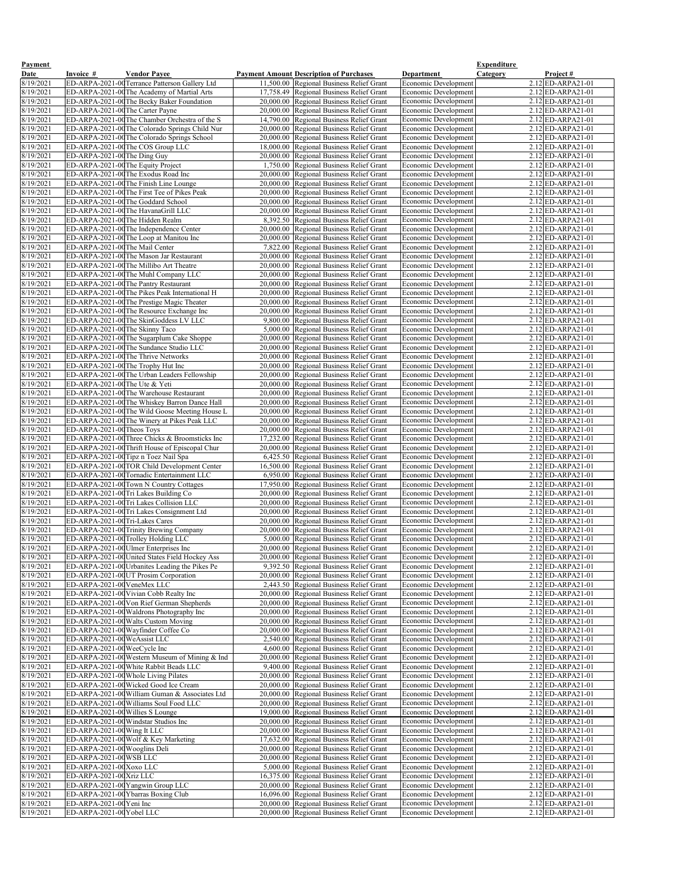| Payment Date | Invoice # | Vendor Payee | Payment Amount | Description of Purchases | Department | Expenditure Category | Project # |
|---|---|---|---|---|---|---|---|
| 8/19/2021 | ED-ARPA-2021-00 | Terrance Patterson Gallery Ltd | 11,500.00 | Regional Business Relief Grant | Economic Development | 2.12 | ED-ARPA21-01 |
| 8/19/2021 | ED-ARPA-2021-00 | The Academy of Martial Arts | 17,758.49 | Regional Business Relief Grant | Economic Development | 2.12 | ED-ARPA21-01 |
| 8/19/2021 | ED-ARPA-2021-00 | The Becky Baker Foundation | 20,000.00 | Regional Business Relief Grant | Economic Development | 2.12 | ED-ARPA21-01 |
| 8/19/2021 | ED-ARPA-2021-00 | The Carter Payne | 20,000.00 | Regional Business Relief Grant | Economic Development | 2.12 | ED-ARPA21-01 |
| 8/19/2021 | ED-ARPA-2021-00 | The Chamber Orchestra of the S | 14,790.00 | Regional Business Relief Grant | Economic Development | 2.12 | ED-ARPA21-01 |
| 8/19/2021 | ED-ARPA-2021-00 | The Colorado Springs Child Nur | 20,000.00 | Regional Business Relief Grant | Economic Development | 2.12 | ED-ARPA21-01 |
| 8/19/2021 | ED-ARPA-2021-00 | The Colorado Springs School | 20,000.00 | Regional Business Relief Grant | Economic Development | 2.12 | ED-ARPA21-01 |
| 8/19/2021 | ED-ARPA-2021-00 | The COS Group LLC | 18,000.00 | Regional Business Relief Grant | Economic Development | 2.12 | ED-ARPA21-01 |
| 8/19/2021 | ED-ARPA-2021-00 | The Ding Guy | 20,000.00 | Regional Business Relief Grant | Economic Development | 2.12 | ED-ARPA21-01 |
| 8/19/2021 | ED-ARPA-2021-00 | The Equity Project | 1,750.00 | Regional Business Relief Grant | Economic Development | 2.12 | ED-ARPA21-01 |
| 8/19/2021 | ED-ARPA-2021-00 | The Exodus Road Inc | 20,000.00 | Regional Business Relief Grant | Economic Development | 2.12 | ED-ARPA21-01 |
| 8/19/2021 | ED-ARPA-2021-00 | The Finish Line Lounge | 20,000.00 | Regional Business Relief Grant | Economic Development | 2.12 | ED-ARPA21-01 |
| 8/19/2021 | ED-ARPA-2021-00 | The First Tee of Pikes Peak | 20,000.00 | Regional Business Relief Grant | Economic Development | 2.12 | ED-ARPA21-01 |
| 8/19/2021 | ED-ARPA-2021-00 | The Goddard School | 20,000.00 | Regional Business Relief Grant | Economic Development | 2.12 | ED-ARPA21-01 |
| 8/19/2021 | ED-ARPA-2021-00 | The HavanaGrill LLC | 20,000.00 | Regional Business Relief Grant | Economic Development | 2.12 | ED-ARPA21-01 |
| 8/19/2021 | ED-ARPA-2021-00 | The Hidden Realm | 8,392.50 | Regional Business Relief Grant | Economic Development | 2.12 | ED-ARPA21-01 |
| 8/19/2021 | ED-ARPA-2021-00 | The Independence Center | 20,000.00 | Regional Business Relief Grant | Economic Development | 2.12 | ED-ARPA21-01 |
| 8/19/2021 | ED-ARPA-2021-00 | The Loop at Manitou Inc | 20,000.00 | Regional Business Relief Grant | Economic Development | 2.12 | ED-ARPA21-01 |
| 8/19/2021 | ED-ARPA-2021-00 | The Mail Center | 7,822.00 | Regional Business Relief Grant | Economic Development | 2.12 | ED-ARPA21-01 |
| 8/19/2021 | ED-ARPA-2021-00 | The Mason Jar Restaurant | 20,000.00 | Regional Business Relief Grant | Economic Development | 2.12 | ED-ARPA21-01 |
| 8/19/2021 | ED-ARPA-2021-00 | The Millibo Art Theatre | 20,000.00 | Regional Business Relief Grant | Economic Development | 2.12 | ED-ARPA21-01 |
| 8/19/2021 | ED-ARPA-2021-00 | The Muhl Company LLC | 20,000.00 | Regional Business Relief Grant | Economic Development | 2.12 | ED-ARPA21-01 |
| 8/19/2021 | ED-ARPA-2021-00 | The Pantry Restaurant | 20,000.00 | Regional Business Relief Grant | Economic Development | 2.12 | ED-ARPA21-01 |
| 8/19/2021 | ED-ARPA-2021-00 | The Pikes Peak International H | 20,000.00 | Regional Business Relief Grant | Economic Development | 2.12 | ED-ARPA21-01 |
| 8/19/2021 | ED-ARPA-2021-00 | The Prestige Magic Theater | 20,000.00 | Regional Business Relief Grant | Economic Development | 2.12 | ED-ARPA21-01 |
| 8/19/2021 | ED-ARPA-2021-00 | The Resource Exchange Inc | 20,000.00 | Regional Business Relief Grant | Economic Development | 2.12 | ED-ARPA21-01 |
| 8/19/2021 | ED-ARPA-2021-00 | The SkinGoddess LV LLC | 9,800.00 | Regional Business Relief Grant | Economic Development | 2.12 | ED-ARPA21-01 |
| 8/19/2021 | ED-ARPA-2021-00 | The Skinny Taco | 5,000.00 | Regional Business Relief Grant | Economic Development | 2.12 | ED-ARPA21-01 |
| 8/19/2021 | ED-ARPA-2021-00 | The Sugarplum Cake Shoppe | 20,000.00 | Regional Business Relief Grant | Economic Development | 2.12 | ED-ARPA21-01 |
| 8/19/2021 | ED-ARPA-2021-00 | The Sundance Studio LLC | 20,000.00 | Regional Business Relief Grant | Economic Development | 2.12 | ED-ARPA21-01 |
| 8/19/2021 | ED-ARPA-2021-00 | The Thrive Networks | 20,000.00 | Regional Business Relief Grant | Economic Development | 2.12 | ED-ARPA21-01 |
| 8/19/2021 | ED-ARPA-2021-00 | The Trophy Hut Inc | 20,000.00 | Regional Business Relief Grant | Economic Development | 2.12 | ED-ARPA21-01 |
| 8/19/2021 | ED-ARPA-2021-00 | The Urban Leaders Fellowship | 20,000.00 | Regional Business Relief Grant | Economic Development | 2.12 | ED-ARPA21-01 |
| 8/19/2021 | ED-ARPA-2021-00 | The Ute & Yeti | 20,000.00 | Regional Business Relief Grant | Economic Development | 2.12 | ED-ARPA21-01 |
| 8/19/2021 | ED-ARPA-2021-00 | The Warehouse Restaurant | 20,000.00 | Regional Business Relief Grant | Economic Development | 2.12 | ED-ARPA21-01 |
| 8/19/2021 | ED-ARPA-2021-00 | The Whiskey Barron Dance Hall | 20,000.00 | Regional Business Relief Grant | Economic Development | 2.12 | ED-ARPA21-01 |
| 8/19/2021 | ED-ARPA-2021-00 | The Wild Goose Meeting House L | 20,000.00 | Regional Business Relief Grant | Economic Development | 2.12 | ED-ARPA21-01 |
| 8/19/2021 | ED-ARPA-2021-00 | The Winery at Pikes Peak LLC | 20,000.00 | Regional Business Relief Grant | Economic Development | 2.12 | ED-ARPA21-01 |
| 8/19/2021 | ED-ARPA-2021-00 | Theos Toys | 20,000.00 | Regional Business Relief Grant | Economic Development | 2.12 | ED-ARPA21-01 |
| 8/19/2021 | ED-ARPA-2021-00 | Three Chicks & Broomsticks Inc | 17,232.00 | Regional Business Relief Grant | Economic Development | 2.12 | ED-ARPA21-01 |
| 8/19/2021 | ED-ARPA-2021-00 | Thrift House of Episcopal Chur | 20,000.00 | Regional Business Relief Grant | Economic Development | 2.12 | ED-ARPA21-01 |
| 8/19/2021 | ED-ARPA-2021-00 | Tipz n Toez Nail Spa | 6,425.50 | Regional Business Relief Grant | Economic Development | 2.12 | ED-ARPA21-01 |
| 8/19/2021 | ED-ARPA-2021-00 | TOR Child Development Center | 16,500.00 | Regional Business Relief Grant | Economic Development | 2.12 | ED-ARPA21-01 |
| 8/19/2021 | ED-ARPA-2021-00 | Tornadic Entertainment LLC | 6,950.00 | Regional Business Relief Grant | Economic Development | 2.12 | ED-ARPA21-01 |
| 8/19/2021 | ED-ARPA-2021-00 | Town N Country Cottages | 17,950.00 | Regional Business Relief Grant | Economic Development | 2.12 | ED-ARPA21-01 |
| 8/19/2021 | ED-ARPA-2021-00 | Tri Lakes Building Co | 20,000.00 | Regional Business Relief Grant | Economic Development | 2.12 | ED-ARPA21-01 |
| 8/19/2021 | ED-ARPA-2021-00 | Tri Lakes Collision LLC | 20,000.00 | Regional Business Relief Grant | Economic Development | 2.12 | ED-ARPA21-01 |
| 8/19/2021 | ED-ARPA-2021-00 | Tri Lakes Consignment Ltd | 20,000.00 | Regional Business Relief Grant | Economic Development | 2.12 | ED-ARPA21-01 |
| 8/19/2021 | ED-ARPA-2021-00 | Tri-Lakes Cares | 20,000.00 | Regional Business Relief Grant | Economic Development | 2.12 | ED-ARPA21-01 |
| 8/19/2021 | ED-ARPA-2021-00 | Trinity Brewing Company | 20,000.00 | Regional Business Relief Grant | Economic Development | 2.12 | ED-ARPA21-01 |
| 8/19/2021 | ED-ARPA-2021-00 | Trolley Holding LLC | 5,000.00 | Regional Business Relief Grant | Economic Development | 2.12 | ED-ARPA21-01 |
| 8/19/2021 | ED-ARPA-2021-00 | Ulmer Enterprises Inc | 20,000.00 | Regional Business Relief Grant | Economic Development | 2.12 | ED-ARPA21-01 |
| 8/19/2021 | ED-ARPA-2021-00 | United States Field Hockey Ass | 20,000.00 | Regional Business Relief Grant | Economic Development | 2.12 | ED-ARPA21-01 |
| 8/19/2021 | ED-ARPA-2021-00 | Urbanites Leading the Pikes Pe | 9,392.50 | Regional Business Relief Grant | Economic Development | 2.12 | ED-ARPA21-01 |
| 8/19/2021 | ED-ARPA-2021-00 | UT Prosim Corporation | 20,000.00 | Regional Business Relief Grant | Economic Development | 2.12 | ED-ARPA21-01 |
| 8/19/2021 | ED-ARPA-2021-00 | VeneMex LLC | 2,443.50 | Regional Business Relief Grant | Economic Development | 2.12 | ED-ARPA21-01 |
| 8/19/2021 | ED-ARPA-2021-00 | Vivian Cobb Realty Inc | 20,000.00 | Regional Business Relief Grant | Economic Development | 2.12 | ED-ARPA21-01 |
| 8/19/2021 | ED-ARPA-2021-00 | Von Rief German Shepherds | 20,000.00 | Regional Business Relief Grant | Economic Development | 2.12 | ED-ARPA21-01 |
| 8/19/2021 | ED-ARPA-2021-00 | Waldrons Photography Inc | 20,000.00 | Regional Business Relief Grant | Economic Development | 2.12 | ED-ARPA21-01 |
| 8/19/2021 | ED-ARPA-2021-00 | Walts Custom Moving | 20,000.00 | Regional Business Relief Grant | Economic Development | 2.12 | ED-ARPA21-01 |
| 8/19/2021 | ED-ARPA-2021-00 | Wayfinder Coffee Co | 20,000.00 | Regional Business Relief Grant | Economic Development | 2.12 | ED-ARPA21-01 |
| 8/19/2021 | ED-ARPA-2021-00 | WeAssist LLC | 2,540.00 | Regional Business Relief Grant | Economic Development | 2.12 | ED-ARPA21-01 |
| 8/19/2021 | ED-ARPA-2021-00 | WeeCycle Inc | 4,600.00 | Regional Business Relief Grant | Economic Development | 2.12 | ED-ARPA21-01 |
| 8/19/2021 | ED-ARPA-2021-00 | Western Museum of Mining & Ind | 20,000.00 | Regional Business Relief Grant | Economic Development | 2.12 | ED-ARPA21-01 |
| 8/19/2021 | ED-ARPA-2021-00 | White Rabbit Beads LLC | 9,400.00 | Regional Business Relief Grant | Economic Development | 2.12 | ED-ARPA21-01 |
| 8/19/2021 | ED-ARPA-2021-00 | Whole Living Pilates | 20,000.00 | Regional Business Relief Grant | Economic Development | 2.12 | ED-ARPA21-01 |
| 8/19/2021 | ED-ARPA-2021-00 | Wicked Good Ice Cream | 20,000.00 | Regional Business Relief Grant | Economic Development | 2.12 | ED-ARPA21-01 |
| 8/19/2021 | ED-ARPA-2021-00 | William Guman & Associates Ltd | 20,000.00 | Regional Business Relief Grant | Economic Development | 2.12 | ED-ARPA21-01 |
| 8/19/2021 | ED-ARPA-2021-00 | Williams Soul Food LLC | 20,000.00 | Regional Business Relief Grant | Economic Development | 2.12 | ED-ARPA21-01 |
| 8/19/2021 | ED-ARPA-2021-00 | Willies S Lounge | 19,000.00 | Regional Business Relief Grant | Economic Development | 2.12 | ED-ARPA21-01 |
| 8/19/2021 | ED-ARPA-2021-00 | Windstar Studios Inc | 20,000.00 | Regional Business Relief Grant | Economic Development | 2.12 | ED-ARPA21-01 |
| 8/19/2021 | ED-ARPA-2021-00 | Wing It LLC | 20,000.00 | Regional Business Relief Grant | Economic Development | 2.12 | ED-ARPA21-01 |
| 8/19/2021 | ED-ARPA-2021-00 | Wolf & Key Marketing | 17,632.00 | Regional Business Relief Grant | Economic Development | 2.12 | ED-ARPA21-01 |
| 8/19/2021 | ED-ARPA-2021-00 | Wooglins Deli | 20,000.00 | Regional Business Relief Grant | Economic Development | 2.12 | ED-ARPA21-01 |
| 8/19/2021 | ED-ARPA-2021-00 | WSB LLC | 20,000.00 | Regional Business Relief Grant | Economic Development | 2.12 | ED-ARPA21-01 |
| 8/19/2021 | ED-ARPA-2021-00 | Xoxo LLC | 5,000.00 | Regional Business Relief Grant | Economic Development | 2.12 | ED-ARPA21-01 |
| 8/19/2021 | ED-ARPA-2021-00 | Xriz LLC | 16,375.00 | Regional Business Relief Grant | Economic Development | 2.12 | ED-ARPA21-01 |
| 8/19/2021 | ED-ARPA-2021-00 | Yangwin Group LLC | 20,000.00 | Regional Business Relief Grant | Economic Development | 2.12 | ED-ARPA21-01 |
| 8/19/2021 | ED-ARPA-2021-00 | Ybarras Boxing Club | 16,096.00 | Regional Business Relief Grant | Economic Development | 2.12 | ED-ARPA21-01 |
| 8/19/2021 | ED-ARPA-2021-00 | Yeni Inc | 20,000.00 | Regional Business Relief Grant | Economic Development | 2.12 | ED-ARPA21-01 |
| 8/19/2021 | ED-ARPA-2021-00 | Yobel LLC | 20,000.00 | Regional Business Relief Grant | Economic Development | 2.12 | ED-ARPA21-01 |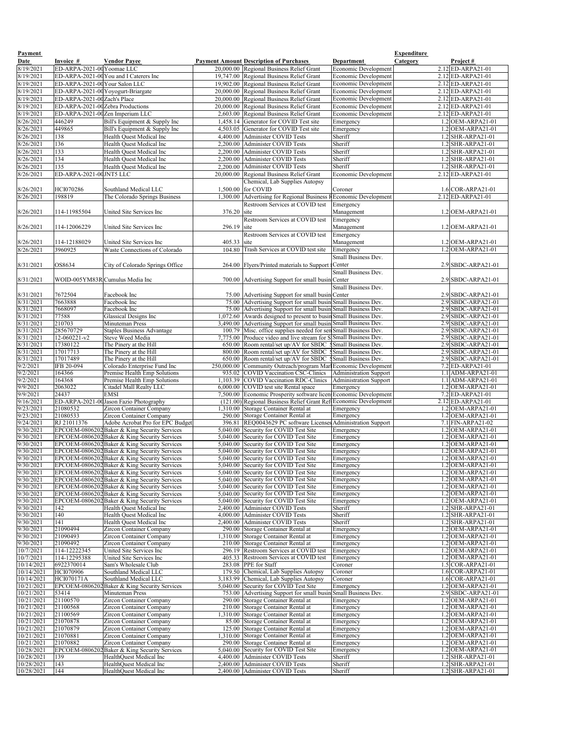| Payment Date | Invoice # | Vendor Payee | Payment Amount | Description of Purchases | Department | Expenditure Category | Project # |
|---|---|---|---|---|---|---|---|
| 8/19/2021 | ED-ARPA-2021-00 | Yoomae LLC | 20,000.00 | Regional Business Relief Grant | Economic Development | 2.12 | ED-ARPA21-01 |
| 8/19/2021 | ED-ARPA-2021-00 | You and I Caterers Inc | 19,747.00 | Regional Business Relief Grant | Economic Development | 2.12 | ED-ARPA21-01 |
| 8/19/2021 | ED-ARPA-2021-00 | Your Salon LLC | 19,902.00 | Regional Business Relief Grant | Economic Development | 2.12 | ED-ARPA21-01 |
| 8/19/2021 | ED-ARPA-2021-00 | Yoyogurt-Briargate | 20,000.00 | Regional Business Relief Grant | Economic Development | 2.12 | ED-ARPA21-01 |
| 8/19/2021 | ED-ARPA-2021-00 | Zach's Place | 20,000.00 | Regional Business Relief Grant | Economic Development | 2.12 | ED-ARPA21-01 |
| 8/19/2021 | ED-ARPA-2021-00 | Zebra Productions | 20,000.00 | Regional Business Relief Grant | Economic Development | 2.12 | ED-ARPA21-01 |
| 8/19/2021 | ED-ARPA-2021-00 | Zen Imperium LLC | 2,603.00 | Regional Business Relief Grant | Economic Development | 2.12 | ED-ARPA21-01 |
| 8/26/2021 | 446249 | Bill's Equipment & Supply Inc | 1,458.14 | Generator for COVID Test site | Emergency | 1.2 | OEM-ARPA21-01 |
| 8/26/2021 | 449865 | Bill's Equipment & Supply Inc | 4,503.05 | Generator for COVID Test site | Emergency | 1.2 | OEM-ARPA21-01 |
| 8/26/2021 | 138 | Health Quest Medical Inc | 4,400.00 | Administer COVID Tests | Sheriff | 1.2 | SHR-ARPA21-01 |
| 8/26/2021 | 136 | Health Quest Medical Inc | 2,200.00 | Administer COVID Tests | Sheriff | 1.2 | SHR-ARPA21-01 |
| 8/26/2021 | 133 | Health Quest Medical Inc | 2,200.00 | Administer COVID Tests | Sheriff | 1.2 | SHR-ARPA21-01 |
| 8/26/2021 | 134 | Health Quest Medical Inc | 2,200.00 | Administer COVID Tests | Sheriff | 1.2 | SHR-ARPA21-01 |
| 8/26/2021 | 135 | Health Quest Medical Inc | 2,200.00 | Administer COVID Tests | Sheriff | 1.2 | SHR-ARPA21-01 |
| 8/26/2021 | ED-ARPA-2021-00 | JNT5 LLC | 20,000.00 | Regional Business Relief Grant | Economic Development | 2.12 | ED-ARPA21-01 |
| 8/26/2021 | HCI070286 | Southland Medical LLC | 1,500.00 | Chemical, Lab Supplies Autopsy for COVID | Coroner | 1.6 | COR-ARPA21-01 |
| 8/26/2021 | 198819 | The Colorado Springs Business | 1,300.00 | Advertising for Regional Business R | Economic Development | 2.12 | ED-ARPA21-01 |
| 8/26/2021 | 114-11985504 | United Site Services Inc | 376.20 | Restroom Services at COVID test site | Emergency Management | 1.2 | OEM-ARPA21-01 |
| 8/26/2021 | 114-12006229 | United Site Services Inc | 296.19 | Restroom Services at COVID test site | Emergency Management | 1.2 | OEM-ARPA21-01 |
| 8/26/2021 | 114-12188029 | United Site Services Inc | 405.33 | Restroom Services at COVID test site | Emergency Management | 1.2 | OEM-ARPA21-01 |
| 8/26/2021 | 3960925 | Waste Connections of Colorado | 104.80 | Trash Services at COVID test site | Emergency | 1.2 | OEM-ARPA21-01 |
| 8/31/2021 | OS8634 | City of Colorado Springs Office | 264.00 | Flyers/Printed materials to Support | Small Business Dev. Center | 2.9 | SBDC-ARPA21-01 |
| 8/31/2021 | WOID-005YM83R | Cumulus Media Inc | 700.00 | Advertising Support for small busin | Small Business Dev. Center | 2.9 | SBDC-ARPA21-01 |
| 8/31/2021 | 7672504 | Facebook Inc | 75.00 | Advertising Support for small busin | Small Business Dev. Center | 2.9 | SBDC-ARPA21-01 |
| 8/31/2021 | 7663888 | Facebook Inc | 75.00 | Advertising Support for small busin | Small Business Dev. | 2.9 | SBDC-ARPA21-01 |
| 8/31/2021 | 7668097 | Facebook Inc | 75.00 | Advertising Support for small busin | Small Business Dev. | 2.9 | SBDC-ARPA21-01 |
| 8/31/2021 | 77588 | Glassical Designs Inc | 1,072.60 | Awards designed to present to busin | Small Business Dev. | 2.9 | SBDC-ARPA21-01 |
| 8/31/2021 | 210703 | Minuteman Press | 3,490.00 | Advertising Support for small busin | Small Business Dev. | 2.9 | SBDC-ARPA21-01 |
| 8/31/2021 | 285670729 | Staples Business Advantage | 100.79 | Misc. office supplies needed for ser | Small Business Dev. | 2.9 | SBDC-ARPA21-01 |
| 8/31/2021 | 12-060221-v2 | Steve Weed Media | 7,775.00 | Produce video and live stream for S | Small Business Dev. | 2.9 | SBDC-ARPA21-01 |
| 8/31/2021 | 17380122 | The Pinery at the Hill | 650.00 | Room rental/set up/AV for SBDC | Small Business Dev. | 2.9 | SBDC-ARPA21-01 |
| 8/31/2021 | 17017713 | The Pinery at the Hill | 800.00 | Room rental/set up/AV for SBDC | Small Business Dev. | 2.9 | SBDC-ARPA21-01 |
| 8/31/2021 | 17017489 | The Pinery at the Hill | 650.00 | Room rental/set up/AV for SBDC | Small Business Dev. | 2.9 | SBDC-ARPA21-01 |
| 9/2/2021 | IFB 20-094 | Colorado Enterprise Fund Inc | 250,000.00 | Community Outreach/program Mar | Economic Development | 7.2 | ED-ARPA21-01 |
| 9/2/2021 | 164366 | Premise Health Emp Solutions | 935.02 | COVID Vaccination CSC-Clinics | Administration Support | 1.1 | ADM-ARPA21-01 |
| 9/2/2021 | 164368 | Premise Health Emp Solutions | 1,103.39 | COVID Vaccination RDC-Clinics | Administration Support | 1.1 | ADM-ARPA21-01 |
| 9/9/2021 | 2063022 | Citadel Mall Realty LLC | 6,000.00 | COVID test site Rental space | Emergency | 1.2 | OEM-ARPA21-01 |
| 9/9/2021 | 24437 | EMSI | 7,500.00 | Economic Prosperity software licen | Economic Development | 7.2 | ED-ARPA21-01 |
| 9/16/2021 | ED-ARPA-2021-00 | Jason Fazio Photography | (121.00) | Regional Business Relief Grant Ref | Economic Development | 2.12 | ED-ARPA21-01 |
| 9/23/2021 | 21080532 | Zircon Container Company | 1,310.00 | Storage Container Rental at | Emergency | 1.2 | OEM-ARPA21-01 |
| 9/23/2021 | 21080533 | Zircon Container Company | 290.00 | Storage Container Rental at | Emergency | 1.2 | OEM-ARPA21-01 |
| 9/24/2021 | RJ 21011376 | Adobe Acrobat Pro for EPC Budget | 396.81 | REQ0043629 PC software Licenses | Administration Support | 7.1 | FIN-ARPA21-02 |
| 9/30/2021 | EPCOEM-0806202 | Baker & King Security Services | 5,040.00 | Security for COVID Test Site | Emergency | 1.2 | OEM-ARPA21-01 |
| 9/30/2021 | EPCOEM-0806202 | Baker & King Security Services | 5,040.00 | Security for COVID Test Site | Emergency | 1.2 | OEM-ARPA21-01 |
| 9/30/2021 | EPCOEM-0806202 | Baker & King Security Services | 5,040.00 | Security for COVID Test Site | Emergency | 1.2 | OEM-ARPA21-01 |
| 9/30/2021 | EPCOEM-0806202 | Baker & King Security Services | 5,040.00 | Security for COVID Test Site | Emergency | 1.2 | OEM-ARPA21-01 |
| 9/30/2021 | EPCOEM-0806202 | Baker & King Security Services | 5,040.00 | Security for COVID Test Site | Emergency | 1.2 | OEM-ARPA21-01 |
| 9/30/2021 | EPCOEM-0806202 | Baker & King Security Services | 5,040.00 | Security for COVID Test Site | Emergency | 1.2 | OEM-ARPA21-01 |
| 9/30/2021 | EPCOEM-0806202 | Baker & King Security Services | 5,040.00 | Security for COVID Test Site | Emergency | 1.2 | OEM-ARPA21-01 |
| 9/30/2021 | EPCOEM-0806202 | Baker & King Security Services | 5,040.00 | Security for COVID Test Site | Emergency | 1.2 | OEM-ARPA21-01 |
| 9/30/2021 | EPCOEM-0806202 | Baker & King Security Services | 5,040.00 | Security for COVID Test Site | Emergency | 1.2 | OEM-ARPA21-01 |
| 9/30/2021 | EPCOEM-0806202 | Baker & King Security Services | 5,040.00 | Security for COVID Test Site | Emergency | 1.2 | OEM-ARPA21-01 |
| 9/30/2021 | EPCOEM-0806202 | Baker & King Security Services | 5,040.00 | Security for COVID Test Site | Emergency | 1.2 | OEM-ARPA21-01 |
| 9/30/2021 | 142 | Health Quest Medical Inc | 2,400.00 | Administer COVID Tests | Sheriff | 1.2 | SHR-ARPA21-01 |
| 9/30/2021 | 140 | Health Quest Medical Inc | 4,000.00 | Administer COVID Tests | Sheriff | 1.2 | SHR-ARPA21-01 |
| 9/30/2021 | 141 | Health Quest Medical Inc | 2,400.00 | Administer COVID Tests | Sheriff | 1.2 | SHR-ARPA21-01 |
| 9/30/2021 | 21090494 | Zircon Container Company | 290.00 | Storage Container Rental at | Emergency | 1.2 | OEM-ARPA21-01 |
| 9/30/2021 | 21090493 | Zircon Container Company | 1,310.00 | Storage Container Rental at | Emergency | 1.2 | OEM-ARPA21-01 |
| 9/30/2021 | 21090492 | Zircon Container Company | 210.00 | Storage Container Rental at | Emergency | 1.2 | OEM-ARPA21-01 |
| 10/7/2021 | 114-12222345 | United Site Services Inc | 296.19 | Restroom Services at COVID test | Emergency | 1.2 | OEM-ARPA21-01 |
| 10/7/2021 | 114-12295388 | United Site Services Inc | 405.33 | Restroom Services at COVID test | Emergency | 1.2 | OEM-ARPA21-01 |
| 10/14/2021 | 6922370014 | Sam's Wholesale Club | 283.08 | PPE for Staff | Coroner | 1.5 | COR-ARPA21-01 |
| 10/14/2021 | HCI070906 | Southland Medical LLC | 179.50 | Chemical, Lab Supplies Autopsy | Coroner | 1.6 | COR-ARPA21-01 |
| 10/14/2021 | HCI070171A | Southland Medical LLC | 3,183.99 | Chemical, Lab Supplies Autopsy | Coroner | 1.6 | COR-ARPA21-01 |
| 10/21/2021 | EPCOEM-0806202 | Baker & King Security Services | 5,040.00 | Security for COVID Test Site | Emergency | 1.2 | OEM-ARPA21-01 |
| 10/21/2021 | 53414 | Minuteman Press | 753.00 | Advertising Support for small busin | Small Business Dev. | 2.9 | SBDC-ARPA21-01 |
| 10/21/2021 | 21100570 | Zircon Container Company | 290.00 | Storage Container Rental at | Emergency | 1.2 | OEM-ARPA21-01 |
| 10/21/2021 | 21100568 | Zircon Container Company | 210.00 | Storage Container Rental at | Emergency | 1.2 | OEM-ARPA21-01 |
| 10/21/2021 | 21100569 | Zircon Container Company | 1,310.00 | Storage Container Rental at | Emergency | 1.2 | OEM-ARPA21-01 |
| 10/21/2021 | 21070878 | Zircon Container Company | 85.00 | Storage Container Rental at | Emergency | 1.2 | OEM-ARPA21-01 |
| 10/21/2021 | 21070879 | Zircon Container Company | 125.00 | Storage Container Rental at | Emergency | 1.2 | OEM-ARPA21-01 |
| 10/21/2021 | 21070881 | Zircon Container Company | 1,310.00 | Storage Container Rental at | Emergency | 1.2 | OEM-ARPA21-01 |
| 10/21/2021 | 21070882 | Zircon Container Company | 290.00 | Storage Container Rental at | Emergency | 1.2 | OEM-ARPA21-01 |
| 10/28/2021 | EPCOEM-0806202 | Baker & King Security Services | 5,040.00 | Security for COVID Test Site | Emergency | 1.2 | OEM-ARPA21-01 |
| 10/28/2021 | 139 | HealthQuest Medical Inc | 4,400.00 | Administer COVID Tests | Sheriff | 1.2 | SHR-ARPA21-01 |
| 10/28/2021 | 143 | HealthQuest Medical Inc | 2,400.00 | Administer COVID Tests | Sheriff | 1.2 | SHR-ARPA21-01 |
| 10/28/2021 | 144 | HealthQuest Medical Inc | 2,400.00 | Administer COVID Tests | Sheriff | 1.2 | SHR-ARPA21-01 |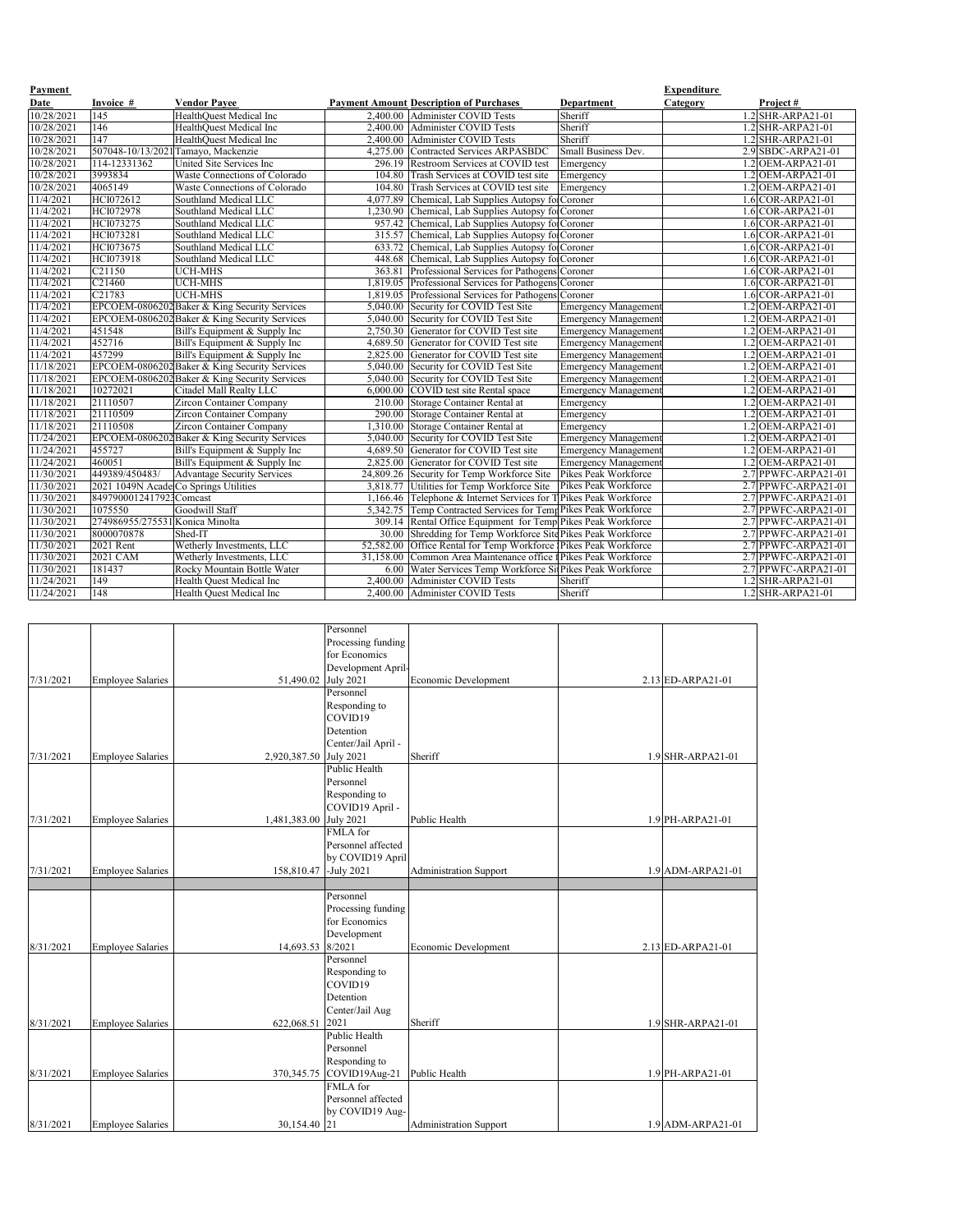| Payment Date | Invoice # | Vendor Payee | Payment Amount | Description of Purchases | Department | Expenditure Category | Project # |
|---|---|---|---|---|---|---|---|
| 10/28/2021 | 145 | HealthQuest Medical Inc | 2,400.00 | Administer COVID Tests | Sheriff | 1.2 | SHR-ARPA21-01 |
| 10/28/2021 | 146 | HealthQuest Medical Inc | 2,400.00 | Administer COVID Tests | Sheriff | 1.2 | SHR-ARPA21-01 |
| 10/28/2021 | 147 | HealthQuest Medical Inc | 2,400.00 | Administer COVID Tests | Sheriff | 1.2 | SHR-ARPA21-01 |
| 10/28/2021 | 507048-10/13/2021 | Tamayo, Mackenzie | 4,275.00 | Contracted Services ARPASBDC | Small Business Dev. | 2.9 | SBDC-ARPA21-01 |
| 10/28/2021 | 114-12331362 | United Site Services Inc | 296.19 | Restroom Services at COVID test | Emergency | 1.2 | OEM-ARPA21-01 |
| 10/28/2021 | 3993834 | Waste Connections of Colorado | 104.80 | Trash Services at COVID test site | Emergency | 1.2 | OEM-ARPA21-01 |
| 10/28/2021 | 4065149 | Waste Connections of Colorado | 104.80 | Trash Services at COVID test site | Emergency | 1.2 | OEM-ARPA21-01 |
| 11/4/2021 | HCI072612 | Southland Medical LLC | 4,077.89 | Chemical, Lab Supplies Autopsy fo | Coroner | 1.6 | COR-ARPA21-01 |
| 11/4/2021 | HCI072978 | Southland Medical LLC | 1,230.90 | Chemical, Lab Supplies Autopsy fo | Coroner | 1.6 | COR-ARPA21-01 |
| 11/4/2021 | HCI073275 | Southland Medical LLC | 957.42 | Chemical, Lab Supplies Autopsy fo | Coroner | 1.6 | COR-ARPA21-01 |
| 11/4/2021 | HCI073281 | Southland Medical LLC | 315.57 | Chemical, Lab Supplies Autopsy fo | Coroner | 1.6 | COR-ARPA21-01 |
| 11/4/2021 | HCI073675 | Southland Medical LLC | 633.72 | Chemical, Lab Supplies Autopsy fo | Coroner | 1.6 | COR-ARPA21-01 |
| 11/4/2021 | HCI073918 | Southland Medical LLC | 448.68 | Chemical, Lab Supplies Autopsy fo | Coroner | 1.6 | COR-ARPA21-01 |
| 11/4/2021 | C21150 | UCH-MHS | 363.81 | Professional Services for Pathogens | Coroner | 1.6 | COR-ARPA21-01 |
| 11/4/2021 | C21460 | UCH-MHS | 1,819.05 | Professional Services for Pathogens | Coroner | 1.6 | COR-ARPA21-01 |
| 11/4/2021 | C21783 | UCH-MHS | 1,819.05 | Professional Services for Pathogens | Coroner | 1.6 | COR-ARPA21-01 |
| 11/4/2021 | EPCOEM-0806202 | Baker & King Security Services | 5,040.00 | Security for COVID Test Site | Emergency Management | 1.2 | OEM-ARPA21-01 |
| 11/4/2021 | EPCOEM-0806202 | Baker & King Security Services | 5,040.00 | Security for COVID Test Site | Emergency Management | 1.2 | OEM-ARPA21-01 |
| 11/4/2021 | 451548 | Bill's Equipment & Supply Inc | 2,750.30 | Generator for COVID Test site | Emergency Management | 1.2 | OEM-ARPA21-01 |
| 11/4/2021 | 452716 | Bill's Equipment & Supply Inc | 4,689.50 | Generator for COVID Test site | Emergency Management | 1.2 | OEM-ARPA21-01 |
| 11/4/2021 | 457299 | Bill's Equipment & Supply Inc | 2,825.00 | Generator for COVID Test site | Emergency Management | 1.2 | OEM-ARPA21-01 |
| 11/18/2021 | EPCOEM-0806202 | Baker & King Security Services | 5,040.00 | Security for COVID Test Site | Emergency Management | 1.2 | OEM-ARPA21-01 |
| 11/18/2021 | EPCOEM-0806202 | Baker & King Security Services | 5,040.00 | Security for COVID Test Site | Emergency Management | 1.2 | OEM-ARPA21-01 |
| 11/18/2021 | 10272021 | Citadel Mall Realty LLC | 6,000.00 | COVID test site Rental space | Emergency Management | 1.2 | OEM-ARPA21-01 |
| 11/18/2021 | 21110507 | Zircon Container Company | 210.00 | Storage Container Rental at | Emergency | 1.2 | OEM-ARPA21-01 |
| 11/18/2021 | 21110509 | Zircon Container Company | 290.00 | Storage Container Rental at | Emergency | 1.2 | OEM-ARPA21-01 |
| 11/18/2021 | 21110508 | Zircon Container Company | 1,310.00 | Storage Container Rental at | Emergency | 1.2 | OEM-ARPA21-01 |
| 11/24/2021 | EPCOEM-0806202 | Baker & King Security Services | 5,040.00 | Security for COVID Test Site | Emergency Management | 1.2 | OEM-ARPA21-01 |
| 11/24/2021 | 455727 | Bill's Equipment & Supply Inc | 4,689.50 | Generator for COVID Test site | Emergency Management | 1.2 | OEM-ARPA21-01 |
| 11/24/2021 | 460051 | Bill's Equipment & Supply Inc | 2,825.00 | Generator for COVID Test site | Emergency Management | 1.2 | OEM-ARPA21-01 |
| 11/30/2021 | 449389/450483/ | Advantage Security Services | 24,809.26 | Security for Temp Workforce Site | Pikes Peak Workforce | 2.7 | PPWFC-ARPA21-01 |
| 11/30/2021 | 2021 1049N Acade | Co Springs Utilities | 3,818.77 | Utilities for Temp Workforce Site | Pikes Peak Workforce | 2.7 | PPWFC-ARPA21-01 |
| 11/30/2021 | 8497900012417923 | Comcast | 1,166.46 | Telephone & Internet Services for T | Pikes Peak Workforce | 2.7 | PPWFC-ARPA21-01 |
| 11/30/2021 | 1075550 | Goodwill Staff | 5,342.75 | Temp Contracted Services for Temp | Pikes Peak Workforce | 2.7 | PPWFC-ARPA21-01 |
| 11/30/2021 | 274986955/275531 | Konica Minolta | 309.14 | Rental Office Equipment for Temp | Pikes Peak Workforce | 2.7 | PPWFC-ARPA21-01 |
| 11/30/2021 | 8000070878 | Shed-IT | 30.00 | Shredding for Temp Workforce Site | Pikes Peak Workforce | 2.7 | PPWFC-ARPA21-01 |
| 11/30/2021 | 2021 Rent | Wetherly Investments, LLC | 52,582.00 | Office Rental for Temp Workforce | Pikes Peak Workforce | 2.7 | PPWFC-ARPA21-01 |
| 11/30/2021 | 2021 CAM | Wetherly Investments, LLC | 31,158.00 | Common Area Maintenance office f | Pikes Peak Workforce | 2.7 | PPWFC-ARPA21-01 |
| 11/30/2021 | 181437 | Rocky Mountain Bottle Water | 6.00 | Water Services Temp Workforce Si | Pikes Peak Workforce | 2.7 | PPWFC-ARPA21-01 |
| 11/24/2021 | 149 | Health Quest Medical Inc | 2,400.00 | Administer COVID Tests | Sheriff | 1.2 | SHR-ARPA21-01 |
| 11/24/2021 | 148 | Health Quest Medical Inc | 2,400.00 | Administer COVID Tests | Sheriff | 1.2 | SHR-ARPA21-01 |

| Date | Category | Amount | Description | Department | | Expenditure Category | Project # |
|---|---|---|---|---|---|---|---|
| 7/31/2021 | Employee Salaries | 51,490.02 | Personnel Processing funding for Economics Development April-July 2021 | Economic Development | | 2.13 | ED-ARPA21-01 |
| 7/31/2021 | Employee Salaries | 2,920,387.50 | Personnel Responding to COVID19 Detention Center/Jail April - July 2021 | Sheriff | | 1.9 | SHR-ARPA21-01 |
| 7/31/2021 | Employee Salaries | 1,481,383.00 | Public Health Personnel Responding to COVID19 April - July 2021 | Public Health | | 1.9 | PH-ARPA21-01 |
| 7/31/2021 | Employee Salaries | 158,810.47 | FMLA for Personnel affected by COVID19 April -July 2021 | Administration Support | | 1.9 | ADM-ARPA21-01 |
| | | | | | | | |
| 8/31/2021 | Employee Salaries | 14,693.53 | Personnel Processing funding for Economics Development 8/2021 | Economic Development | | 2.13 | ED-ARPA21-01 |
| 8/31/2021 | Employee Salaries | 622,068.51 | Personnel Responding to COVID19 Detention Center/Jail Aug 2021 | Sheriff | | 1.9 | SHR-ARPA21-01 |
| 8/31/2021 | Employee Salaries | 370,345.75 | Public Health Personnel Responding to COVID19Aug-21 | Public Health | | 1.9 | PH-ARPA21-01 |
| 8/31/2021 | Employee Salaries | 30,154.40 | FMLA for Personnel affected by COVID19 Aug-21 | Administration Support | | 1.9 | ADM-ARPA21-01 |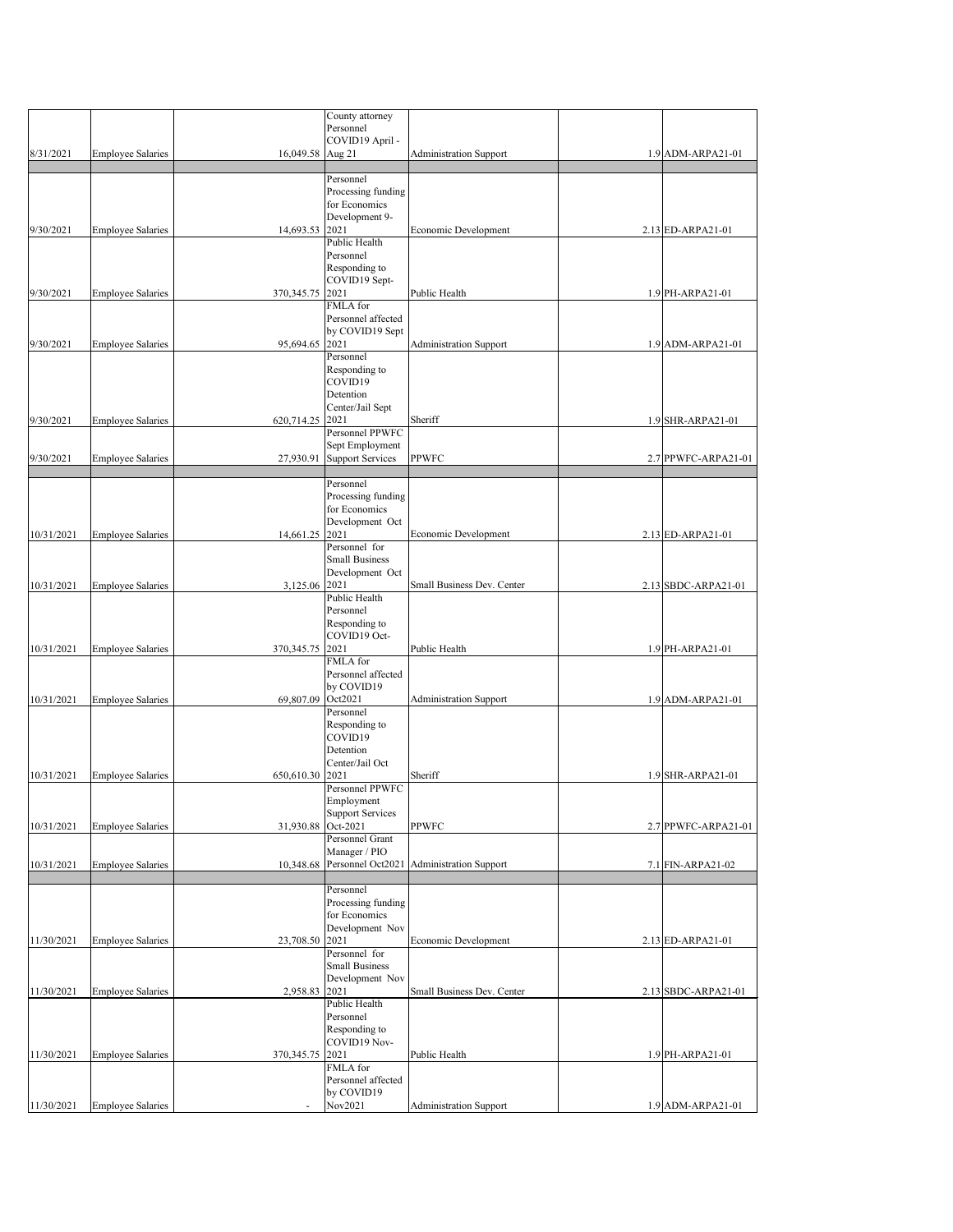| | | | | | | |
|---|---|---|---|---|---|---|
| 8/31/2021 | Employee Salaries | 16,049.58 | County attorney Personnel COVID19 April - Aug 21 | Administration Support | | 1.9 ADM-ARPA21-01 |
| | | | | | | |
| 9/30/2021 | Employee Salaries | 14,693.53 | Personnel Processing funding for Economics Development 9-2021 | Economic Development | | 2.13 ED-ARPA21-01 |
| 9/30/2021 | Employee Salaries | 370,345.75 | Public Health Personnel Responding to COVID19 Sept-2021 | Public Health | | 1.9 PH-ARPA21-01 |
| 9/30/2021 | Employee Salaries | 95,694.65 | FMLA for Personnel affected by COVID19 Sept 2021 | Administration Support | | 1.9 ADM-ARPA21-01 |
| 9/30/2021 | Employee Salaries | 620,714.25 | Personnel Responding to COVID19 Detention Center/Jail Sept 2021 | Sheriff | | 1.9 SHR-ARPA21-01 |
| 9/30/2021 | Employee Salaries | 27,930.91 | Personnel PPWFC Sept Employment Support Services | PPWFC | | 2.7 PPWFC-ARPA21-01 |
| | | | | | | |
| 10/31/2021 | Employee Salaries | 14,661.25 | Personnel Processing funding for Economics Development Oct 2021 | Economic Development | | 2.13 ED-ARPA21-01 |
| 10/31/2021 | Employee Salaries | 3,125.06 | Personnel for Small Business Development Oct 2021 | Small Business Dev. Center | | 2.13 SBDC-ARPA21-01 |
| 10/31/2021 | Employee Salaries | 370,345.75 | Public Health Personnel Responding to COVID19 Oct-2021 | Public Health | | 1.9 PH-ARPA21-01 |
| 10/31/2021 | Employee Salaries | 69,807.09 | FMLA for Personnel affected by COVID19 Oct2021 | Administration Support | | 1.9 ADM-ARPA21-01 |
| 10/31/2021 | Employee Salaries | 650,610.30 | Personnel Responding to COVID19 Detention Center/Jail Oct 2021 | Sheriff | | 1.9 SHR-ARPA21-01 |
| 10/31/2021 | Employee Salaries | 31,930.88 | Personnel PPWFC Employment Support Services Oct-2021 | PPWFC | | 2.7 PPWFC-ARPA21-01 |
| 10/31/2021 | Employee Salaries | 10,348.68 | Personnel Grant Manager / PIO Personnel Oct2021 | Administration Support | | 7.1 FIN-ARPA21-02 |
| | | | | | | |
| 11/30/2021 | Employee Salaries | 23,708.50 | Personnel Processing funding for Economics Development Nov 2021 | Economic Development | | 2.13 ED-ARPA21-01 |
| 11/30/2021 | Employee Salaries | 2,958.83 | Personnel for Small Business Development Nov 2021 | Small Business Dev. Center | | 2.13 SBDC-ARPA21-01 |
| 11/30/2021 | Employee Salaries | 370,345.75 | Public Health Personnel Responding to COVID19 Nov-2021 | Public Health | | 1.9 PH-ARPA21-01 |
| 11/30/2021 | Employee Salaries | - | FMLA for Personnel affected by COVID19 Nov2021 | Administration Support | | 1.9 ADM-ARPA21-01 |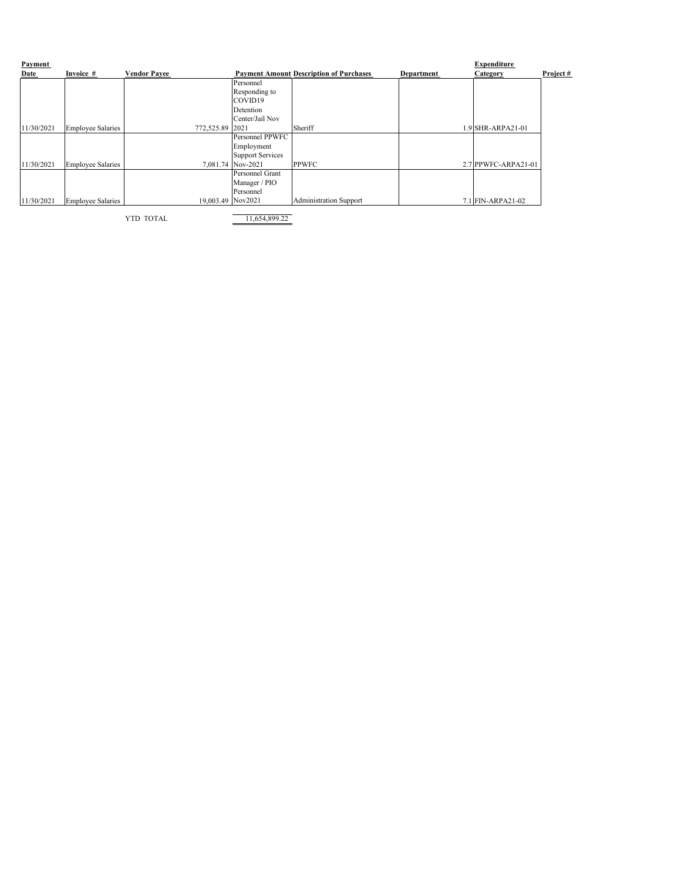| Payment Date | Invoice # | Vendor Payee | Payment Amount | Description of Purchases | Department | Expenditure Category | Project # |
|---|---|---|---|---|---|---|---|
| 11/30/2021 | Employee Salaries | 772,525.89 | Personnel Responding to COVID19 Detention Center/Jail Nov 2021 | Sheriff | 1.9 | SHR-ARPA21-01 | |
| 11/30/2021 | Employee Salaries | 7,081.74 | Personnel PPWFC Employment Support Services Nov-2021 | PPWFC | 2.7 | PPWFC-ARPA21-01 | |
| 11/30/2021 | Employee Salaries | 19,003.49 | Personnel Grant Manager / PIO Personnel Nov2021 | Administration Support | 7.1 | FIN-ARPA21-02 | |
| | | YTD TOTAL | 11,654,899.22 | | | | |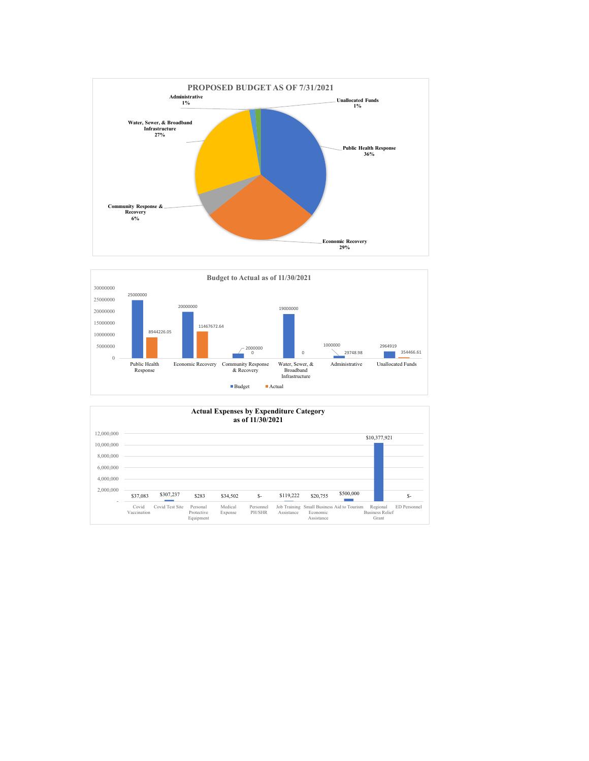## PROPOSED BUDGET AS OF 7/31/2021

| Category | Percentage |
|---|---|
| Public Health Response | 36% |
| Economic Recovery | 29% |
| Community Response & Recovery | 6% |
| Water, Sewer, & Broadband Infrastructure | 27% |
| Administrative | 1% |
| Unallocated Funds | 1% |

## Budget to Actual as of 11/30/2021

| Category | Budget | Actual |
|---|---|---|
| Public Health Response | 25000000 | 8944226.05 |
| Economic Recovery | 20000000 | 11467672.64 |
| Community Response & Recovery | 2000000 | 0 |
| Water, Sewer, & Broadband Infrastructure | 19000000 | 0 |
| Administrative | 1000000 | 29748.98 |
| Unallocated Funds | 2964919 | 354466.61 |

## Actual Expenses by Expenditure Category as of 11/30/2021

| Expenditure Category | Amount |
|---|---|
| Covid Vaccination | $37,083 |
| Covid Test Site | $307,237 |
| Personal Protective Equipment | $283 |
| Medical Expense | $34,502 |
| Personnel PH/SHR | $- |
| Job Training Assistance | $119,222 |
| Small Business Economic Assistance | $20,755 |
| Aid to Tourism | $500,000 |
| Regional Business Relief Grant | $10,377,921 |
| ED Personnel | $- |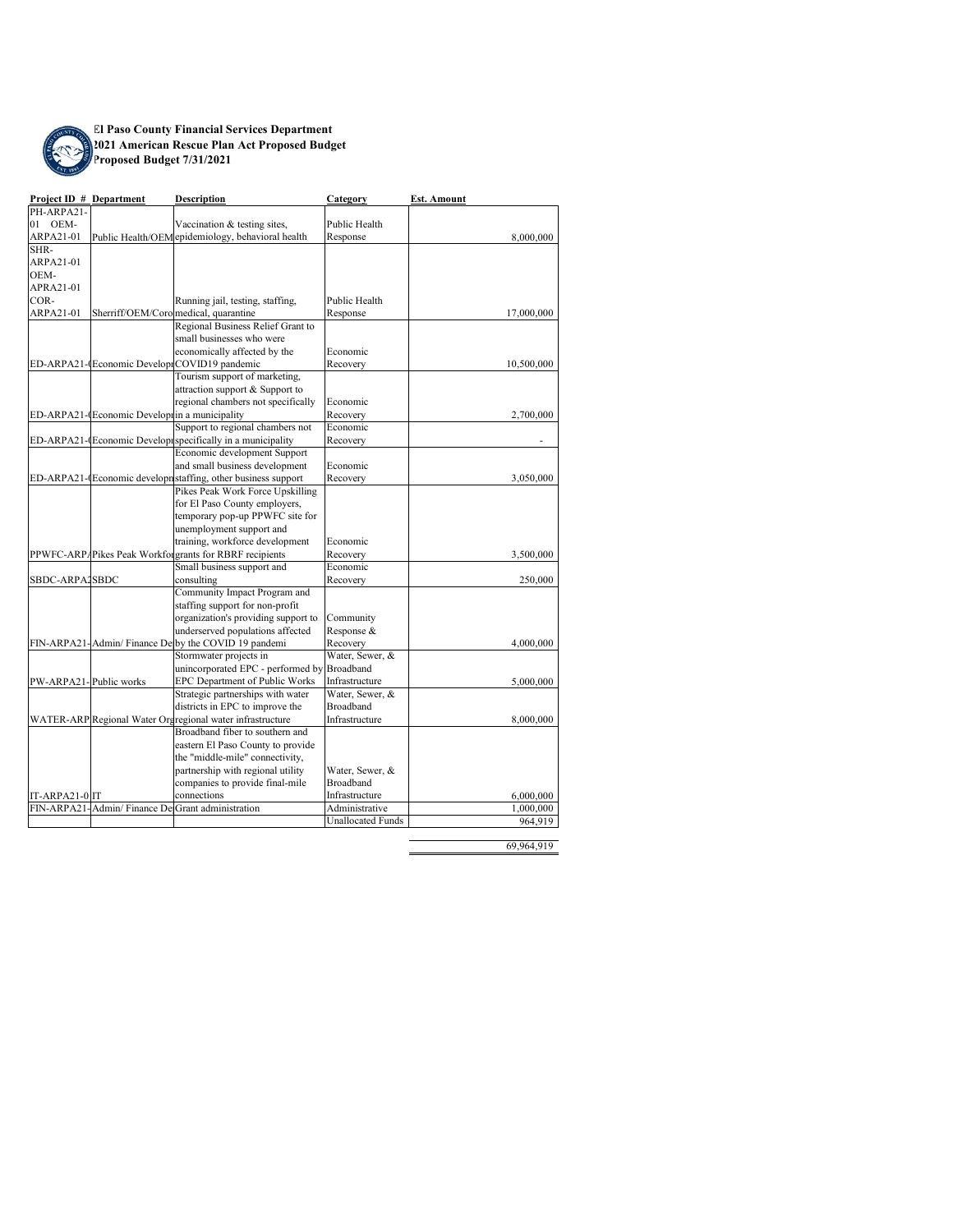**El Paso County Financial Services Department**
**2021 American Rescue Plan Act Proposed Budget**
**Proposed Budget 7/31/2021**

| Project ID # | Department | Description | Category | Est. Amount |
|---|---|---|---|---|
| PH-ARPA21-01 OEM-ARPA21-01 | Public Health/OEM | Vaccination & testing sites, epidemiology, behavioral health | Public Health Response | 8,000,000 |
| SHR-ARPA21-01 OEM-APRA21-01 COR-ARPA21-01 | Sherriff/OEM/Coro | Running jail, testing, staffing, medical, quarantine | Public Health Response | 17,000,000 |
| ED-ARPA21-( | Economic Develop | Regional Business Relief Grant to small businesses who were economically affected by the COVID19 pandemic | Economic Recovery | 10,500,000 |
| ED-ARPA21-( | Economic Develop | Tourism support of marketing, attraction support & Support to regional chambers not specifically in a municipality | Economic Recovery | 2,700,000 |
| ED-ARPA21-( | Economic Develop | Support to regional chambers not specifically in a municipality | Economic Recovery | - |
| ED-ARPA21-( | Economic developm | Economic development Support and small business development staffing, other business support | Economic Recovery | 3,050,000 |
| PPWFC-ARP | Pikes Peak Workfor | Pikes Peak Work Force Upskilling for El Paso County employers, temporary pop-up PPWFC site for unemployment support and training, workforce development grants for RBRF recipients | Economic Recovery | 3,500,000 |
| SBDC-ARPA2 | SBDC | Small business support and consulting | Economic Recovery | 250,000 |
| FIN-ARPA21- | Admin/ Finance De | Community Impact Program and staffing support for non-profit organization's providing support to underserved populations affected by the COVID 19 pandemi | Community Response & Recovery | 4,000,000 |
| PW-ARPA21- | Public works | Stormwater projects in unincorporated EPC - performed by EPC Department of Public Works | Water, Sewer, & Broadband Infrastructure | 5,000,000 |
| WATER-ARP | Regional Water Org | Strategic partnerships with water districts in EPC to improve the regional water infrastructure | Water, Sewer, & Broadband Infrastructure | 8,000,000 |
| IT-ARPA21-0 | IT | Broadband fiber to southern and eastern El Paso County to provide the "middle-mile" connectivity, partnership with regional utility companies to provide final-mile connections | Water, Sewer, & Broadband Infrastructure | 6,000,000 |
| FIN-ARPA21- | Admin/ Finance De | Grant administration | Administrative | 1,000,000 |
| | | | Unallocated Funds | 964,919 |
| | | | | 69,964,919 |